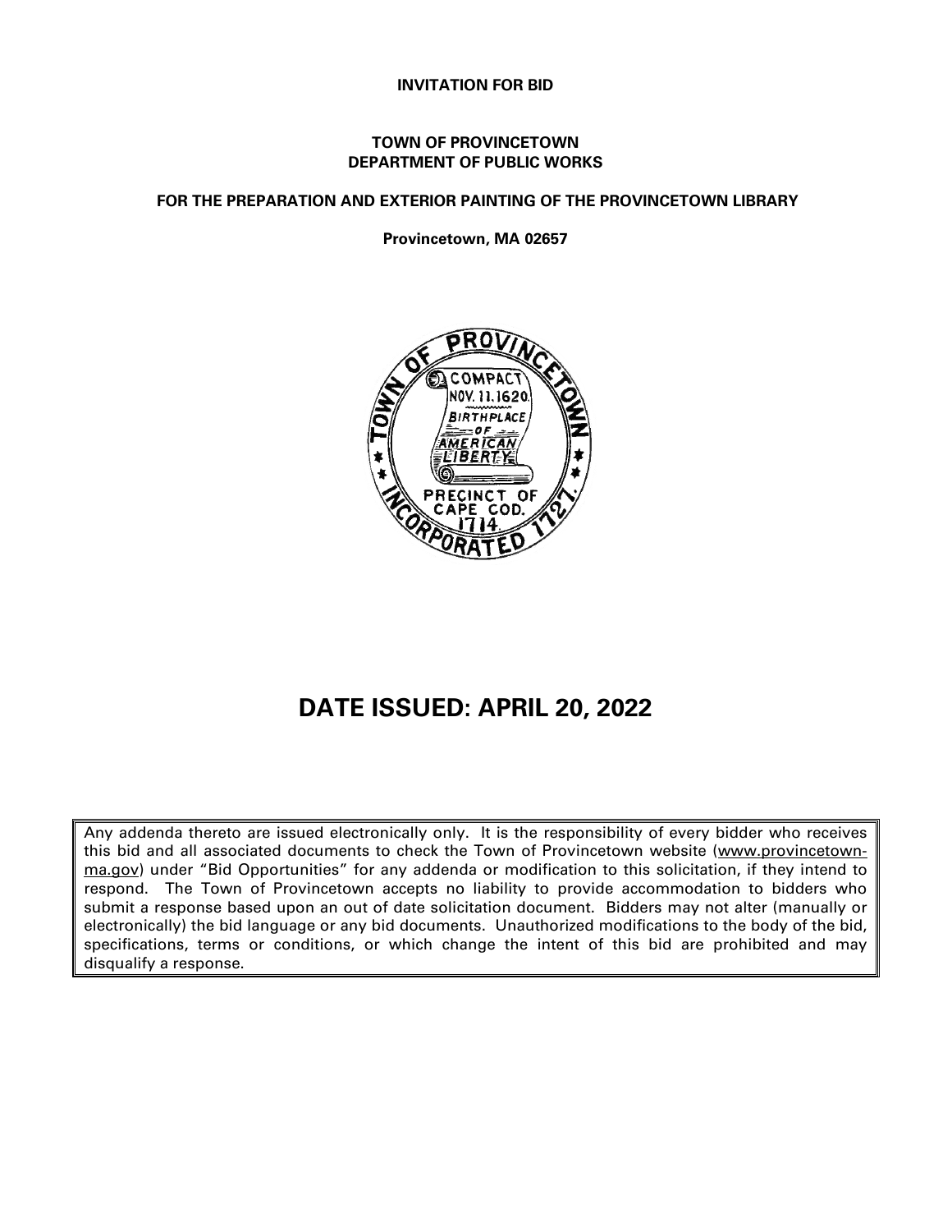**INVITATION FOR BID**

**TOWN OF PROVINCETOWN**
**DEPARTMENT OF PUBLIC WORKS**

**FOR THE PREPARATION AND EXTERIOR PAINTING OF THE PROVINCETOWN LIBRARY**

**Provincetown, MA 02657**

# DATE ISSUED: APRIL 20, 2022

Any addenda thereto are issued electronically only. It is the responsibility of every bidder who receives this bid and all associated documents to check the Town of Provincetown website (www.provincetown-ma.gov) under "Bid Opportunities" for any addenda or modification to this solicitation, if they intend to respond. The Town of Provincetown accepts no liability to provide accommodation to bidders who submit a response based upon an out of date solicitation document. Bidders may not alter (manually or electronically) the bid language or any bid documents. Unauthorized modifications to the body of the bid, specifications, terms or conditions, or which change the intent of this bid are prohibited and may disqualify a response.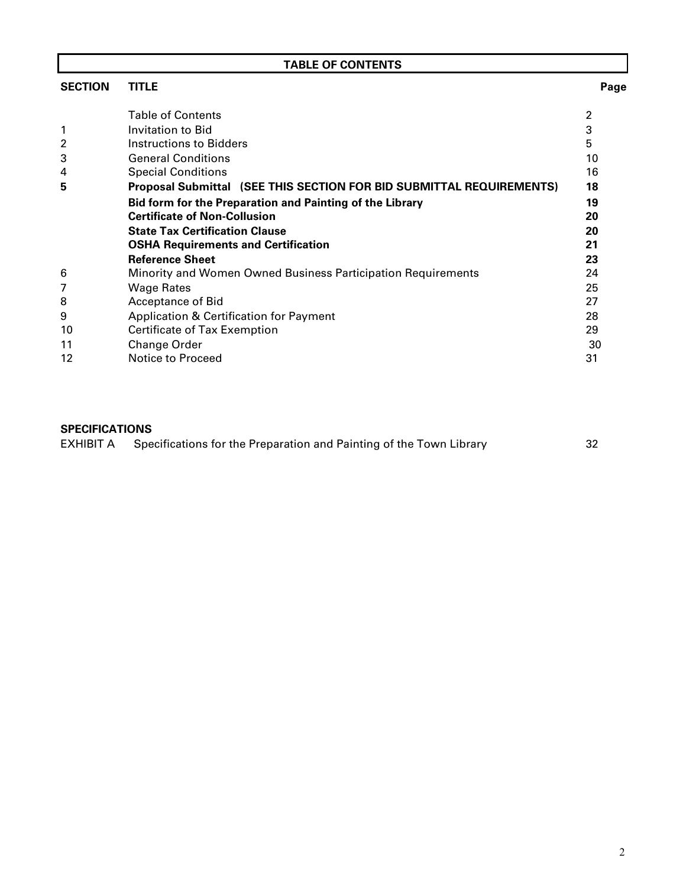# TABLE OF CONTENTS

| SECTION | TITLE | Page |
|---|---|---|
| | Table of Contents | 2 |
| 1 | Invitation to Bid | 3 |
| 2 | Instructions to Bidders | 5 |
| 3 | General Conditions | 10 |
| 4 | Special Conditions | 16 |
| **5** | **Proposal Submittal (SEE THIS SECTION FOR BID SUBMITTAL REQUIREMENTS)** | **18** |
| | **Bid form for the Preparation and Painting of the Library** | **19** |
| | **Certificate of Non-Collusion** | **20** |
| | **State Tax Certification Clause** | **20** |
| | **OSHA Requirements and Certification** | **21** |
| | **Reference Sheet** | **23** |
| 6 | Minority and Women Owned Business Participation Requirements | 24 |
| 7 | Wage Rates | 25 |
| 8 | Acceptance of Bid | 27 |
| 9 | Application & Certification for Payment | 28 |
| 10 | Certificate of Tax Exemption | 29 |
| 11 | Change Order | 30 |
| 12 | Notice to Proceed | 31 |

**SPECIFICATIONS**

| | | |
|---|---|---|
| EXHIBIT A | Specifications for the Preparation and Painting of the Town Library | 32 |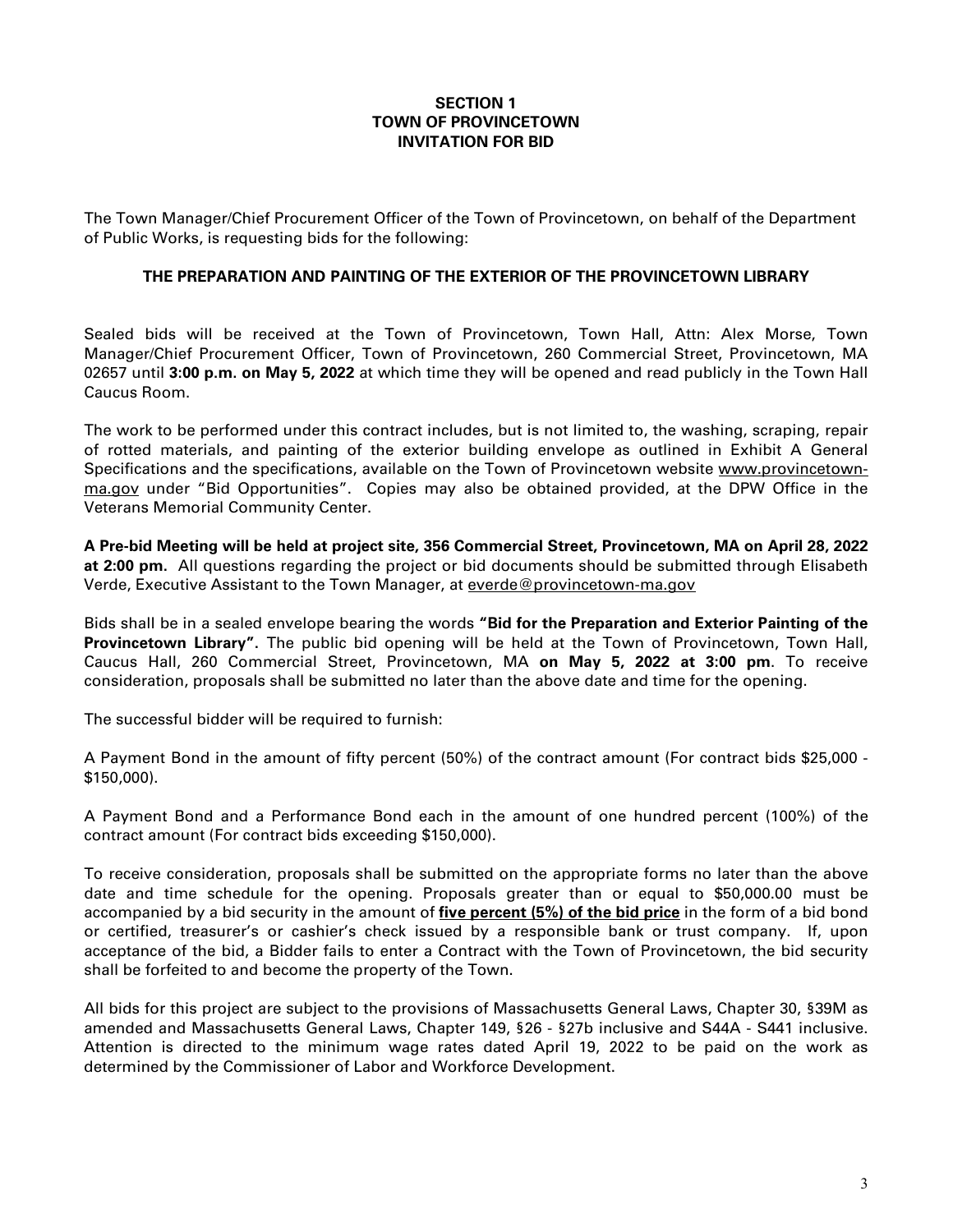**SECTION 1**
**TOWN OF PROVINCETOWN**
**INVITATION FOR BID**

The Town Manager/Chief Procurement Officer of the Town of Provincetown, on behalf of the Department of Public Works, is requesting bids for the following:

**THE PREPARATION AND PAINTING OF THE EXTERIOR OF THE PROVINCETOWN LIBRARY**

Sealed bids will be received at the Town of Provincetown, Town Hall, Attn: Alex Morse, Town Manager/Chief Procurement Officer, Town of Provincetown, 260 Commercial Street, Provincetown, MA 02657 until **3:00 p.m. on May 5, 2022** at which time they will be opened and read publicly in the Town Hall Caucus Room.

The work to be performed under this contract includes, but is not limited to, the washing, scraping, repair of rotted materials, and painting of the exterior building envelope as outlined in Exhibit A General Specifications and the specifications, available on the Town of Provincetown website www.provincetown-ma.gov under "Bid Opportunities". Copies may also be obtained provided, at the DPW Office in the Veterans Memorial Community Center.

**A Pre-bid Meeting will be held at project site, 356 Commercial Street, Provincetown, MA on April 28, 2022 at 2:00 pm.** All questions regarding the project or bid documents should be submitted through Elisabeth Verde, Executive Assistant to the Town Manager, at everde@provincetown-ma.gov

Bids shall be in a sealed envelope bearing the words **"Bid for the Preparation and Exterior Painting of the Provincetown Library".** The public bid opening will be held at the Town of Provincetown, Town Hall, Caucus Hall, 260 Commercial Street, Provincetown, MA **on May 5, 2022 at 3:00 pm**. To receive consideration, proposals shall be submitted no later than the above date and time for the opening.

The successful bidder will be required to furnish:

A Payment Bond in the amount of fifty percent (50%) of the contract amount (For contract bids $25,000 - $150,000).

A Payment Bond and a Performance Bond each in the amount of one hundred percent (100%) of the contract amount (For contract bids exceeding $150,000).

To receive consideration, proposals shall be submitted on the appropriate forms no later than the above date and time schedule for the opening. Proposals greater than or equal to $50,000.00 must be accompanied by a bid security in the amount of **five percent (5%) of the bid price** in the form of a bid bond or certified, treasurer's or cashier's check issued by a responsible bank or trust company. If, upon acceptance of the bid, a Bidder fails to enter a Contract with the Town of Provincetown, the bid security shall be forfeited to and become the property of the Town.

All bids for this project are subject to the provisions of Massachusetts General Laws, Chapter 30, §39M as amended and Massachusetts General Laws, Chapter 149, §26 - §27b inclusive and S44A - S441 inclusive. Attention is directed to the minimum wage rates dated April 19, 2022 to be paid on the work as determined by the Commissioner of Labor and Workforce Development.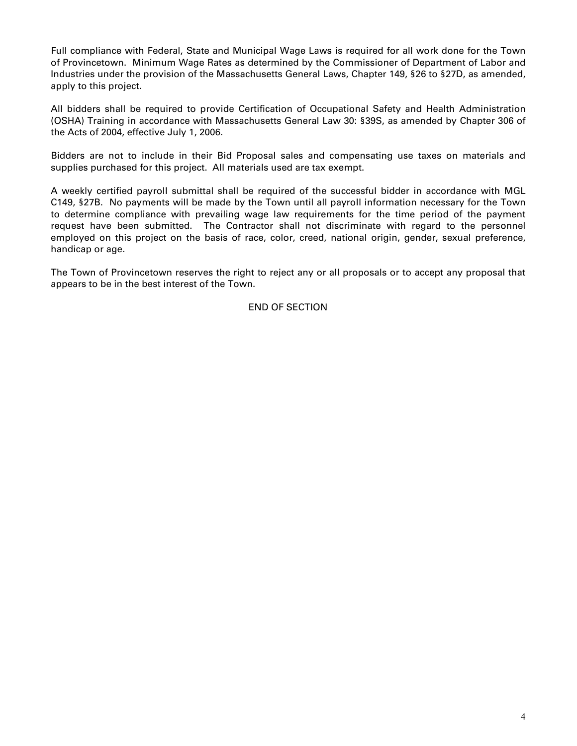Full compliance with Federal, State and Municipal Wage Laws is required for all work done for the Town of Provincetown. Minimum Wage Rates as determined by the Commissioner of Department of Labor and Industries under the provision of the Massachusetts General Laws, Chapter 149, §26 to §27D, as amended, apply to this project.

All bidders shall be required to provide Certification of Occupational Safety and Health Administration (OSHA) Training in accordance with Massachusetts General Law 30: §39S, as amended by Chapter 306 of the Acts of 2004, effective July 1, 2006.

Bidders are not to include in their Bid Proposal sales and compensating use taxes on materials and supplies purchased for this project. All materials used are tax exempt.

A weekly certified payroll submittal shall be required of the successful bidder in accordance with MGL C149, §27B. No payments will be made by the Town until all payroll information necessary for the Town to determine compliance with prevailing wage law requirements for the time period of the payment request have been submitted. The Contractor shall not discriminate with regard to the personnel employed on this project on the basis of race, color, creed, national origin, gender, sexual preference, handicap or age.

The Town of Provincetown reserves the right to reject any or all proposals or to accept any proposal that appears to be in the best interest of the Town.

END OF SECTION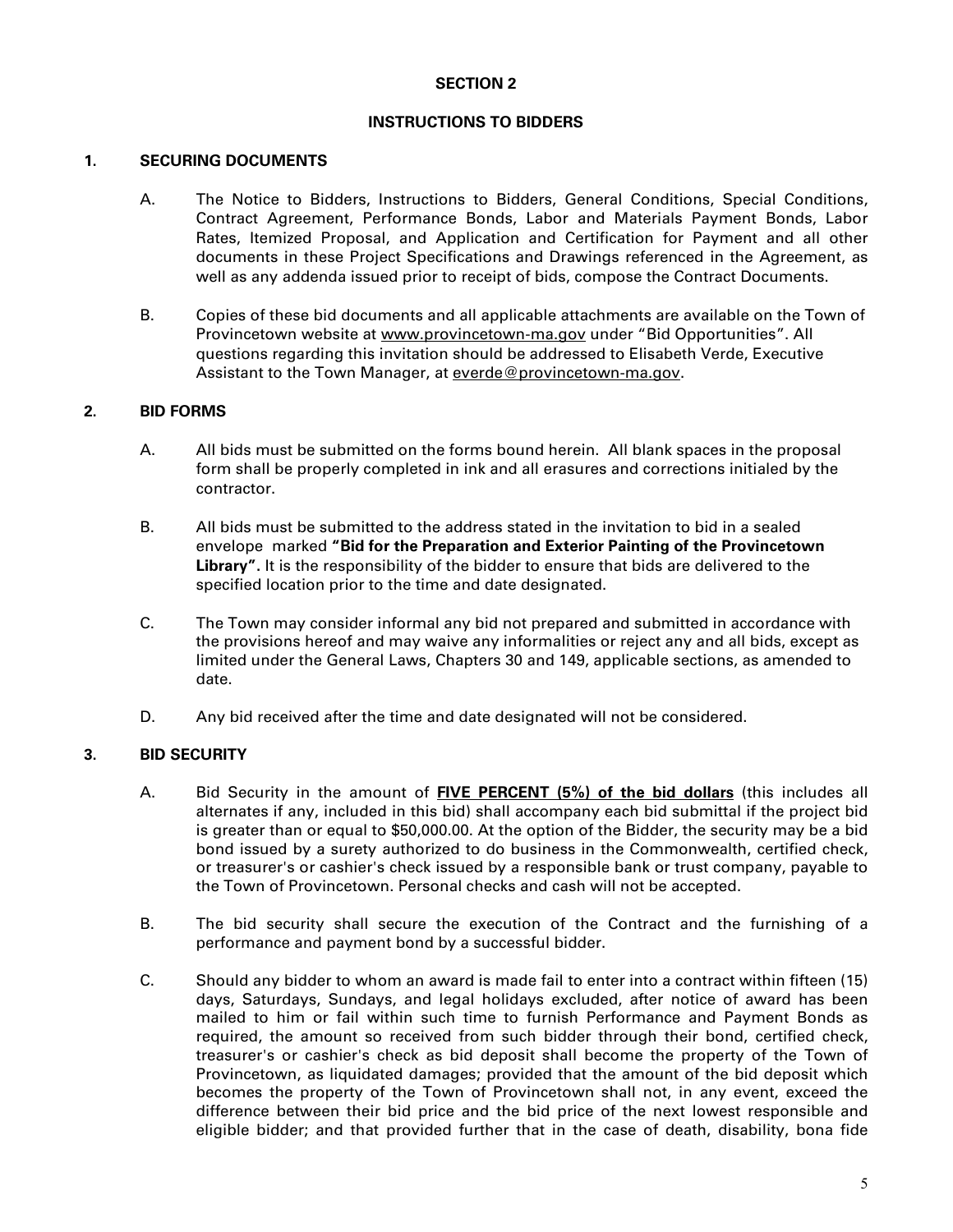## SECTION 2

## INSTRUCTIONS TO BIDDERS

### 1. SECURING DOCUMENTS

A. The Notice to Bidders, Instructions to Bidders, General Conditions, Special Conditions, Contract Agreement, Performance Bonds, Labor and Materials Payment Bonds, Labor Rates, Itemized Proposal, and Application and Certification for Payment and all other documents in these Project Specifications and Drawings referenced in the Agreement, as well as any addenda issued prior to receipt of bids, compose the Contract Documents.

B. Copies of these bid documents and all applicable attachments are available on the Town of Provincetown website at www.provincetown-ma.gov under "Bid Opportunities". All questions regarding this invitation should be addressed to Elisabeth Verde, Executive Assistant to the Town Manager, at everde@provincetown-ma.gov.

### 2. BID FORMS

A. All bids must be submitted on the forms bound herein. All blank spaces in the proposal form shall be properly completed in ink and all erasures and corrections initialed by the contractor.

B. All bids must be submitted to the address stated in the invitation to bid in a sealed envelope marked **"Bid for the Preparation and Exterior Painting of the Provincetown Library".** It is the responsibility of the bidder to ensure that bids are delivered to the specified location prior to the time and date designated.

C. The Town may consider informal any bid not prepared and submitted in accordance with the provisions hereof and may waive any informalities or reject any and all bids, except as limited under the General Laws, Chapters 30 and 149, applicable sections, as amended to date.

D. Any bid received after the time and date designated will not be considered.

### 3. BID SECURITY

A. Bid Security in the amount of **FIVE PERCENT (5%) of the bid dollars** (this includes all alternates if any, included in this bid) shall accompany each bid submittal if the project bid is greater than or equal to $50,000.00. At the option of the Bidder, the security may be a bid bond issued by a surety authorized to do business in the Commonwealth, certified check, or treasurer's or cashier's check issued by a responsible bank or trust company, payable to the Town of Provincetown. Personal checks and cash will not be accepted.

B. The bid security shall secure the execution of the Contract and the furnishing of a performance and payment bond by a successful bidder.

C. Should any bidder to whom an award is made fail to enter into a contract within fifteen (15) days, Saturdays, Sundays, and legal holidays excluded, after notice of award has been mailed to him or fail within such time to furnish Performance and Payment Bonds as required, the amount so received from such bidder through their bond, certified check, treasurer's or cashier's check as bid deposit shall become the property of the Town of Provincetown, as liquidated damages; provided that the amount of the bid deposit which becomes the property of the Town of Provincetown shall not, in any event, exceed the difference between their bid price and the bid price of the next lowest responsible and eligible bidder; and that provided further that in the case of death, disability, bona fide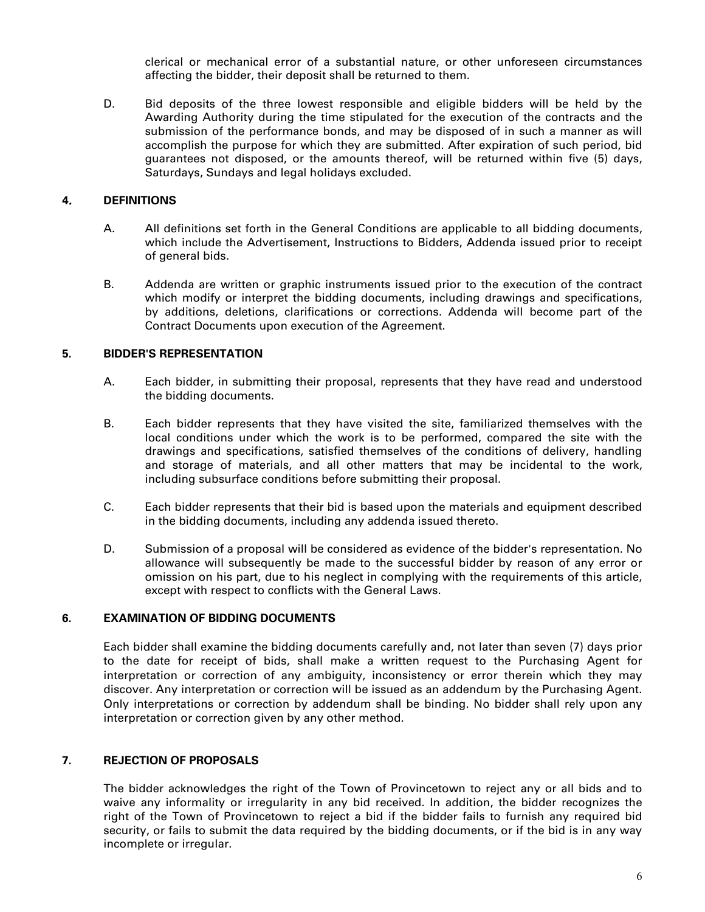clerical or mechanical error of a substantial nature, or other unforeseen circumstances affecting the bidder, their deposit shall be returned to them.

D. Bid deposits of the three lowest responsible and eligible bidders will be held by the Awarding Authority during the time stipulated for the execution of the contracts and the submission of the performance bonds, and may be disposed of in such a manner as will accomplish the purpose for which they are submitted. After expiration of such period, bid guarantees not disposed, or the amounts thereof, will be returned within five (5) days, Saturdays, Sundays and legal holidays excluded.

**4. DEFINITIONS**

A. All definitions set forth in the General Conditions are applicable to all bidding documents, which include the Advertisement, Instructions to Bidders, Addenda issued prior to receipt of general bids.

B. Addenda are written or graphic instruments issued prior to the execution of the contract which modify or interpret the bidding documents, including drawings and specifications, by additions, deletions, clarifications or corrections. Addenda will become part of the Contract Documents upon execution of the Agreement.

**5. BIDDER'S REPRESENTATION**

A. Each bidder, in submitting their proposal, represents that they have read and understood the bidding documents.

B. Each bidder represents that they have visited the site, familiarized themselves with the local conditions under which the work is to be performed, compared the site with the drawings and specifications, satisfied themselves of the conditions of delivery, handling and storage of materials, and all other matters that may be incidental to the work, including subsurface conditions before submitting their proposal.

C. Each bidder represents that their bid is based upon the materials and equipment described in the bidding documents, including any addenda issued thereto.

D. Submission of a proposal will be considered as evidence of the bidder's representation. No allowance will subsequently be made to the successful bidder by reason of any error or omission on his part, due to his neglect in complying with the requirements of this article, except with respect to conflicts with the General Laws.

**6. EXAMINATION OF BIDDING DOCUMENTS**

Each bidder shall examine the bidding documents carefully and, not later than seven (7) days prior to the date for receipt of bids, shall make a written request to the Purchasing Agent for interpretation or correction of any ambiguity, inconsistency or error therein which they may discover. Any interpretation or correction will be issued as an addendum by the Purchasing Agent. Only interpretations or correction by addendum shall be binding. No bidder shall rely upon any interpretation or correction given by any other method.

**7. REJECTION OF PROPOSALS**

The bidder acknowledges the right of the Town of Provincetown to reject any or all bids and to waive any informality or irregularity in any bid received. In addition, the bidder recognizes the right of the Town of Provincetown to reject a bid if the bidder fails to furnish any required bid security, or fails to submit the data required by the bidding documents, or if the bid is in any way incomplete or irregular.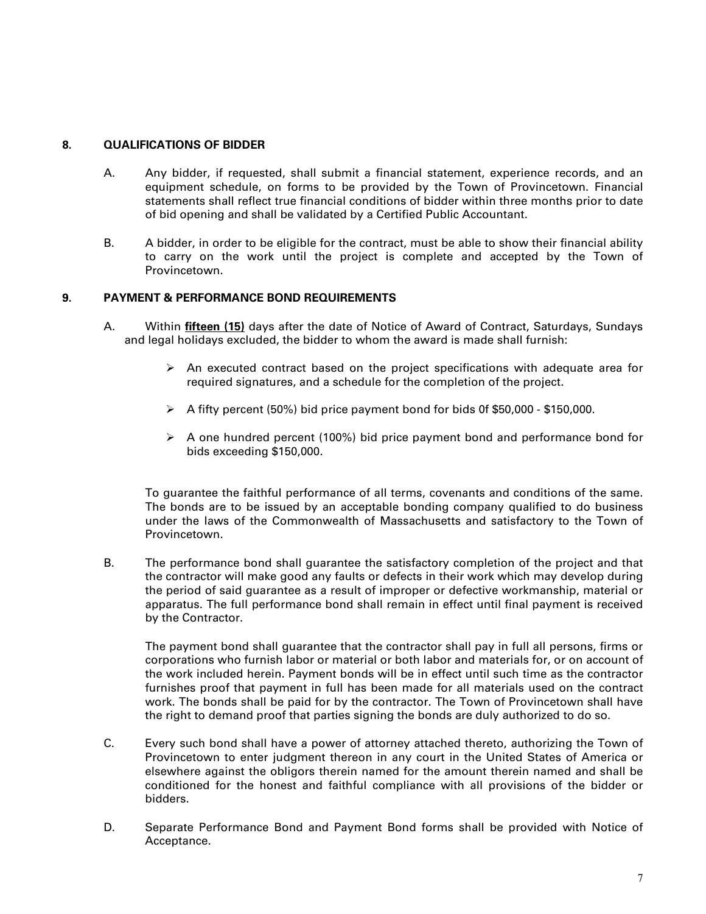## 8. QUALIFICATIONS OF BIDDER

A. Any bidder, if requested, shall submit a financial statement, experience records, and an equipment schedule, on forms to be provided by the Town of Provincetown. Financial statements shall reflect true financial conditions of bidder within three months prior to date of bid opening and shall be validated by a Certified Public Accountant.

B. A bidder, in order to be eligible for the contract, must be able to show their financial ability to carry on the work until the project is complete and accepted by the Town of Provincetown.

## 9. PAYMENT & PERFORMANCE BOND REQUIREMENTS

A. Within **fifteen (15)** days after the date of Notice of Award of Contract, Saturdays, Sundays and legal holidays excluded, the bidder to whom the award is made shall furnish:

- An executed contract based on the project specifications with adequate area for required signatures, and a schedule for the completion of the project.
- A fifty percent (50%) bid price payment bond for bids 0f $50,000 - $150,000.
- A one hundred percent (100%) bid price payment bond and performance bond for bids exceeding $150,000.

To guarantee the faithful performance of all terms, covenants and conditions of the same. The bonds are to be issued by an acceptable bonding company qualified to do business under the laws of the Commonwealth of Massachusetts and satisfactory to the Town of Provincetown.

B. The performance bond shall guarantee the satisfactory completion of the project and that the contractor will make good any faults or defects in their work which may develop during the period of said guarantee as a result of improper or defective workmanship, material or apparatus. The full performance bond shall remain in effect until final payment is received by the Contractor.

The payment bond shall guarantee that the contractor shall pay in full all persons, firms or corporations who furnish labor or material or both labor and materials for, or on account of the work included herein. Payment bonds will be in effect until such time as the contractor furnishes proof that payment in full has been made for all materials used on the contract work. The bonds shall be paid for by the contractor. The Town of Provincetown shall have the right to demand proof that parties signing the bonds are duly authorized to do so.

C. Every such bond shall have a power of attorney attached thereto, authorizing the Town of Provincetown to enter judgment thereon in any court in the United States of America or elsewhere against the obligors therein named for the amount therein named and shall be conditioned for the honest and faithful compliance with all provisions of the bidder or bidders.

D. Separate Performance Bond and Payment Bond forms shall be provided with Notice of Acceptance.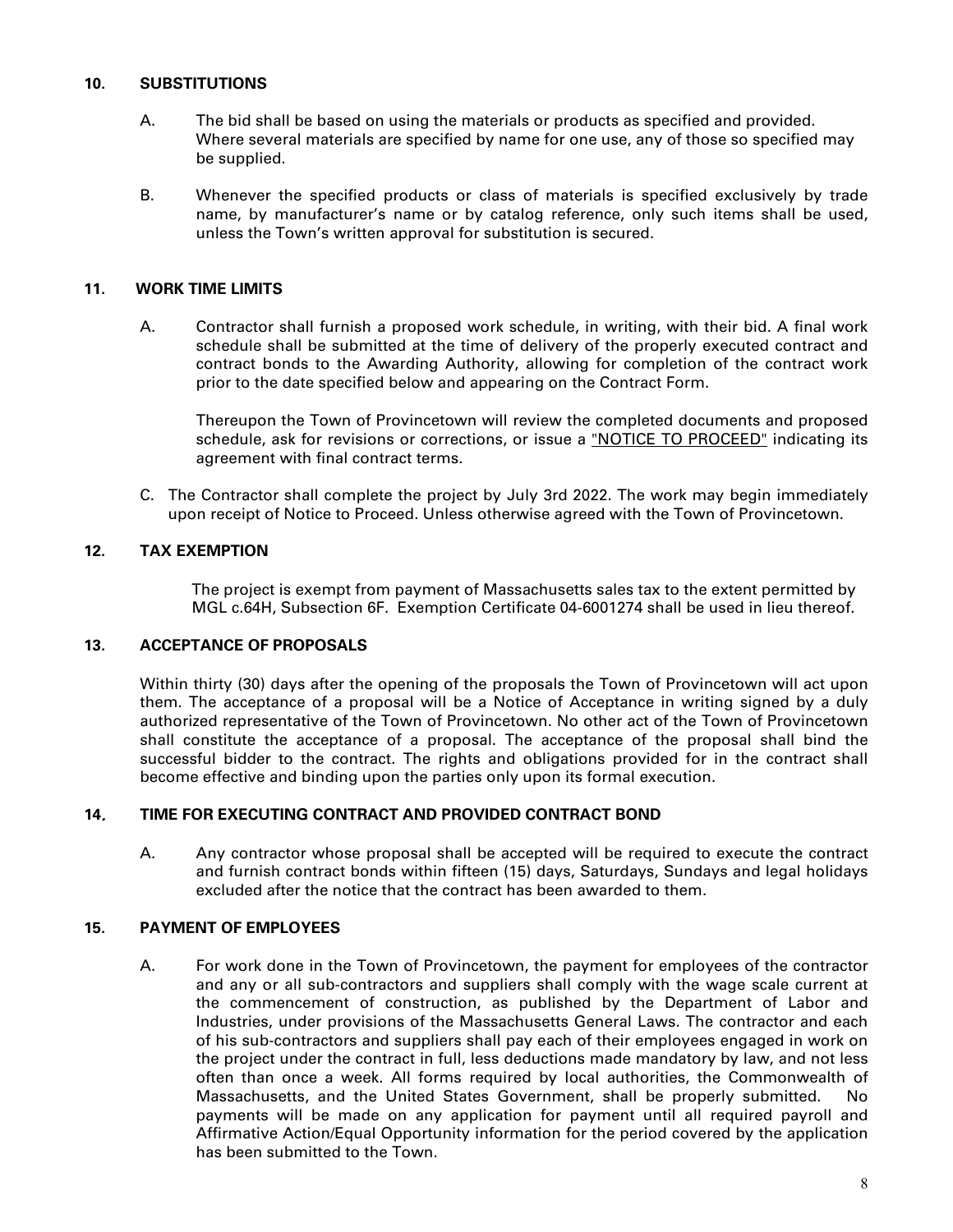## 10. SUBSTITUTIONS

A. The bid shall be based on using the materials or products as specified and provided. Where several materials are specified by name for one use, any of those so specified may be supplied.

B. Whenever the specified products or class of materials is specified exclusively by trade name, by manufacturer's name or by catalog reference, only such items shall be used, unless the Town's written approval for substitution is secured.

## 11. WORK TIME LIMITS

A. Contractor shall furnish a proposed work schedule, in writing, with their bid. A final work schedule shall be submitted at the time of delivery of the properly executed contract and contract bonds to the Awarding Authority, allowing for completion of the contract work prior to the date specified below and appearing on the Contract Form.

Thereupon the Town of Provincetown will review the completed documents and proposed schedule, ask for revisions or corrections, or issue a "NOTICE TO PROCEED" indicating its agreement with final contract terms.

C. The Contractor shall complete the project by July 3rd 2022. The work may begin immediately upon receipt of Notice to Proceed. Unless otherwise agreed with the Town of Provincetown.

## 12. TAX EXEMPTION

The project is exempt from payment of Massachusetts sales tax to the extent permitted by MGL c.64H, Subsection 6F. Exemption Certificate 04-6001274 shall be used in lieu thereof.

## 13. ACCEPTANCE OF PROPOSALS

Within thirty (30) days after the opening of the proposals the Town of Provincetown will act upon them. The acceptance of a proposal will be a Notice of Acceptance in writing signed by a duly authorized representative of the Town of Provincetown. No other act of the Town of Provincetown shall constitute the acceptance of a proposal. The acceptance of the proposal shall bind the successful bidder to the contract. The rights and obligations provided for in the contract shall become effective and binding upon the parties only upon its formal execution.

## 14. TIME FOR EXECUTING CONTRACT AND PROVIDED CONTRACT BOND

A. Any contractor whose proposal shall be accepted will be required to execute the contract and furnish contract bonds within fifteen (15) days, Saturdays, Sundays and legal holidays excluded after the notice that the contract has been awarded to them.

## 15. PAYMENT OF EMPLOYEES

A. For work done in the Town of Provincetown, the payment for employees of the contractor and any or all sub-contractors and suppliers shall comply with the wage scale current at the commencement of construction, as published by the Department of Labor and Industries, under provisions of the Massachusetts General Laws. The contractor and each of his sub-contractors and suppliers shall pay each of their employees engaged in work on the project under the contract in full, less deductions made mandatory by law, and not less often than once a week. All forms required by local authorities, the Commonwealth of Massachusetts, and the United States Government, shall be properly submitted. No payments will be made on any application for payment until all required payroll and Affirmative Action/Equal Opportunity information for the period covered by the application has been submitted to the Town.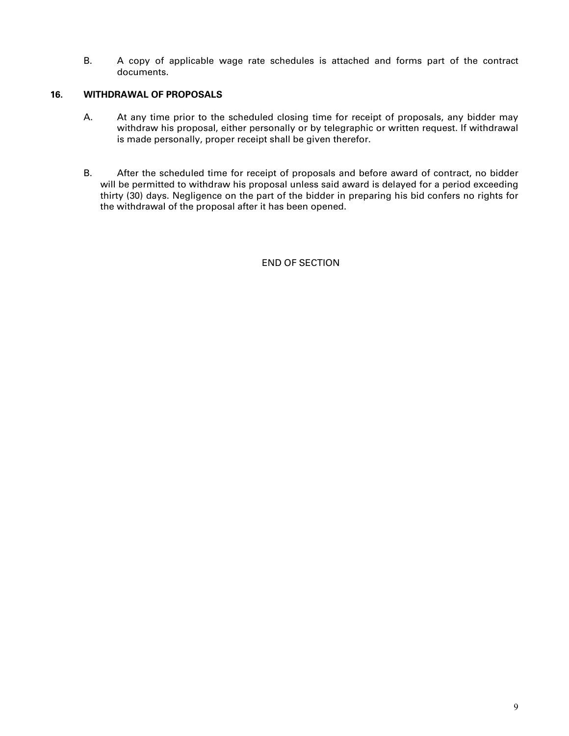B. A copy of applicable wage rate schedules is attached and forms part of the contract documents.

## 16. WITHDRAWAL OF PROPOSALS

A. At any time prior to the scheduled closing time for receipt of proposals, any bidder may withdraw his proposal, either personally or by telegraphic or written request. If withdrawal is made personally, proper receipt shall be given therefor.

B. After the scheduled time for receipt of proposals and before award of contract, no bidder will be permitted to withdraw his proposal unless said award is delayed for a period exceeding thirty (30) days. Negligence on the part of the bidder in preparing his bid confers no rights for the withdrawal of the proposal after it has been opened.

END OF SECTION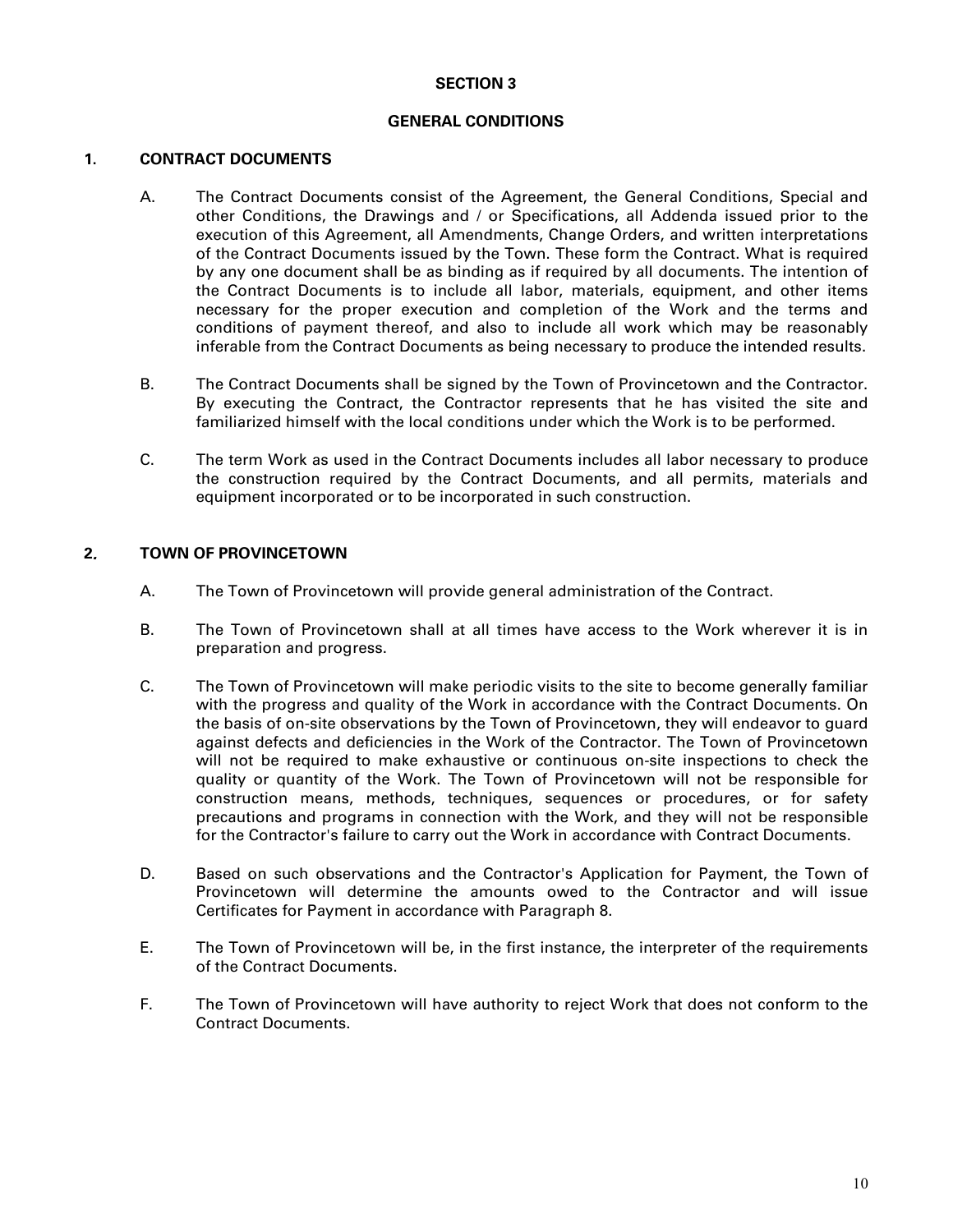# SECTION 3

## GENERAL CONDITIONS

### 1. CONTRACT DOCUMENTS

A. The Contract Documents consist of the Agreement, the General Conditions, Special and other Conditions, the Drawings and / or Specifications, all Addenda issued prior to the execution of this Agreement, all Amendments, Change Orders, and written interpretations of the Contract Documents issued by the Town. These form the Contract. What is required by any one document shall be as binding as if required by all documents. The intention of the Contract Documents is to include all labor, materials, equipment, and other items necessary for the proper execution and completion of the Work and the terms and conditions of payment thereof, and also to include all work which may be reasonably inferable from the Contract Documents as being necessary to produce the intended results.

B. The Contract Documents shall be signed by the Town of Provincetown and the Contractor. By executing the Contract, the Contractor represents that he has visited the site and familiarized himself with the local conditions under which the Work is to be performed.

C. The term Work as used in the Contract Documents includes all labor necessary to produce the construction required by the Contract Documents, and all permits, materials and equipment incorporated or to be incorporated in such construction.

### 2. TOWN OF PROVINCETOWN

A. The Town of Provincetown will provide general administration of the Contract.

B. The Town of Provincetown shall at all times have access to the Work wherever it is in preparation and progress.

C. The Town of Provincetown will make periodic visits to the site to become generally familiar with the progress and quality of the Work in accordance with the Contract Documents. On the basis of on-site observations by the Town of Provincetown, they will endeavor to guard against defects and deficiencies in the Work of the Contractor. The Town of Provincetown will not be required to make exhaustive or continuous on-site inspections to check the quality or quantity of the Work. The Town of Provincetown will not be responsible for construction means, methods, techniques, sequences or procedures, or for safety precautions and programs in connection with the Work, and they will not be responsible for the Contractor's failure to carry out the Work in accordance with Contract Documents.

D. Based on such observations and the Contractor's Application for Payment, the Town of Provincetown will determine the amounts owed to the Contractor and will issue Certificates for Payment in accordance with Paragraph 8.

E. The Town of Provincetown will be, in the first instance, the interpreter of the requirements of the Contract Documents.

F. The Town of Provincetown will have authority to reject Work that does not conform to the Contract Documents.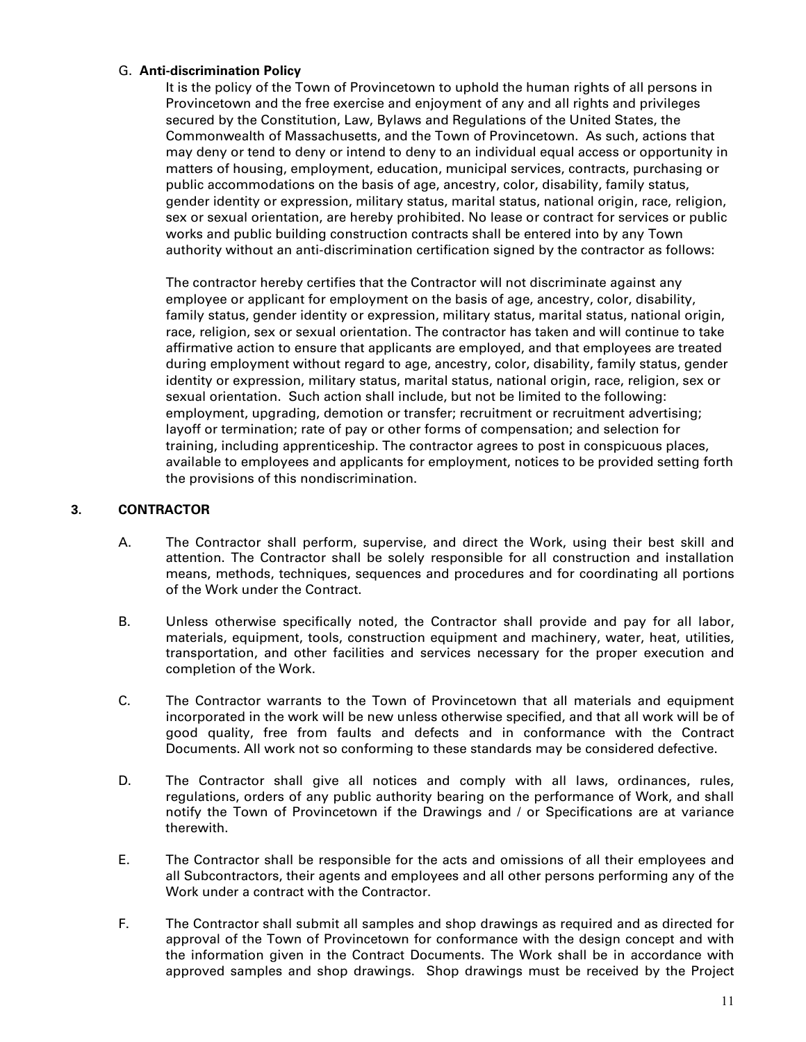G. **Anti-discrimination Policy**

It is the policy of the Town of Provincetown to uphold the human rights of all persons in Provincetown and the free exercise and enjoyment of any and all rights and privileges secured by the Constitution, Law, Bylaws and Regulations of the United States, the Commonwealth of Massachusetts, and the Town of Provincetown. As such, actions that may deny or tend to deny or intend to deny to an individual equal access or opportunity in matters of housing, employment, education, municipal services, contracts, purchasing or public accommodations on the basis of age, ancestry, color, disability, family status, gender identity or expression, military status, marital status, national origin, race, religion, sex or sexual orientation, are hereby prohibited. No lease or contract for services or public works and public building construction contracts shall be entered into by any Town authority without an anti-discrimination certification signed by the contractor as follows:

The contractor hereby certifies that the Contractor will not discriminate against any employee or applicant for employment on the basis of age, ancestry, color, disability, family status, gender identity or expression, military status, marital status, national origin, race, religion, sex or sexual orientation. The contractor has taken and will continue to take affirmative action to ensure that applicants are employed, and that employees are treated during employment without regard to age, ancestry, color, disability, family status, gender identity or expression, military status, marital status, national origin, race, religion, sex or sexual orientation. Such action shall include, but not be limited to the following: employment, upgrading, demotion or transfer; recruitment or recruitment advertising; layoff or termination; rate of pay or other forms of compensation; and selection for training, including apprenticeship. The contractor agrees to post in conspicuous places, available to employees and applicants for employment, notices to be provided setting forth the provisions of this nondiscrimination.

## 3. CONTRACTOR

A. The Contractor shall perform, supervise, and direct the Work, using their best skill and attention. The Contractor shall be solely responsible for all construction and installation means, methods, techniques, sequences and procedures and for coordinating all portions of the Work under the Contract.

B. Unless otherwise specifically noted, the Contractor shall provide and pay for all labor, materials, equipment, tools, construction equipment and machinery, water, heat, utilities, transportation, and other facilities and services necessary for the proper execution and completion of the Work.

C. The Contractor warrants to the Town of Provincetown that all materials and equipment incorporated in the work will be new unless otherwise specified, and that all work will be of good quality, free from faults and defects and in conformance with the Contract Documents. All work not so conforming to these standards may be considered defective.

D. The Contractor shall give all notices and comply with all laws, ordinances, rules, regulations, orders of any public authority bearing on the performance of Work, and shall notify the Town of Provincetown if the Drawings and / or Specifications are at variance therewith.

E. The Contractor shall be responsible for the acts and omissions of all their employees and all Subcontractors, their agents and employees and all other persons performing any of the Work under a contract with the Contractor.

F. The Contractor shall submit all samples and shop drawings as required and as directed for approval of the Town of Provincetown for conformance with the design concept and with the information given in the Contract Documents. The Work shall be in accordance with approved samples and shop drawings. Shop drawings must be received by the Project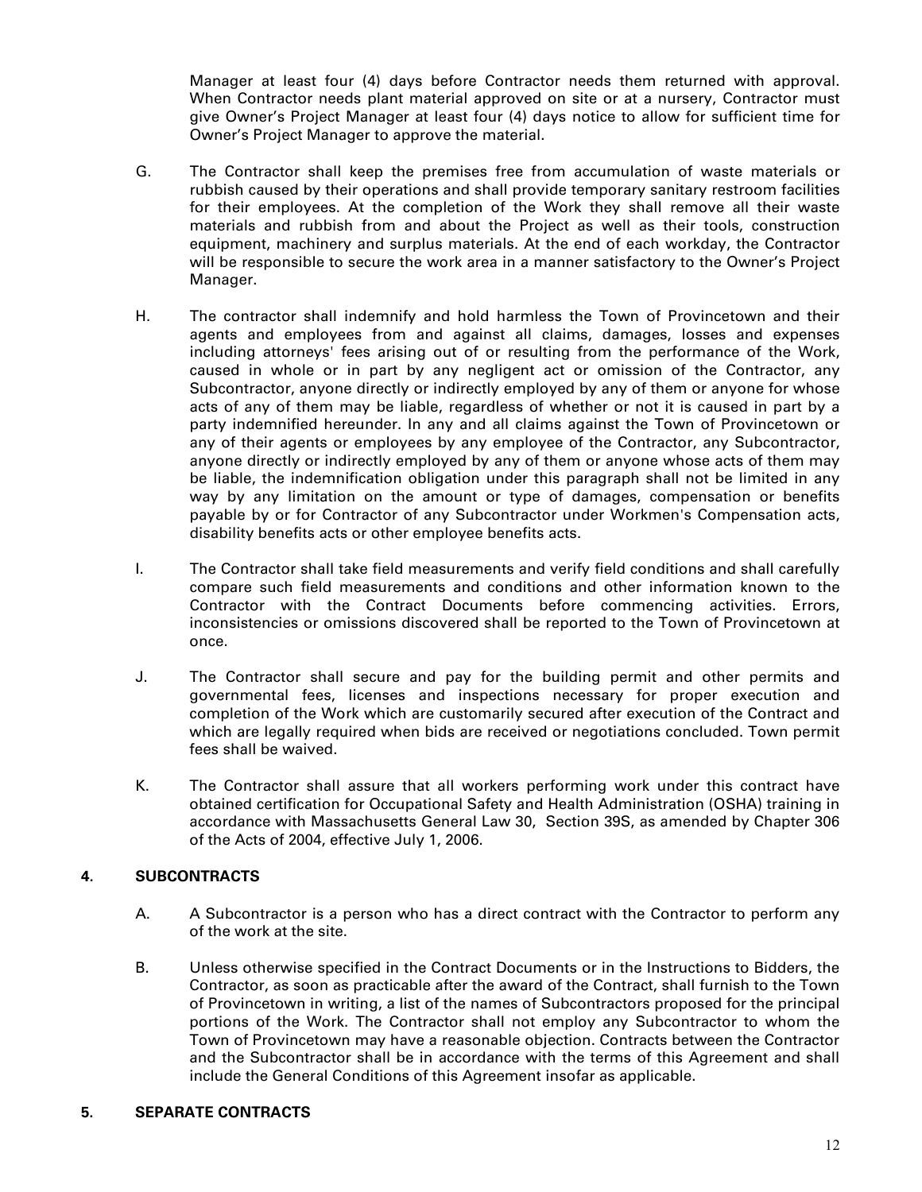Manager at least four (4) days before Contractor needs them returned with approval. When Contractor needs plant material approved on site or at a nursery, Contractor must give Owner's Project Manager at least four (4) days notice to allow for sufficient time for Owner's Project Manager to approve the material.

G. The Contractor shall keep the premises free from accumulation of waste materials or rubbish caused by their operations and shall provide temporary sanitary restroom facilities for their employees. At the completion of the Work they shall remove all their waste materials and rubbish from and about the Project as well as their tools, construction equipment, machinery and surplus materials. At the end of each workday, the Contractor will be responsible to secure the work area in a manner satisfactory to the Owner's Project Manager.

H. The contractor shall indemnify and hold harmless the Town of Provincetown and their agents and employees from and against all claims, damages, losses and expenses including attorneys' fees arising out of or resulting from the performance of the Work, caused in whole or in part by any negligent act or omission of the Contractor, any Subcontractor, anyone directly or indirectly employed by any of them or anyone for whose acts of any of them may be liable, regardless of whether or not it is caused in part by a party indemnified hereunder. In any and all claims against the Town of Provincetown or any of their agents or employees by any employee of the Contractor, any Subcontractor, anyone directly or indirectly employed by any of them or anyone whose acts of them may be liable, the indemnification obligation under this paragraph shall not be limited in any way by any limitation on the amount or type of damages, compensation or benefits payable by or for Contractor of any Subcontractor under Workmen's Compensation acts, disability benefits acts or other employee benefits acts.

I. The Contractor shall take field measurements and verify field conditions and shall carefully compare such field measurements and conditions and other information known to the Contractor with the Contract Documents before commencing activities. Errors, inconsistencies or omissions discovered shall be reported to the Town of Provincetown at once.

J. The Contractor shall secure and pay for the building permit and other permits and governmental fees, licenses and inspections necessary for proper execution and completion of the Work which are customarily secured after execution of the Contract and which are legally required when bids are received or negotiations concluded. Town permit fees shall be waived.

K. The Contractor shall assure that all workers performing work under this contract have obtained certification for Occupational Safety and Health Administration (OSHA) training in accordance with Massachusetts General Law 30, Section 39S, as amended by Chapter 306 of the Acts of 2004, effective July 1, 2006.

## 4. SUBCONTRACTS

A. A Subcontractor is a person who has a direct contract with the Contractor to perform any of the work at the site.

B. Unless otherwise specified in the Contract Documents or in the Instructions to Bidders, the Contractor, as soon as practicable after the award of the Contract, shall furnish to the Town of Provincetown in writing, a list of the names of Subcontractors proposed for the principal portions of the Work. The Contractor shall not employ any Subcontractor to whom the Town of Provincetown may have a reasonable objection. Contracts between the Contractor and the Subcontractor shall be in accordance with the terms of this Agreement and shall include the General Conditions of this Agreement insofar as applicable.

## 5. SEPARATE CONTRACTS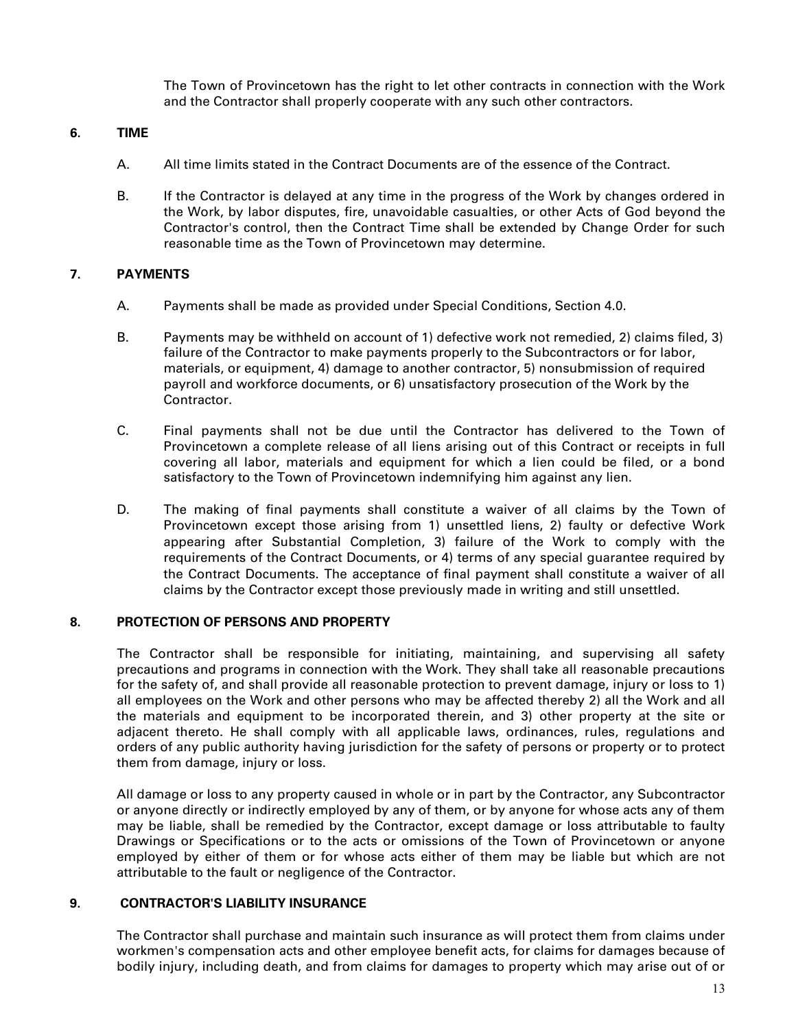The Town of Provincetown has the right to let other contracts in connection with the Work and the Contractor shall properly cooperate with any such other contractors.

## 6. TIME

A. All time limits stated in the Contract Documents are of the essence of the Contract.

B. If the Contractor is delayed at any time in the progress of the Work by changes ordered in the Work, by labor disputes, fire, unavoidable casualties, or other Acts of God beyond the Contractor's control, then the Contract Time shall be extended by Change Order for such reasonable time as the Town of Provincetown may determine.

## 7. PAYMENTS

A. Payments shall be made as provided under Special Conditions, Section 4.0.

B. Payments may be withheld on account of 1) defective work not remedied, 2) claims filed, 3) failure of the Contractor to make payments properly to the Subcontractors or for labor, materials, or equipment, 4) damage to another contractor, 5) nonsubmission of required payroll and workforce documents, or 6) unsatisfactory prosecution of the Work by the Contractor.

C. Final payments shall not be due until the Contractor has delivered to the Town of Provincetown a complete release of all liens arising out of this Contract or receipts in full covering all labor, materials and equipment for which a lien could be filed, or a bond satisfactory to the Town of Provincetown indemnifying him against any lien.

D. The making of final payments shall constitute a waiver of all claims by the Town of Provincetown except those arising from 1) unsettled liens, 2) faulty or defective Work appearing after Substantial Completion, 3) failure of the Work to comply with the requirements of the Contract Documents, or 4) terms of any special guarantee required by the Contract Documents. The acceptance of final payment shall constitute a waiver of all claims by the Contractor except those previously made in writing and still unsettled.

## 8. PROTECTION OF PERSONS AND PROPERTY

The Contractor shall be responsible for initiating, maintaining, and supervising all safety precautions and programs in connection with the Work. They shall take all reasonable precautions for the safety of, and shall provide all reasonable protection to prevent damage, injury or loss to 1) all employees on the Work and other persons who may be affected thereby 2) all the Work and all the materials and equipment to be incorporated therein, and 3) other property at the site or adjacent thereto. He shall comply with all applicable laws, ordinances, rules, regulations and orders of any public authority having jurisdiction for the safety of persons or property or to protect them from damage, injury or loss.

All damage or loss to any property caused in whole or in part by the Contractor, any Subcontractor or anyone directly or indirectly employed by any of them, or by anyone for whose acts any of them may be liable, shall be remedied by the Contractor, except damage or loss attributable to faulty Drawings or Specifications or to the acts or omissions of the Town of Provincetown or anyone employed by either of them or for whose acts either of them may be liable but which are not attributable to the fault or negligence of the Contractor.

## 9. CONTRACTOR'S LIABILITY INSURANCE

The Contractor shall purchase and maintain such insurance as will protect them from claims under workmen's compensation acts and other employee benefit acts, for claims for damages because of bodily injury, including death, and from claims for damages to property which may arise out of or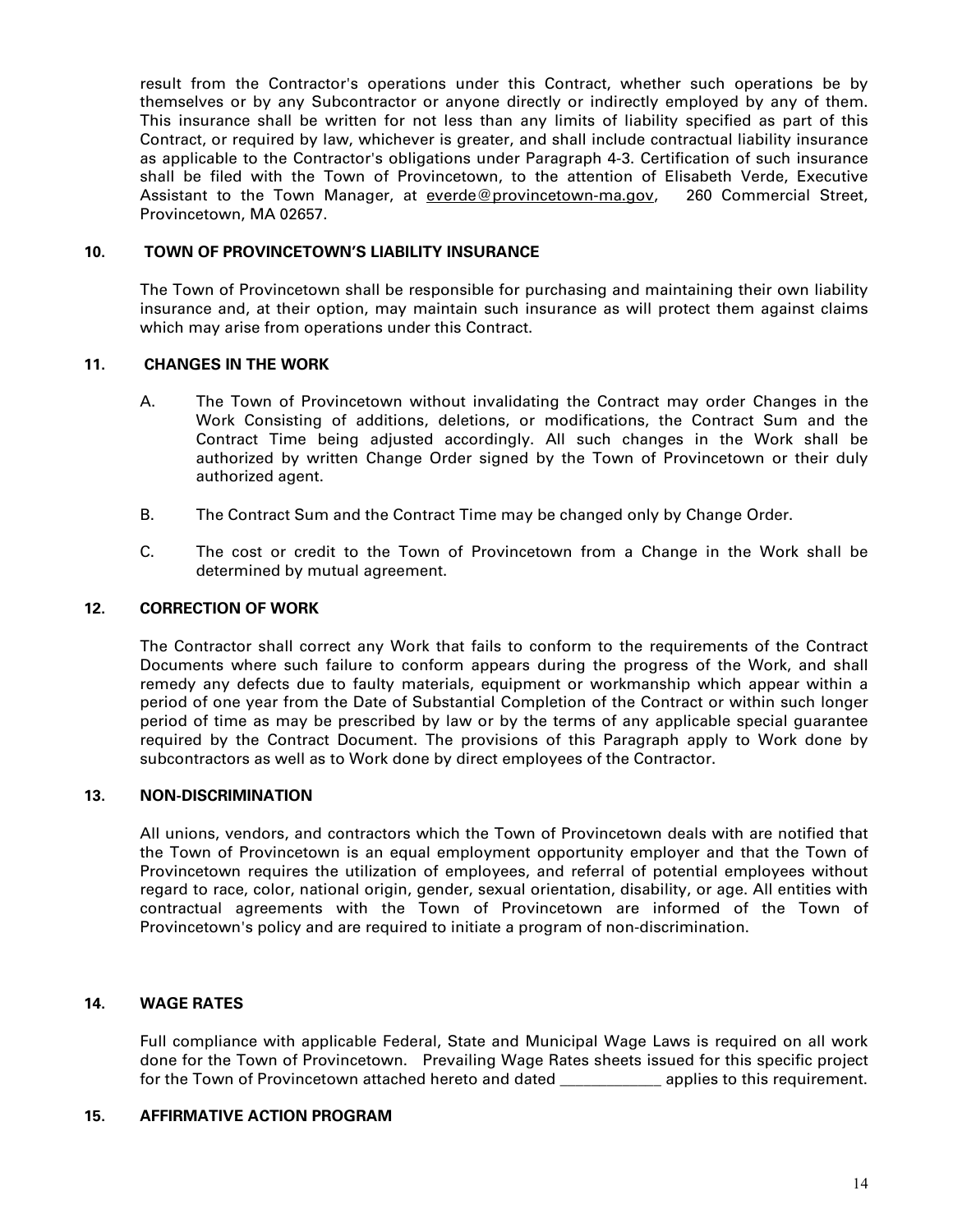result from the Contractor's operations under this Contract, whether such operations be by themselves or by any Subcontractor or anyone directly or indirectly employed by any of them. This insurance shall be written for not less than any limits of liability specified as part of this Contract, or required by law, whichever is greater, and shall include contractual liability insurance as applicable to the Contractor's obligations under Paragraph 4-3. Certification of such insurance shall be filed with the Town of Provincetown, to the attention of Elisabeth Verde, Executive Assistant to the Town Manager, at everde@provincetown-ma.gov, 260 Commercial Street, Provincetown, MA 02657.

**10. TOWN OF PROVINCETOWN'S LIABILITY INSURANCE**

The Town of Provincetown shall be responsible for purchasing and maintaining their own liability insurance and, at their option, may maintain such insurance as will protect them against claims which may arise from operations under this Contract.

**11. CHANGES IN THE WORK**

A. The Town of Provincetown without invalidating the Contract may order Changes in the Work Consisting of additions, deletions, or modifications, the Contract Sum and the Contract Time being adjusted accordingly. All such changes in the Work shall be authorized by written Change Order signed by the Town of Provincetown or their duly authorized agent.

B. The Contract Sum and the Contract Time may be changed only by Change Order.

C. The cost or credit to the Town of Provincetown from a Change in the Work shall be determined by mutual agreement.

**12. CORRECTION OF WORK**

The Contractor shall correct any Work that fails to conform to the requirements of the Contract Documents where such failure to conform appears during the progress of the Work, and shall remedy any defects due to faulty materials, equipment or workmanship which appear within a period of one year from the Date of Substantial Completion of the Contract or within such longer period of time as may be prescribed by law or by the terms of any applicable special guarantee required by the Contract Document. The provisions of this Paragraph apply to Work done by subcontractors as well as to Work done by direct employees of the Contractor.

**13. NON-DISCRIMINATION**

All unions, vendors, and contractors which the Town of Provincetown deals with are notified that the Town of Provincetown is an equal employment opportunity employer and that the Town of Provincetown requires the utilization of employees, and referral of potential employees without regard to race, color, national origin, gender, sexual orientation, disability, or age. All entities with contractual agreements with the Town of Provincetown are informed of the Town of Provincetown's policy and are required to initiate a program of non-discrimination.

**14. WAGE RATES**

Full compliance with applicable Federal, State and Municipal Wage Laws is required on all work done for the Town of Provincetown. Prevailing Wage Rates sheets issued for this specific project for the Town of Provincetown attached hereto and dated ____________ applies to this requirement.

**15. AFFIRMATIVE ACTION PROGRAM**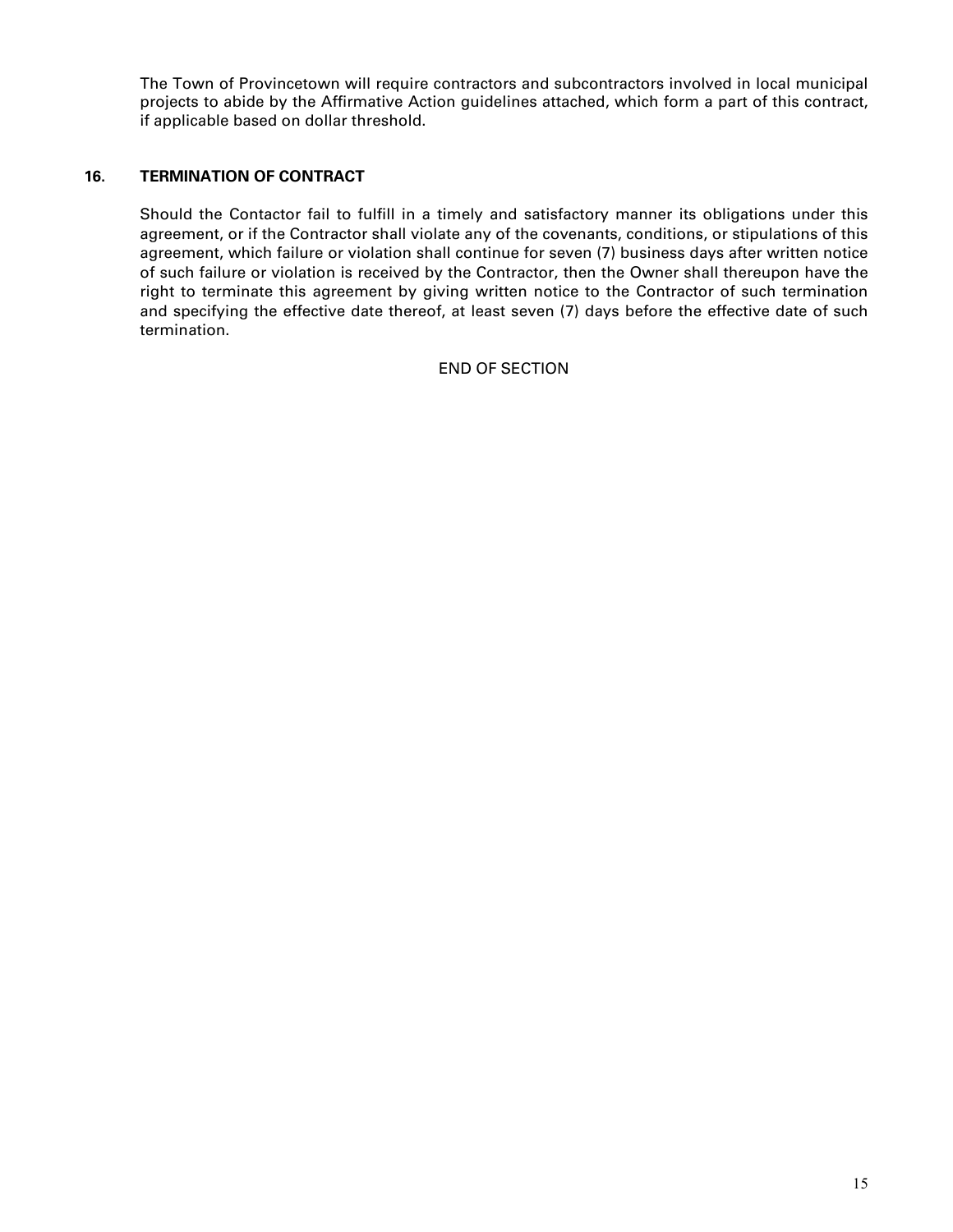The Town of Provincetown will require contractors and subcontractors involved in local municipal projects to abide by the Affirmative Action guidelines attached, which form a part of this contract, if applicable based on dollar threshold.

## 16. TERMINATION OF CONTRACT

Should the Contactor fail to fulfill in a timely and satisfactory manner its obligations under this agreement, or if the Contractor shall violate any of the covenants, conditions, or stipulations of this agreement, which failure or violation shall continue for seven (7) business days after written notice of such failure or violation is received by the Contractor, then the Owner shall thereupon have the right to terminate this agreement by giving written notice to the Contractor of such termination and specifying the effective date thereof, at least seven (7) days before the effective date of such termination.

END OF SECTION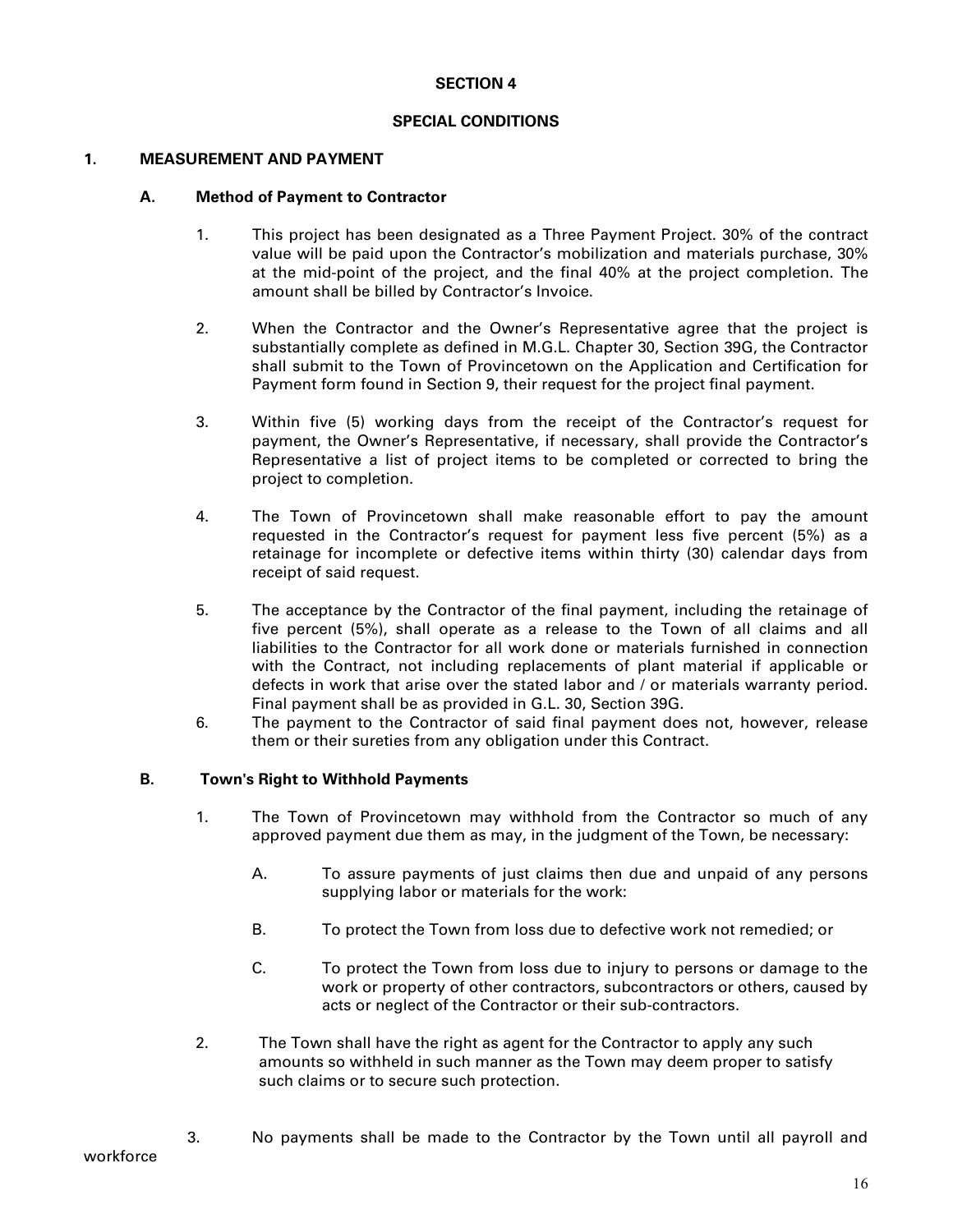## SECTION 4

## SPECIAL CONDITIONS

### 1. MEASUREMENT AND PAYMENT

#### A. Method of Payment to Contractor

1. This project has been designated as a Three Payment Project. 30% of the contract value will be paid upon the Contractor's mobilization and materials purchase, 30% at the mid-point of the project, and the final 40% at the project completion. The amount shall be billed by Contractor's Invoice.

2. When the Contractor and the Owner's Representative agree that the project is substantially complete as defined in M.G.L. Chapter 30, Section 39G, the Contractor shall submit to the Town of Provincetown on the Application and Certification for Payment form found in Section 9, their request for the project final payment.

3. Within five (5) working days from the receipt of the Contractor's request for payment, the Owner's Representative, if necessary, shall provide the Contractor's Representative a list of project items to be completed or corrected to bring the project to completion.

4. The Town of Provincetown shall make reasonable effort to pay the amount requested in the Contractor's request for payment less five percent (5%) as a retainage for incomplete or defective items within thirty (30) calendar days from receipt of said request.

5. The acceptance by the Contractor of the final payment, including the retainage of five percent (5%), shall operate as a release to the Town of all claims and all liabilities to the Contractor for all work done or materials furnished in connection with the Contract, not including replacements of plant material if applicable or defects in work that arise over the stated labor and / or materials warranty period. Final payment shall be as provided in G.L. 30, Section 39G.

6. The payment to the Contractor of said final payment does not, however, release them or their sureties from any obligation under this Contract.

#### B. Town's Right to Withhold Payments

1. The Town of Provincetown may withhold from the Contractor so much of any approved payment due them as may, in the judgment of the Town, be necessary:

   A. To assure payments of just claims then due and unpaid of any persons supplying labor or materials for the work:

   B. To protect the Town from loss due to defective work not remedied; or

   C. To protect the Town from loss due to injury to persons or damage to the work or property of other contractors, subcontractors or others, caused by acts or neglect of the Contractor or their sub-contractors.

2. The Town shall have the right as agent for the Contractor to apply any such amounts so withheld in such manner as the Town may deem proper to satisfy such claims or to secure such protection.

3. No payments shall be made to the Contractor by the Town until all payroll and workforce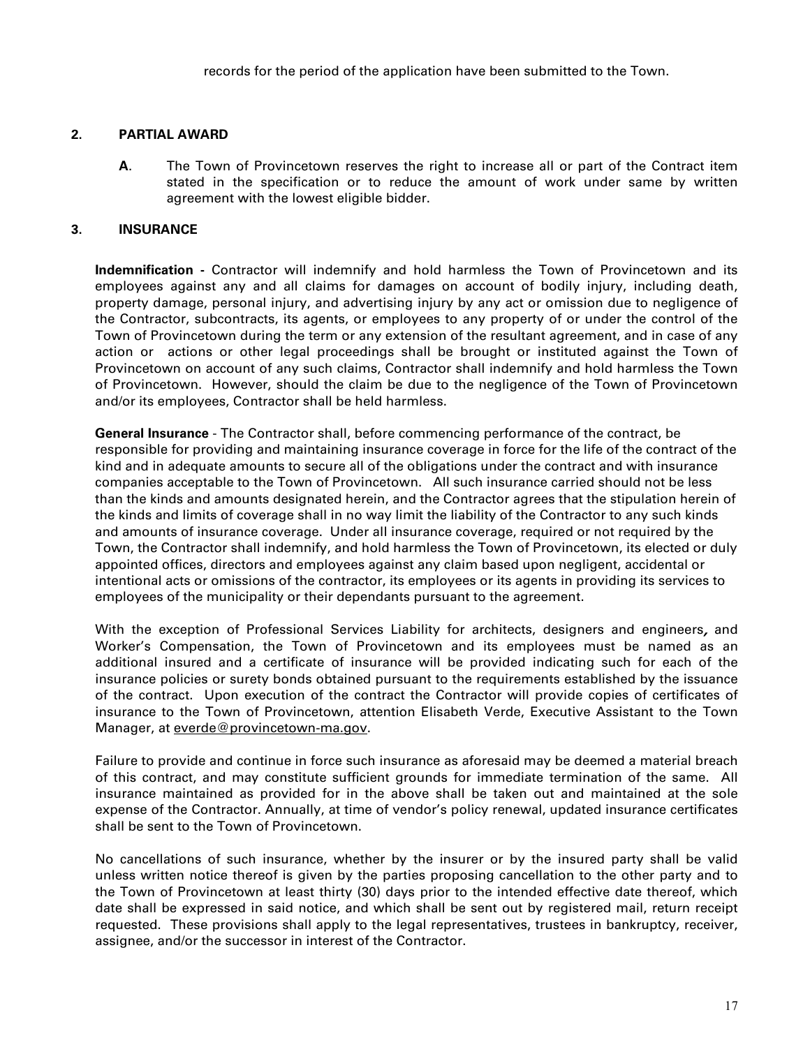records for the period of the application have been submitted to the Town.

## 2. PARTIAL AWARD

**A**. The Town of Provincetown reserves the right to increase all or part of the Contract item stated in the specification or to reduce the amount of work under same by written agreement with the lowest eligible bidder.

## 3. INSURANCE

**Indemnification -** Contractor will indemnify and hold harmless the Town of Provincetown and its employees against any and all claims for damages on account of bodily injury, including death, property damage, personal injury, and advertising injury by any act or omission due to negligence of the Contractor, subcontracts, its agents, or employees to any property of or under the control of the Town of Provincetown during the term or any extension of the resultant agreement, and in case of any action or actions or other legal proceedings shall be brought or instituted against the Town of Provincetown on account of any such claims, Contractor shall indemnify and hold harmless the Town of Provincetown. However, should the claim be due to the negligence of the Town of Provincetown and/or its employees, Contractor shall be held harmless.

**General Insurance** - The Contractor shall, before commencing performance of the contract, be responsible for providing and maintaining insurance coverage in force for the life of the contract of the kind and in adequate amounts to secure all of the obligations under the contract and with insurance companies acceptable to the Town of Provincetown. All such insurance carried should not be less than the kinds and amounts designated herein, and the Contractor agrees that the stipulation herein of the kinds and limits of coverage shall in no way limit the liability of the Contractor to any such kinds and amounts of insurance coverage. Under all insurance coverage, required or not required by the Town, the Contractor shall indemnify, and hold harmless the Town of Provincetown, its elected or duly appointed offices, directors and employees against any claim based upon negligent, accidental or intentional acts or omissions of the contractor, its employees or its agents in providing its services to employees of the municipality or their dependants pursuant to the agreement.

With the exception of Professional Services Liability for architects, designers and engineers*,* and Worker's Compensation, the Town of Provincetown and its employees must be named as an additional insured and a certificate of insurance will be provided indicating such for each of the insurance policies or surety bonds obtained pursuant to the requirements established by the issuance of the contract. Upon execution of the contract the Contractor will provide copies of certificates of insurance to the Town of Provincetown, attention Elisabeth Verde, Executive Assistant to the Town Manager, at everde@provincetown-ma.gov.

Failure to provide and continue in force such insurance as aforesaid may be deemed a material breach of this contract, and may constitute sufficient grounds for immediate termination of the same. All insurance maintained as provided for in the above shall be taken out and maintained at the sole expense of the Contractor. Annually, at time of vendor's policy renewal, updated insurance certificates shall be sent to the Town of Provincetown.

No cancellations of such insurance, whether by the insurer or by the insured party shall be valid unless written notice thereof is given by the parties proposing cancellation to the other party and to the Town of Provincetown at least thirty (30) days prior to the intended effective date thereof, which date shall be expressed in said notice, and which shall be sent out by registered mail, return receipt requested. These provisions shall apply to the legal representatives, trustees in bankruptcy, receiver, assignee, and/or the successor in interest of the Contractor.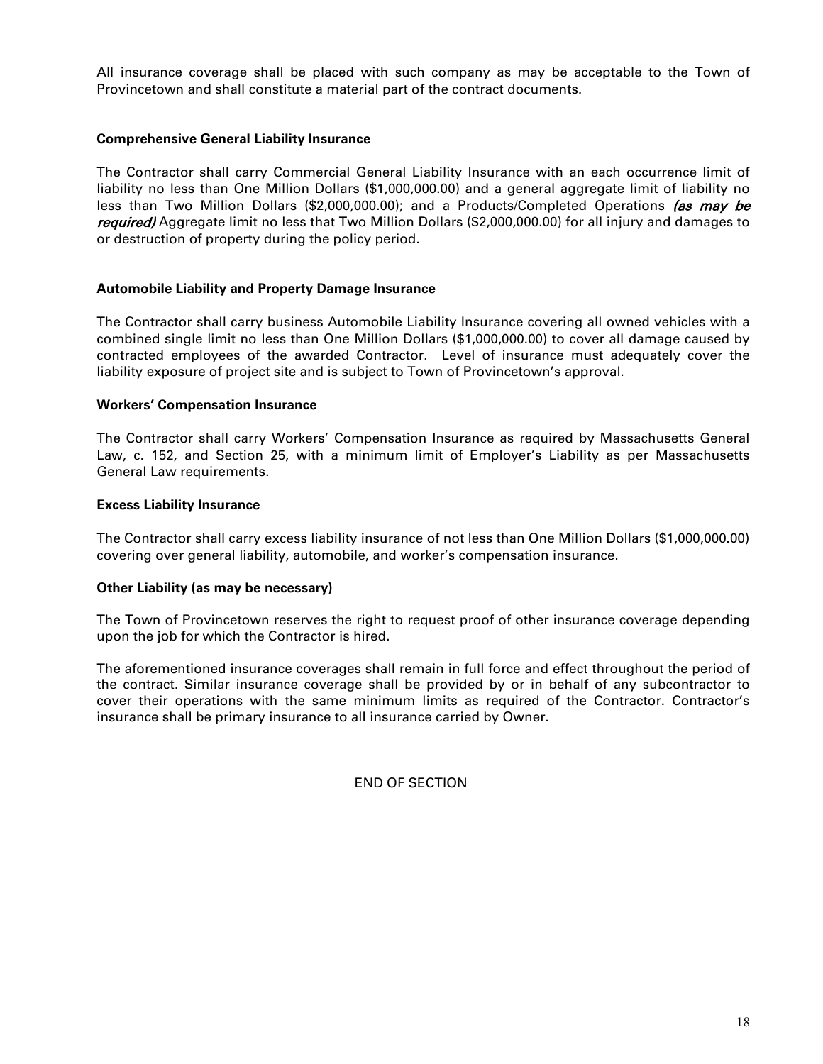All insurance coverage shall be placed with such company as may be acceptable to the Town of Provincetown and shall constitute a material part of the contract documents.

**Comprehensive General Liability Insurance**

The Contractor shall carry Commercial General Liability Insurance with an each occurrence limit of liability no less than One Million Dollars ($1,000,000.00) and a general aggregate limit of liability no less than Two Million Dollars ($2,000,000.00); and a Products/Completed Operations ***(as may be required)*** Aggregate limit no less that Two Million Dollars ($2,000,000.00) for all injury and damages to or destruction of property during the policy period.

**Automobile Liability and Property Damage Insurance**

The Contractor shall carry business Automobile Liability Insurance covering all owned vehicles with a combined single limit no less than One Million Dollars ($1,000,000.00) to cover all damage caused by contracted employees of the awarded Contractor. Level of insurance must adequately cover the liability exposure of project site and is subject to Town of Provincetown's approval.

**Workers' Compensation Insurance**

The Contractor shall carry Workers' Compensation Insurance as required by Massachusetts General Law, c. 152, and Section 25, with a minimum limit of Employer's Liability as per Massachusetts General Law requirements.

**Excess Liability Insurance**

The Contractor shall carry excess liability insurance of not less than One Million Dollars ($1,000,000.00) covering over general liability, automobile, and worker's compensation insurance.

**Other Liability (as may be necessary)**

The Town of Provincetown reserves the right to request proof of other insurance coverage depending upon the job for which the Contractor is hired.

The aforementioned insurance coverages shall remain in full force and effect throughout the period of the contract. Similar insurance coverage shall be provided by or in behalf of any subcontractor to cover their operations with the same minimum limits as required of the Contractor. Contractor's insurance shall be primary insurance to all insurance carried by Owner.

END OF SECTION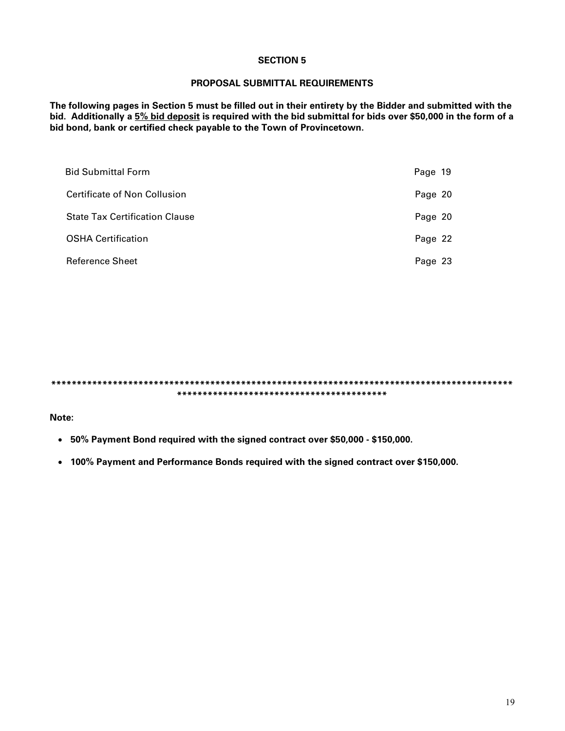# SECTION 5

## PROPOSAL SUBMITTAL REQUIREMENTS

**The following pages in Section 5 must be filled out in their entirety by the Bidder and submitted with the bid. Additionally a <u>5% bid deposit</u> is required with the bid submittal for bids over $50,000 in the form of a bid bond, bank or certified check payable to the Town of Provincetown.**

| | |
|---|---|
| Bid Submittal Form | Page 19 |
| Certificate of Non Collusion | Page 20 |
| State Tax Certification Clause | Page 20 |
| OSHA Certification | Page 22 |
| Reference Sheet | Page 23 |

**************************************************************************************************************************************************

**Note:**

- **50% Payment Bond required with the signed contract over $50,000 - $150,000.**
- **100% Payment and Performance Bonds required with the signed contract over $150,000.**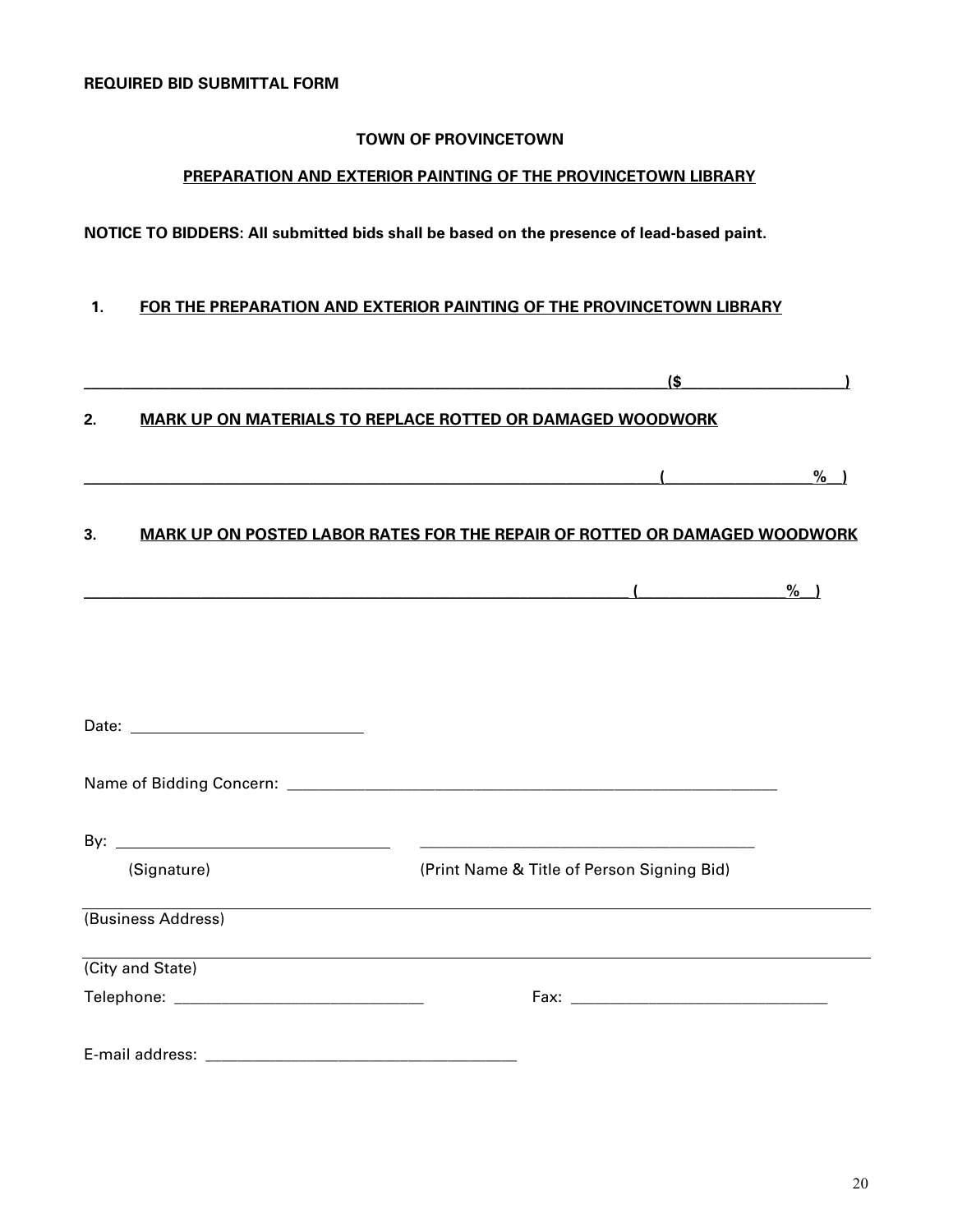**REQUIRED BID SUBMITTAL FORM**

**TOWN OF PROVINCETOWN**

**PREPARATION AND EXTERIOR PAINTING OF THE PROVINCETOWN LIBRARY**

**NOTICE TO BIDDERS: All submitted bids shall be based on the presence of lead-based paint.**

**1. FOR THE PREPARATION AND EXTERIOR PAINTING OF THE PROVINCETOWN LIBRARY**

______________________________________________________________ ($__________________)

**2. MARK UP ON MATERIALS TO REPLACE ROTTED OR DAMAGED WOODWORK**

______________________________________________________________ (________________%)

**3. MARK UP ON POSTED LABOR RATES FOR THE REPAIR OF ROTTED OR DAMAGED WOODWORK**

____________________________________________________________ (________________%)

Date: ___________________________

Name of Bidding Concern: ___________________________________________________________

By: ________________________________ ________________________________________

(Signature) (Print Name & Title of Person Signing Bid)

______________________________________________________________________________

(Business Address)

______________________________________________________________________________

(City and State)

Telephone: ______________________________ Fax: ______________________________

E-mail address: ______________________________________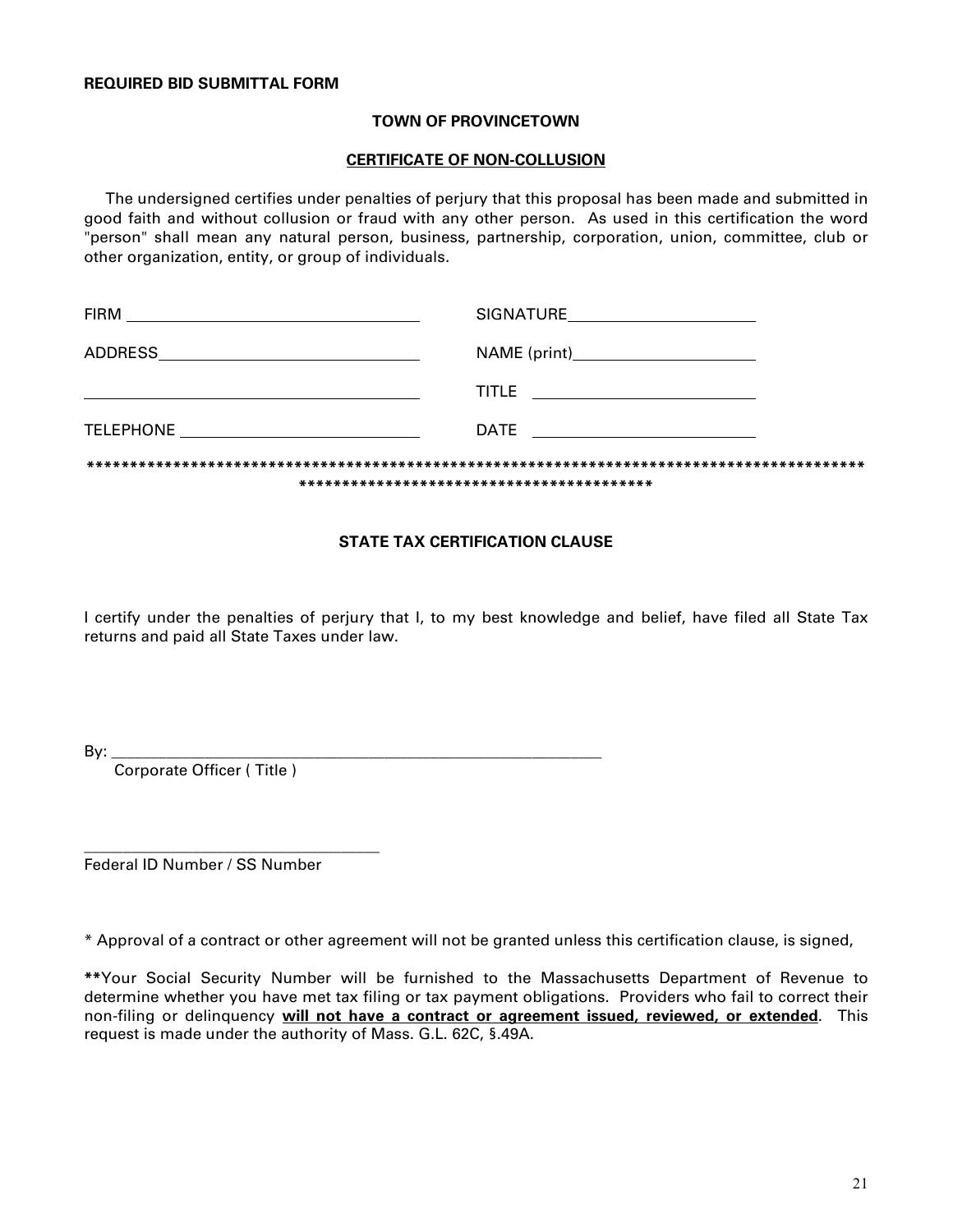**REQUIRED BID SUBMITTAL FORM**

**TOWN OF PROVINCETOWN**

**CERTIFICATE OF NON-COLLUSION**

The undersigned certifies under penalties of perjury that this proposal has been made and submitted in good faith and without collusion or fraud with any other person. As used in this certification the word "person" shall mean any natural person, business, partnership, corporation, union, committee, club or other organization, entity, or group of individuals.

FIRM ______________________________ SIGNATURE____________________

ADDRESS____________________________ NAME (print)____________________

___________________________________ TITLE ________________________

TELEPHONE __________________________ DATE ________________________

*************************************************************************************************************************************************

**STATE TAX CERTIFICATION CLAUSE**

I certify under the penalties of perjury that I, to my best knowledge and belief, have filed all State Tax returns and paid all State Taxes under law.

By: ___________________________________________________________

Corporate Officer ( Title )

___________________________________

Federal ID Number / SS Number

* Approval of a contract or other agreement will not be granted unless this certification clause, is signed,

****Your Social Security Number will be furnished to the Massachusetts Department of Revenue to determine whether you have met tax filing or tax payment obligations. Providers who fail to correct their non-filing or delinquency **will not have a contract or agreement issued, reviewed, or extended**. This request is made under the authority of Mass. G.L. 62C, §.49A.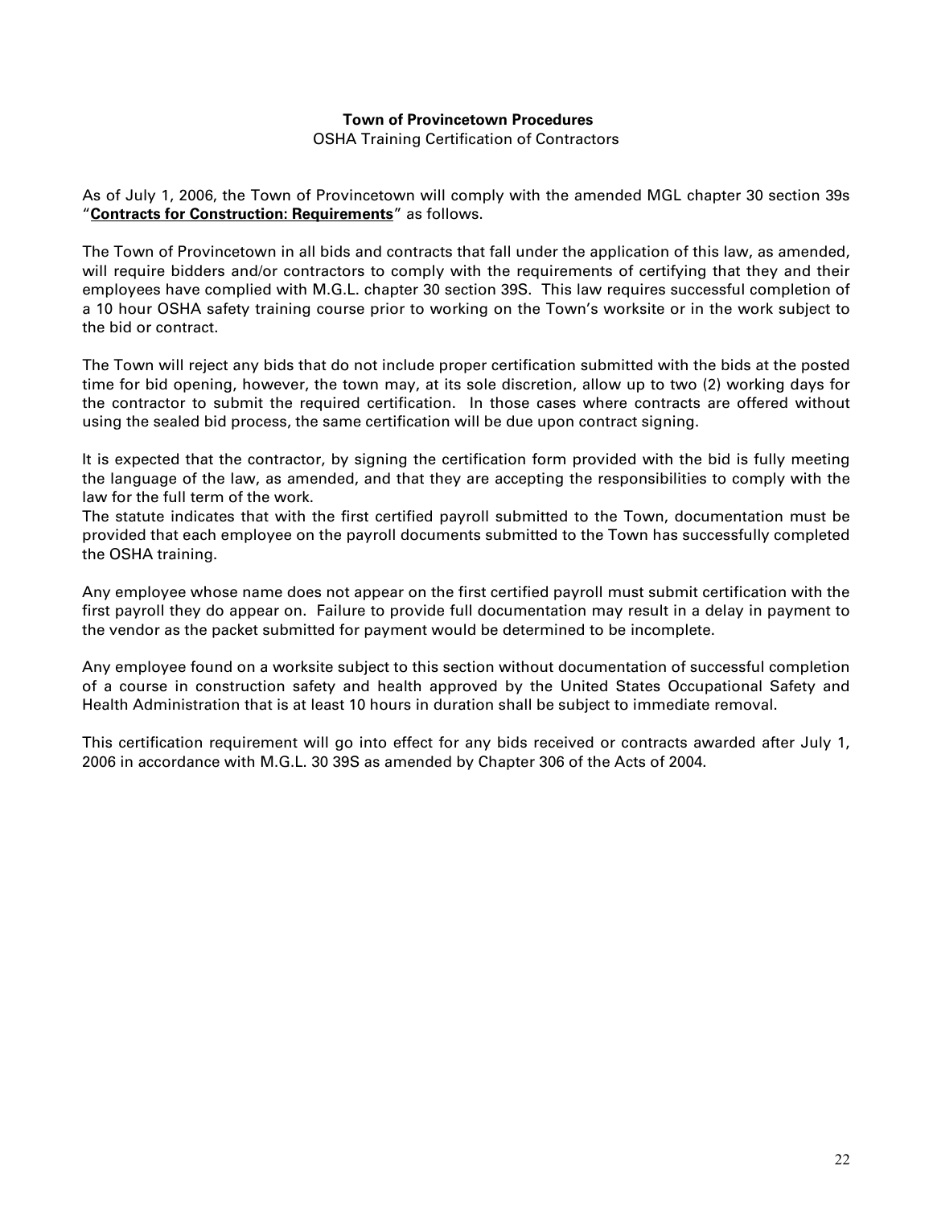**Town of Provincetown Procedures**

OSHA Training Certification of Contractors

As of July 1, 2006, the Town of Provincetown will comply with the amended MGL chapter 30 section 39s "**Contracts for Construction: Requirements**" as follows.

The Town of Provincetown in all bids and contracts that fall under the application of this law, as amended, will require bidders and/or contractors to comply with the requirements of certifying that they and their employees have complied with M.G.L. chapter 30 section 39S. This law requires successful completion of a 10 hour OSHA safety training course prior to working on the Town's worksite or in the work subject to the bid or contract.

The Town will reject any bids that do not include proper certification submitted with the bids at the posted time for bid opening, however, the town may, at its sole discretion, allow up to two (2) working days for the contractor to submit the required certification. In those cases where contracts are offered without using the sealed bid process, the same certification will be due upon contract signing.

It is expected that the contractor, by signing the certification form provided with the bid is fully meeting the language of the law, as amended, and that they are accepting the responsibilities to comply with the law for the full term of the work.

The statute indicates that with the first certified payroll submitted to the Town, documentation must be provided that each employee on the payroll documents submitted to the Town has successfully completed the OSHA training.

Any employee whose name does not appear on the first certified payroll must submit certification with the first payroll they do appear on. Failure to provide full documentation may result in a delay in payment to the vendor as the packet submitted for payment would be determined to be incomplete.

Any employee found on a worksite subject to this section without documentation of successful completion of a course in construction safety and health approved by the United States Occupational Safety and Health Administration that is at least 10 hours in duration shall be subject to immediate removal.

This certification requirement will go into effect for any bids received or contracts awarded after July 1, 2006 in accordance with M.G.L. 30 39S as amended by Chapter 306 of the Acts of 2004.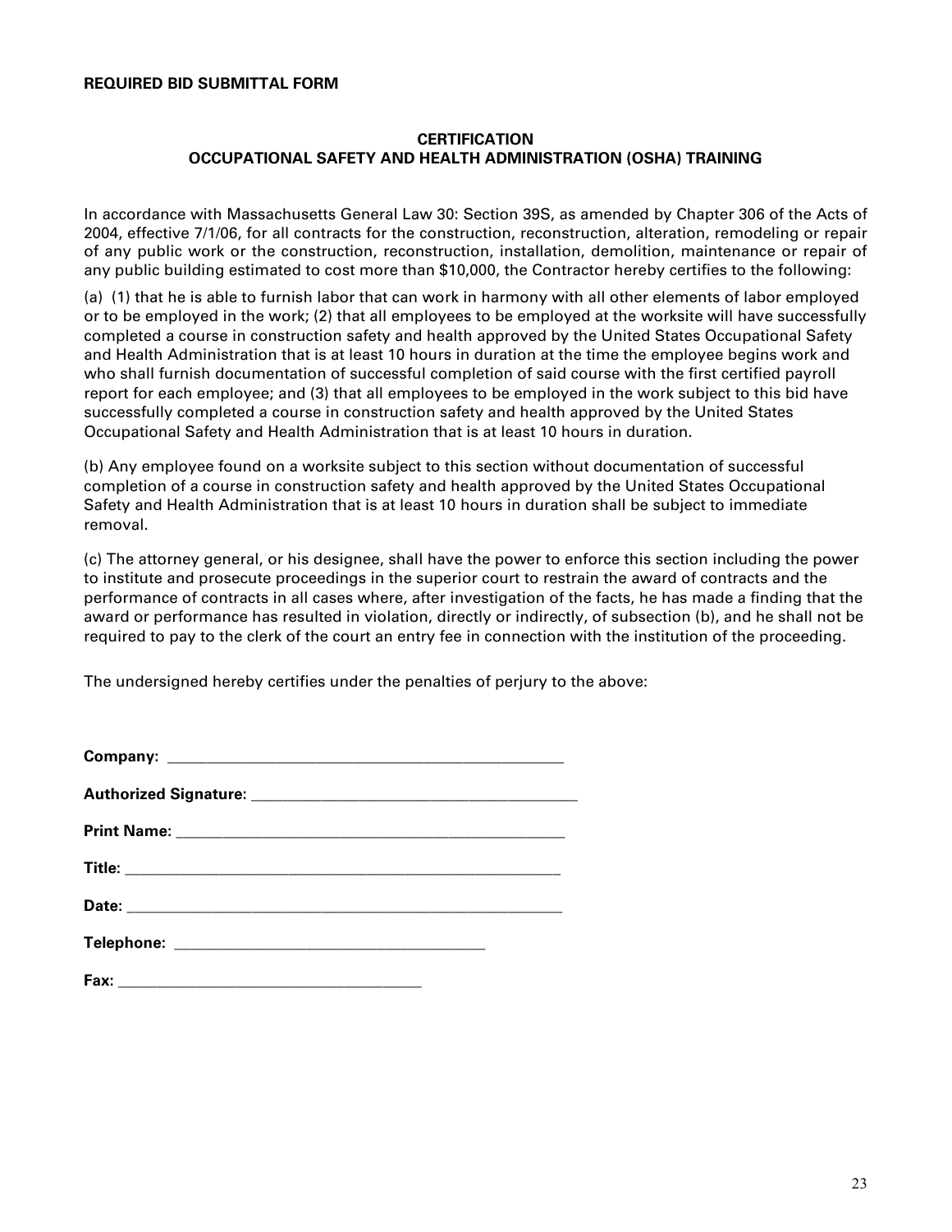**REQUIRED BID SUBMITTAL FORM**

## CERTIFICATION
## OCCUPATIONAL SAFETY AND HEALTH ADMINISTRATION (OSHA) TRAINING

In accordance with Massachusetts General Law 30: Section 39S, as amended by Chapter 306 of the Acts of 2004, effective 7/1/06, for all contracts for the construction, reconstruction, alteration, remodeling or repair of any public work or the construction, reconstruction, installation, demolition, maintenance or repair of any public building estimated to cost more than $10,000, the Contractor hereby certifies to the following:

(a) (1) that he is able to furnish labor that can work in harmony with all other elements of labor employed or to be employed in the work; (2) that all employees to be employed at the worksite will have successfully completed a course in construction safety and health approved by the United States Occupational Safety and Health Administration that is at least 10 hours in duration at the time the employee begins work and who shall furnish documentation of successful completion of said course with the first certified payroll report for each employee; and (3) that all employees to be employed in the work subject to this bid have successfully completed a course in construction safety and health approved by the United States Occupational Safety and Health Administration that is at least 10 hours in duration.

(b) Any employee found on a worksite subject to this section without documentation of successful completion of a course in construction safety and health approved by the United States Occupational Safety and Health Administration that is at least 10 hours in duration shall be subject to immediate removal.

(c) The attorney general, or his designee, shall have the power to enforce this section including the power to institute and prosecute proceedings in the superior court to restrain the award of contracts and the performance of contracts in all cases where, after investigation of the facts, he has made a finding that the award or performance has resulted in violation, directly or indirectly, of subsection (b), and he shall not be required to pay to the clerk of the court an entry fee in connection with the institution of the proceeding.

The undersigned hereby certifies under the penalties of perjury to the above:

**Company:** ___________________________________________________

**Authorized Signature:** ________________________________________

**Print Name:** ________________________________________________

**Title:** ______________________________________________________

**Date:** ______________________________________________________

**Telephone:** _____________________________________

**Fax:** _____________________________________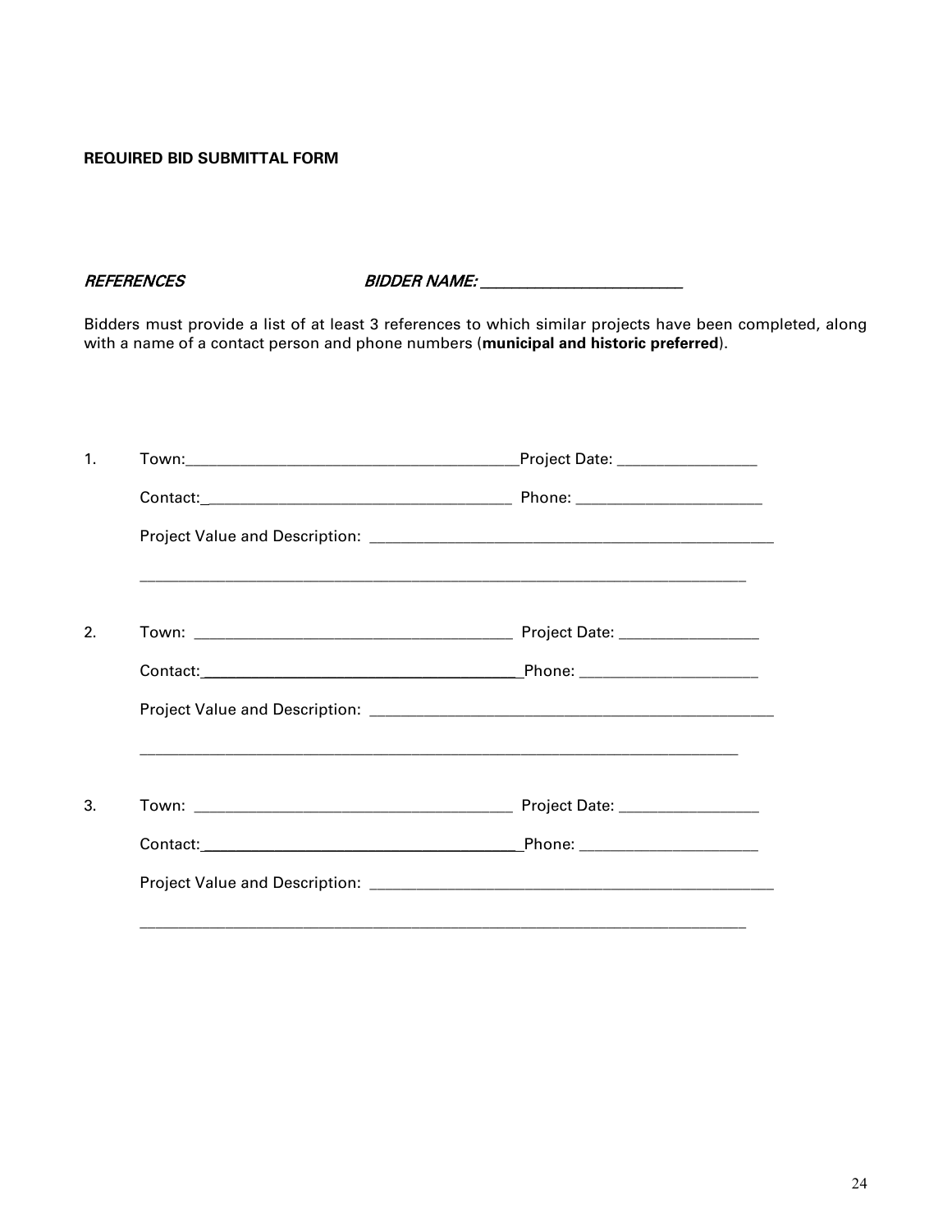**REQUIRED BID SUBMITTAL FORM**

***REFERENCES*** ***BIDDER NAME: ________________________***

Bidders must provide a list of at least 3 references to which similar projects have been completed, along with a name of a contact person and phone numbers (**municipal and historic preferred**).

1. Town:________________________________________Project Date: ________________

   Contact:_____________________________________ Phone: ______________________

   Project Value and Description: _________________________________________________

   ___________________________________________________________________________

2. Town: ______________________________________ Project Date: ________________

   Contact:______________________________________Phone: _____________________

   Project Value and Description: _________________________________________________

   ___________________________________________________________________________

3. Town: ______________________________________ Project Date: ________________

   Contact:______________________________________Phone: _____________________

   Project Value and Description: _________________________________________________

   ___________________________________________________________________________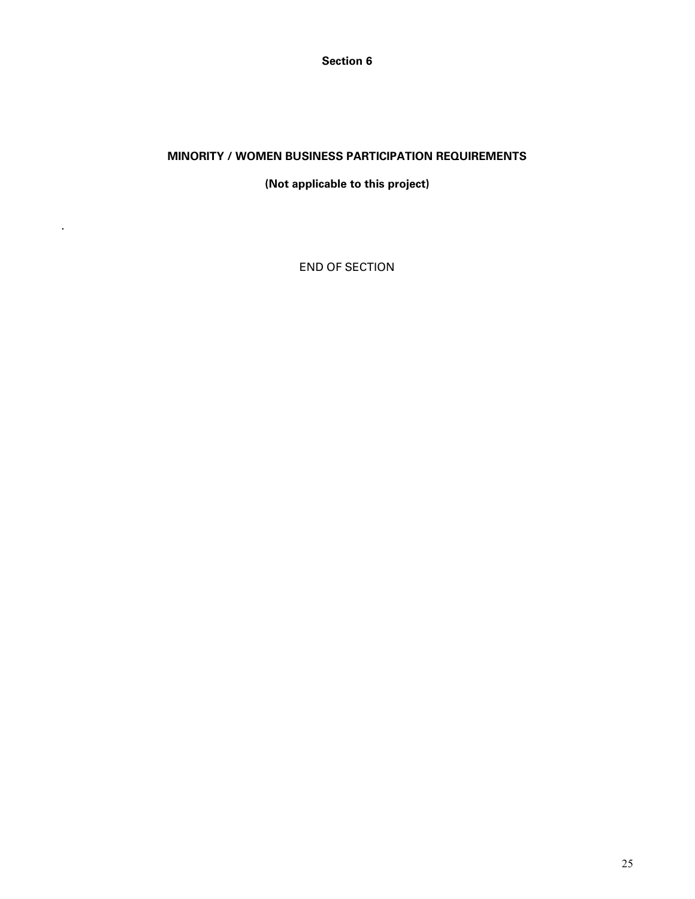**Section 6**

**MINORITY / WOMEN BUSINESS PARTICIPATION REQUIREMENTS**

**(Not applicable to this project)**

.

END OF SECTION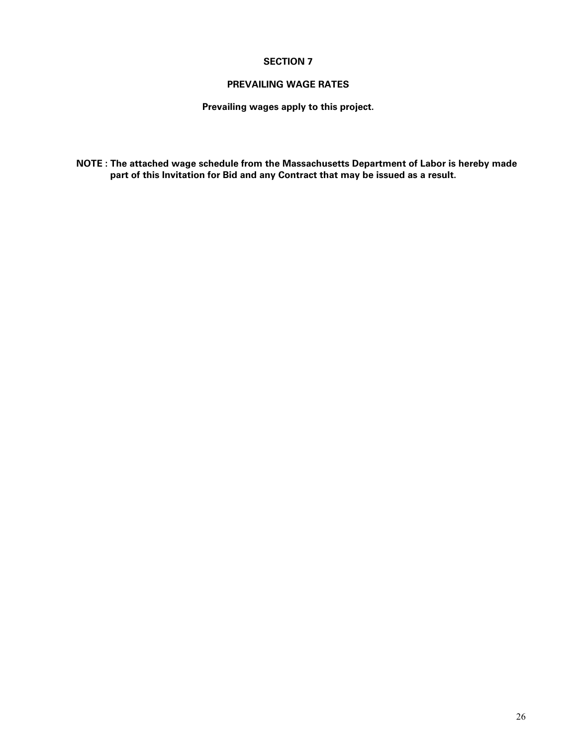## SECTION 7

## PREVAILING WAGE RATES

**Prevailing wages apply to this project.**

**NOTE : The attached wage schedule from the Massachusetts Department of Labor is hereby made part of this Invitation for Bid and any Contract that may be issued as a result.**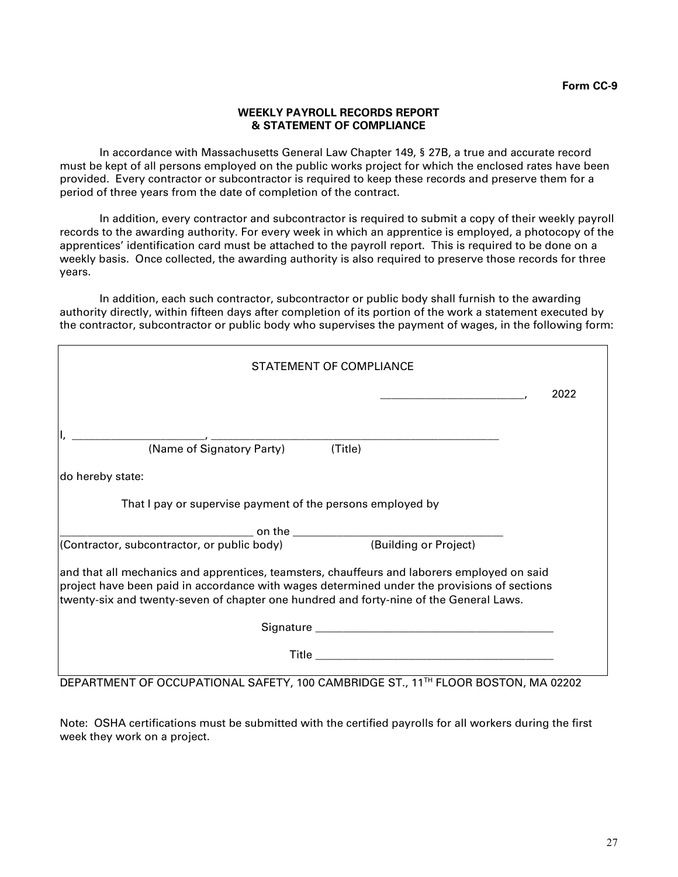**Form CC-9**

**WEEKLY PAYROLL RECORDS REPORT**
**& STATEMENT OF COMPLIANCE**

In accordance with Massachusetts General Law Chapter 149, § 27B, a true and accurate record must be kept of all persons employed on the public works project for which the enclosed rates have been provided. Every contractor or subcontractor is required to keep these records and preserve them for a period of three years from the date of completion of the contract.

In addition, every contractor and subcontractor is required to submit a copy of their weekly payroll records to the awarding authority. For every week in which an apprentice is employed, a photocopy of the apprentices' identification card must be attached to the payroll report. This is required to be done on a weekly basis. Once collected, the awarding authority is also required to preserve those records for three years.

In addition, each such contractor, subcontractor or public body shall furnish to the awarding authority directly, within fifteen days after completion of its portion of the work a statement executed by the contractor, subcontractor or public body who supervises the payment of wages, in the following form:

STATEMENT OF COMPLIANCE

_________________________, 2022

I, ______________________, __________________________________________________
(Name of Signatory Party) (Title)

do hereby state:

That I pay or supervise payment of the persons employed by

_________________________________ on the ____________________________________
(Contractor, subcontractor, or public body) (Building or Project)

and that all mechanics and apprentices, teamsters, chauffeurs and laborers employed on said project have been paid in accordance with wages determined under the provisions of sections twenty-six and twenty-seven of chapter one hundred and forty-nine of the General Laws.

Signature _________________________________________

Title _________________________________________

DEPARTMENT OF OCCUPATIONAL SAFETY, 100 CAMBRIDGE ST., 11TH FLOOR BOSTON, MA 02202

Note: OSHA certifications must be submitted with the certified payrolls for all workers during the first week they work on a project.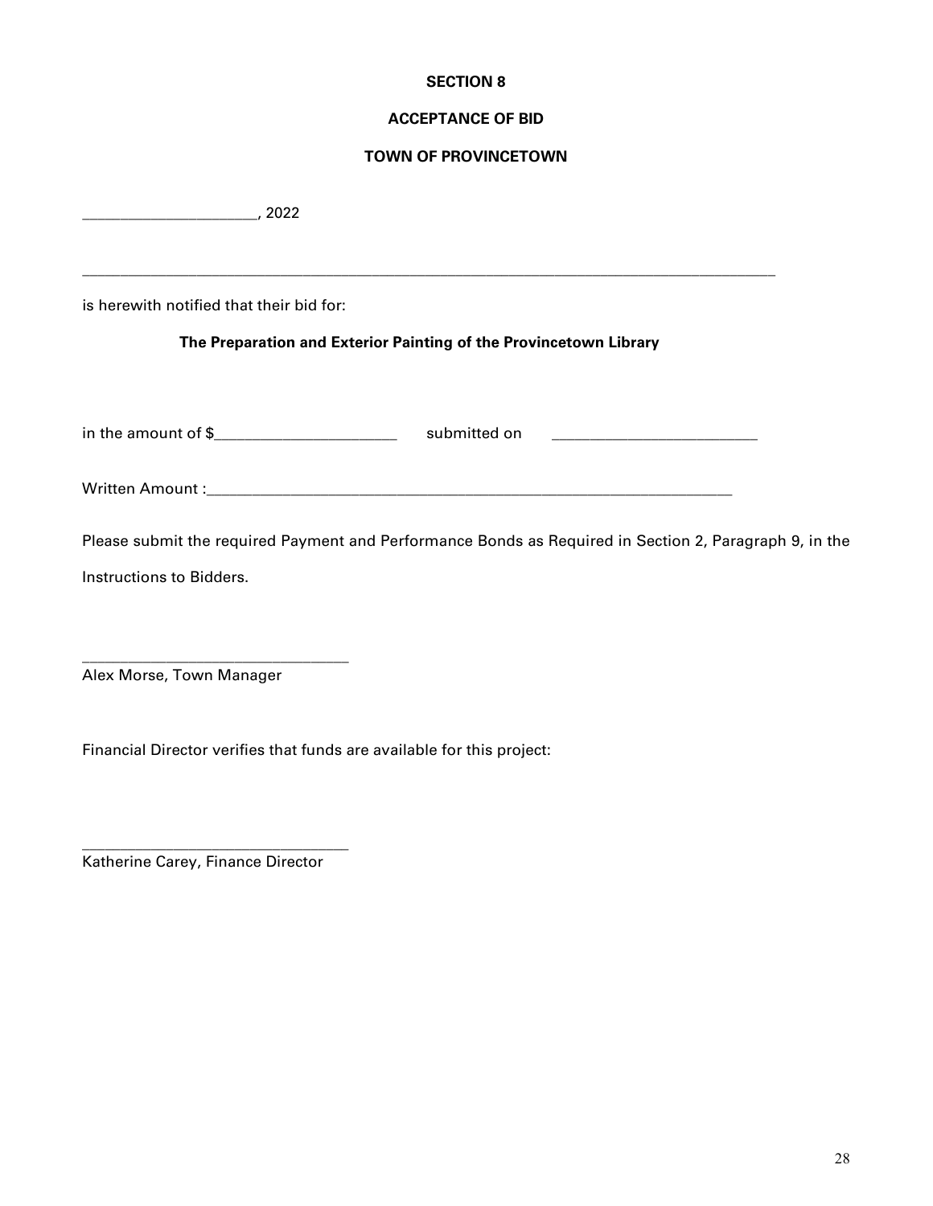# SECTION 8

## ACCEPTANCE OF BID

## TOWN OF PROVINCETOWN

______________________, 2022

___________________________________________________________________________________________

is herewith notified that their bid for:

**The Preparation and Exterior Painting of the Provincetown Library**

in the amount of $_______________________ submitted on ___________________________

Written Amount :_____________________________________________________________________

Please submit the required Payment and Performance Bonds as Required in Section 2, Paragraph 9, in the Instructions to Bidders.

__________________________________
Alex Morse, Town Manager

Financial Director verifies that funds are available for this project:

__________________________________
Katherine Carey, Finance Director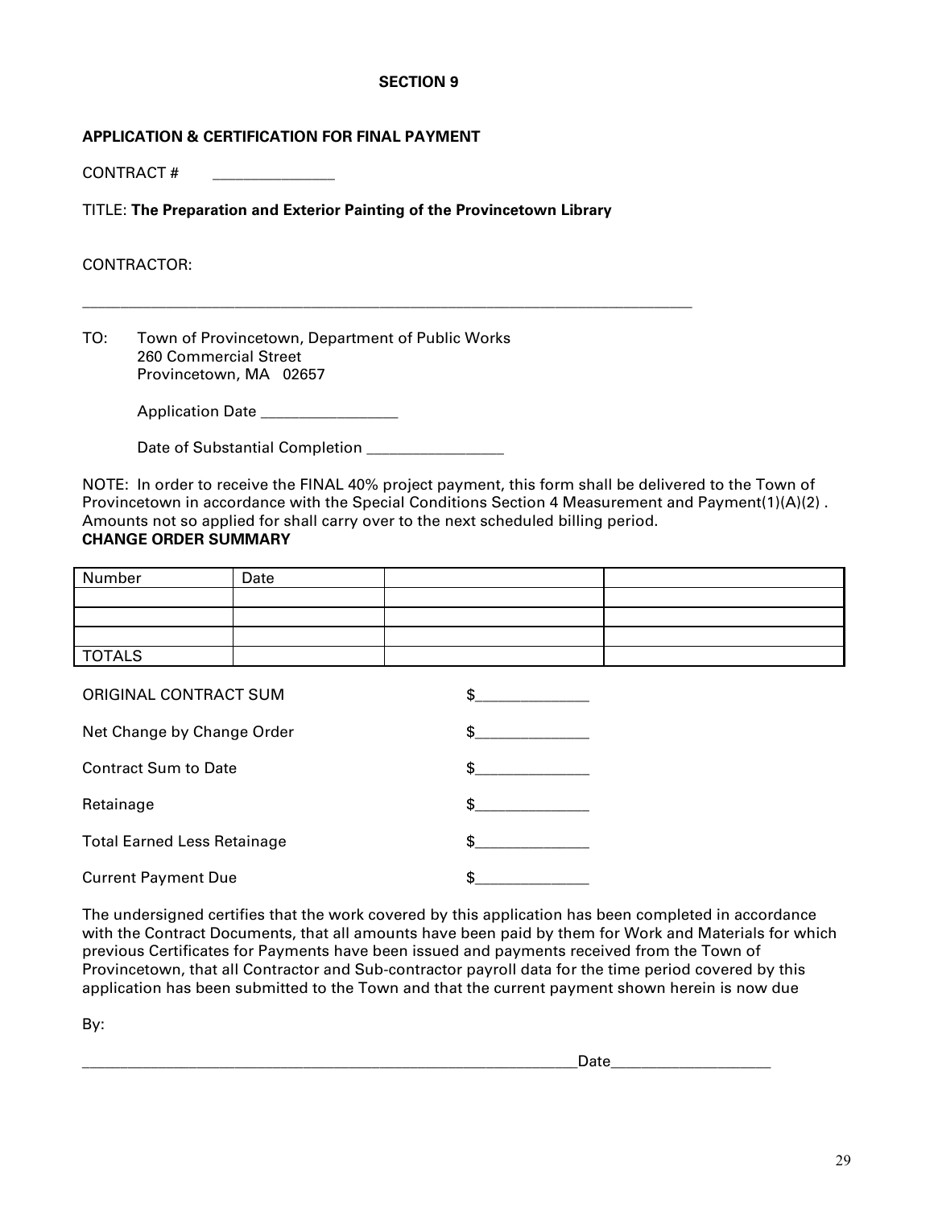## SECTION 9

**APPLICATION & CERTIFICATION FOR FINAL PAYMENT**

CONTRACT # _______________

TITLE: **The Preparation and Exterior Painting of the Provincetown Library**

CONTRACTOR:

_______________________________________________________________________________

TO: Town of Provincetown, Department of Public Works
260 Commercial Street
Provincetown, MA 02657

Application Date _________________

Date of Substantial Completion _________________

NOTE: In order to receive the FINAL 40% project payment, this form shall be delivered to the Town of Provincetown in accordance with the Special Conditions Section 4 Measurement and Payment(1)(A)(2) . Amounts not so applied for shall carry over to the next scheduled billing period.

**CHANGE ORDER SUMMARY**

| Number | Date | | |
|---|---|---|---|
| | | | |
| | | | |
| | | | |
| TOTALS | | | |

ORIGINAL CONTRACT SUM $______________

Net Change by Change Order $______________

Contract Sum to Date $______________

Retainage $______________

Total Earned Less Retainage $______________

Current Payment Due $______________

The undersigned certifies that the work covered by this application has been completed in accordance with the Contract Documents, that all amounts have been paid by them for Work and Materials for which previous Certificates for Payments have been issued and payments received from the Town of Provincetown, that all Contractor and Sub-contractor payroll data for the time period covered by this application has been submitted to the Town and that the current payment shown herein is now due

By:

_______________________________________________________________Date____________________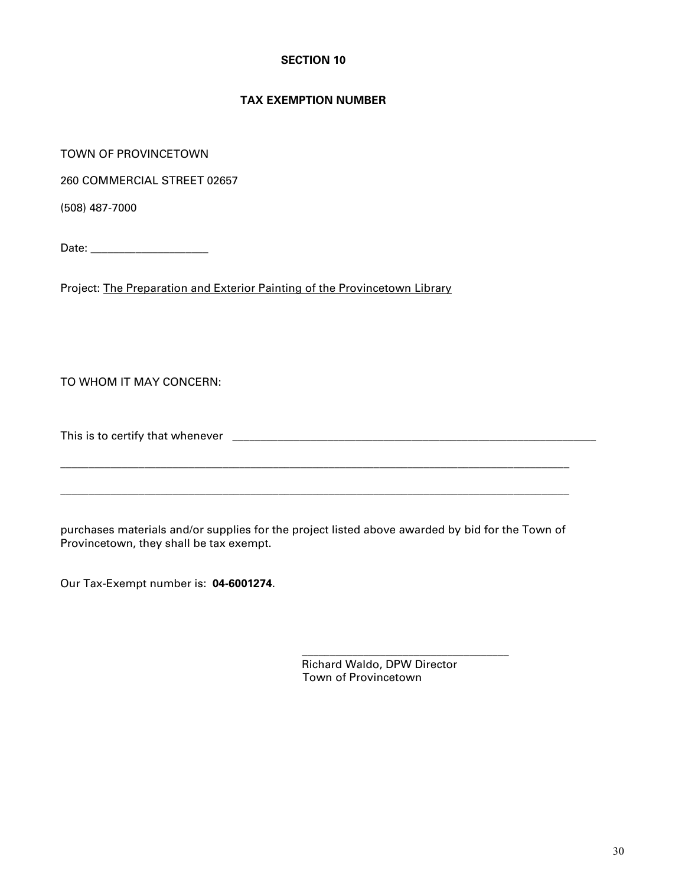## SECTION 10

## TAX EXEMPTION NUMBER

TOWN OF PROVINCETOWN

260 COMMERCIAL STREET 02657

(508) 487-7000

Date: ____________________

Project: The Preparation and Exterior Painting of the Provincetown Library

TO WHOM IT MAY CONCERN:

This is to certify that whenever _______________________________________________________________

_________________________________________________________________________________________

_________________________________________________________________________________________

purchases materials and/or supplies for the project listed above awarded by bid for the Town of Provincetown, they shall be tax exempt.

Our Tax-Exempt number is: **04-6001274**.

____________________________________
Richard Waldo, DPW Director
Town of Provincetown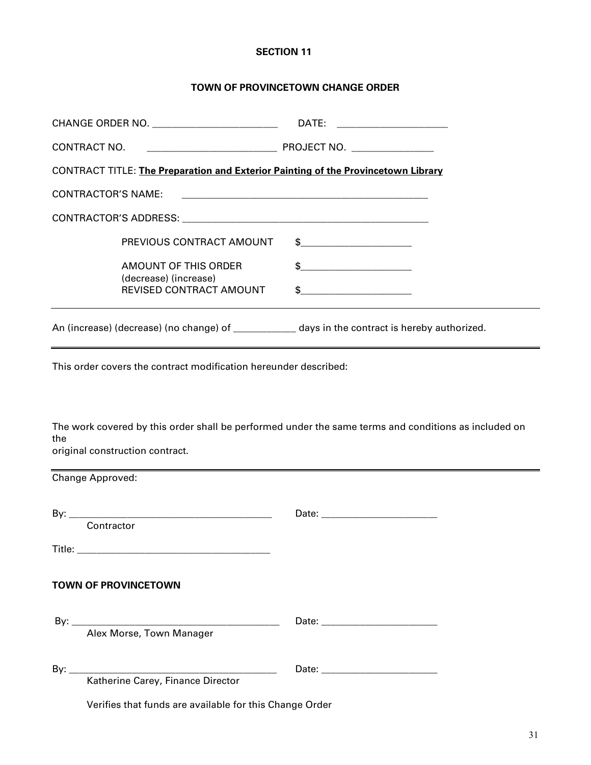**SECTION 11**

**TOWN OF PROVINCETOWN CHANGE ORDER**

CHANGE ORDER NO. ________________________ DATE: _____________________

CONTRACT NO. ________________________ PROJECT NO. _______________

CONTRACT TITLE: **The Preparation and Exterior Painting of the Provincetown Library**

CONTRACTOR'S NAME: _______________________________________________

CONTRACTOR'S ADDRESS: _______________________________________________

PREVIOUS CONTRACT AMOUNT $_____________________

AMOUNT OF THIS ORDER $_____________________
(decrease) (increase)

REVISED CONTRACT AMOUNT $_____________________

---

An (increase) (decrease) (no change) of ___________ days in the contract is hereby authorized.

---

This order covers the contract modification hereunder described:

The work covered by this order shall be performed under the same terms and conditions as included on the
original construction contract.

---

Change Approved:

By: _______________________________________ Date: ______________________
Contractor

Title: _____________________________________

**TOWN OF PROVINCETOWN**

By: _______________________________________ Date: ______________________
Alex Morse, Town Manager

By: _______________________________________ Date: ______________________
Katherine Carey, Finance Director

Verifies that funds are available for this Change Order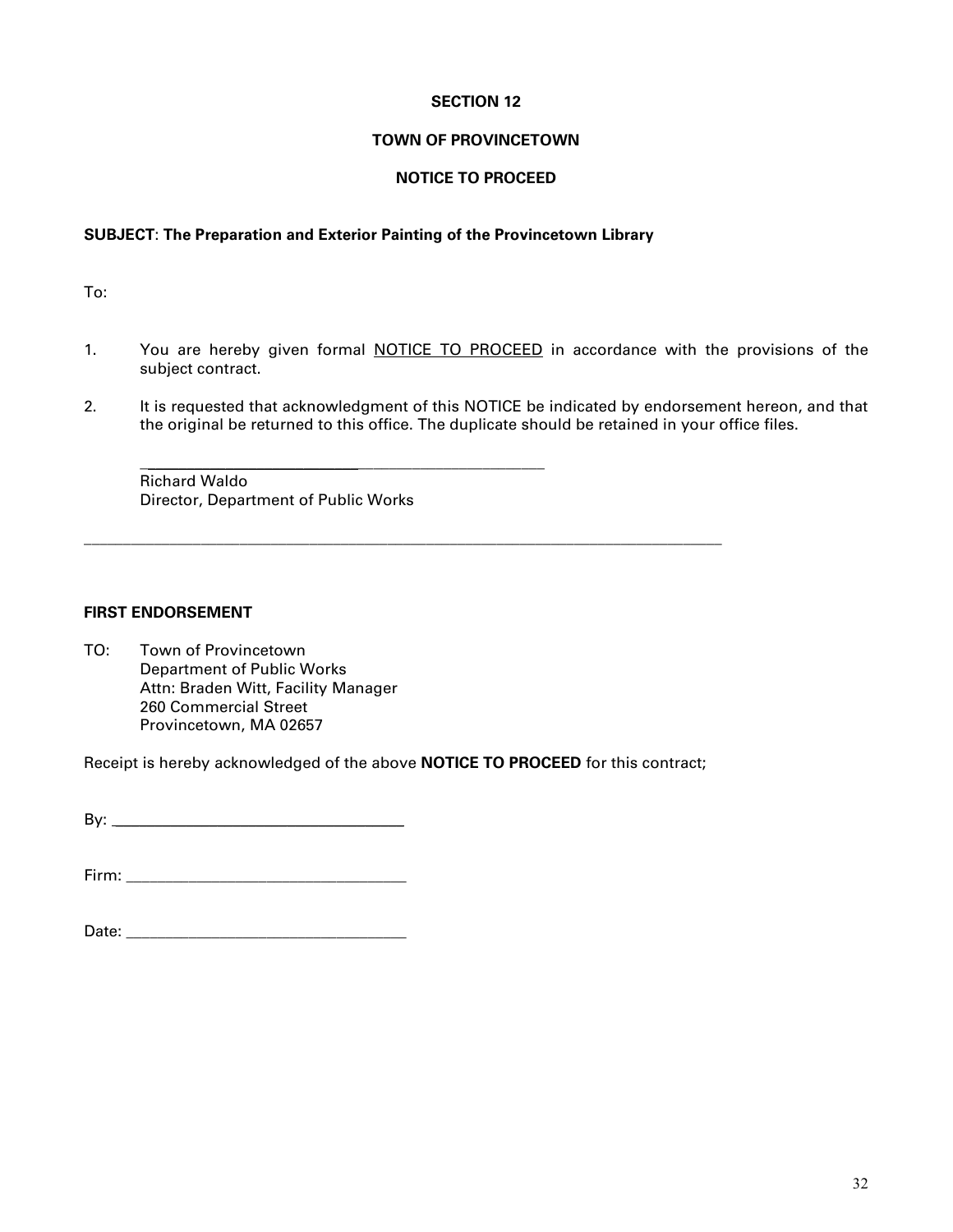## SECTION 12

## TOWN OF PROVINCETOWN

## NOTICE TO PROCEED

**SUBJECT**: **The Preparation and Exterior Painting of the Provincetown Library**

To:

1. You are hereby given formal NOTICE TO PROCEED in accordance with the provisions of the subject contract.

2. It is requested that acknowledgment of this NOTICE be indicated by endorsement hereon, and that the original be returned to this office. The duplicate should be retained in your office files.

   ______________________________________________
   Richard Waldo
   Director, Department of Public Works

---

**FIRST ENDORSEMENT**

TO: Town of Provincetown
Department of Public Works
Attn: Braden Witt, Facility Manager
260 Commercial Street
Provincetown, MA 02657

Receipt is hereby acknowledged of the above **NOTICE TO PROCEED** for this contract;

By: ___________________________________

Firm: _________________________________

Date: _________________________________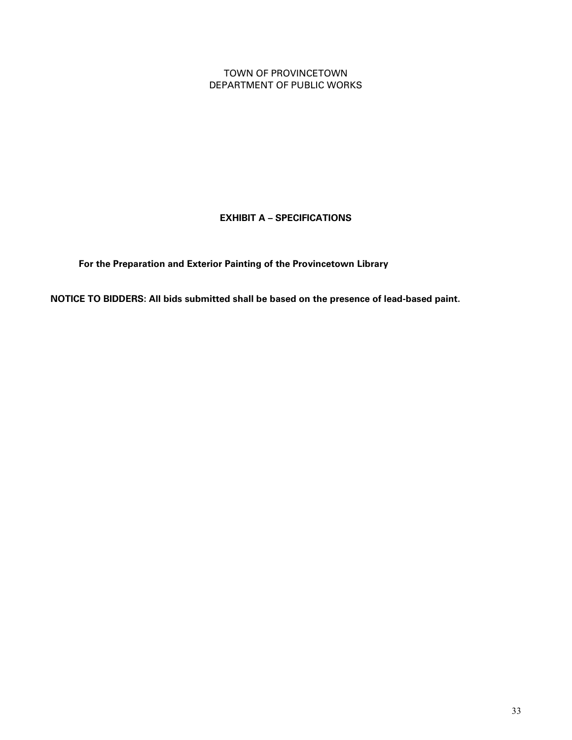TOWN OF PROVINCETOWN
DEPARTMENT OF PUBLIC WORKS

# EXHIBIT A – SPECIFICATIONS

**For the Preparation and Exterior Painting of the Provincetown Library**

**NOTICE TO BIDDERS: All bids submitted shall be based on the presence of lead-based paint.**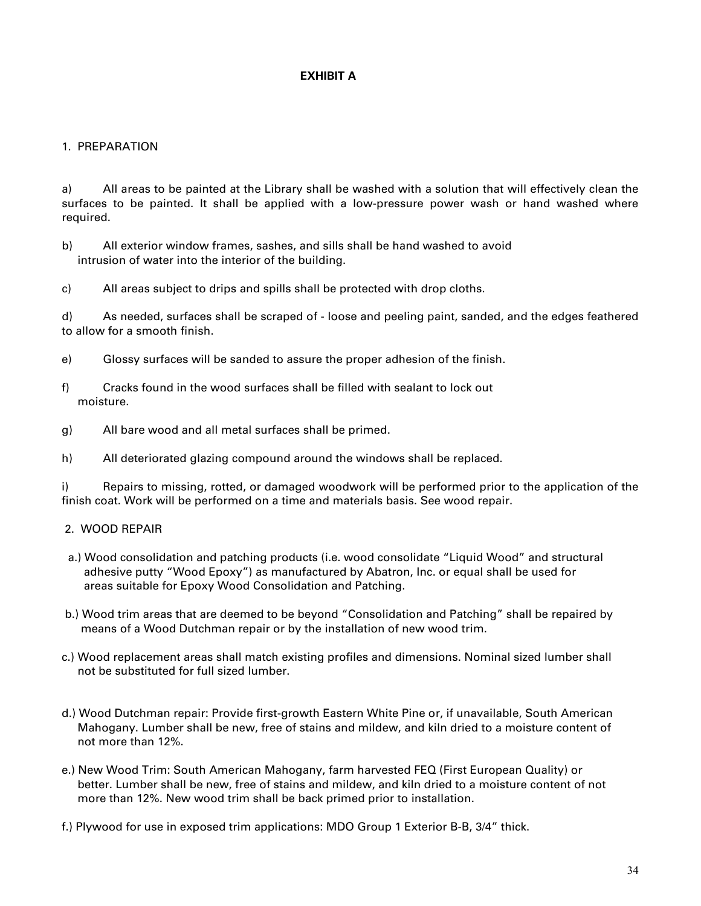**EXHIBIT A**

1. PREPARATION

a) All areas to be painted at the Library shall be washed with a solution that will effectively clean the surfaces to be painted. It shall be applied with a low-pressure power wash or hand washed where required.

b) All exterior window frames, sashes, and sills shall be hand washed to avoid intrusion of water into the interior of the building.

c) All areas subject to drips and spills shall be protected with drop cloths.

d) As needed, surfaces shall be scraped of - loose and peeling paint, sanded, and the edges feathered to allow for a smooth finish.

e) Glossy surfaces will be sanded to assure the proper adhesion of the finish.

f) Cracks found in the wood surfaces shall be filled with sealant to lock out moisture.

g) All bare wood and all metal surfaces shall be primed.

h) All deteriorated glazing compound around the windows shall be replaced.

i) Repairs to missing, rotted, or damaged woodwork will be performed prior to the application of the finish coat. Work will be performed on a time and materials basis. See wood repair.

2. WOOD REPAIR

a.) Wood consolidation and patching products (i.e. wood consolidate "Liquid Wood" and structural adhesive putty "Wood Epoxy") as manufactured by Abatron, Inc. or equal shall be used for areas suitable for Epoxy Wood Consolidation and Patching.

b.) Wood trim areas that are deemed to be beyond "Consolidation and Patching" shall be repaired by means of a Wood Dutchman repair or by the installation of new wood trim.

c.) Wood replacement areas shall match existing profiles and dimensions. Nominal sized lumber shall not be substituted for full sized lumber.

d.) Wood Dutchman repair: Provide first-growth Eastern White Pine or, if unavailable, South American Mahogany. Lumber shall be new, free of stains and mildew, and kiln dried to a moisture content of not more than 12%.

e.) New Wood Trim: South American Mahogany, farm harvested FEQ (First European Quality) or better. Lumber shall be new, free of stains and mildew, and kiln dried to a moisture content of not more than 12%. New wood trim shall be back primed prior to installation.

f.) Plywood for use in exposed trim applications: MDO Group 1 Exterior B-B, 3/4" thick.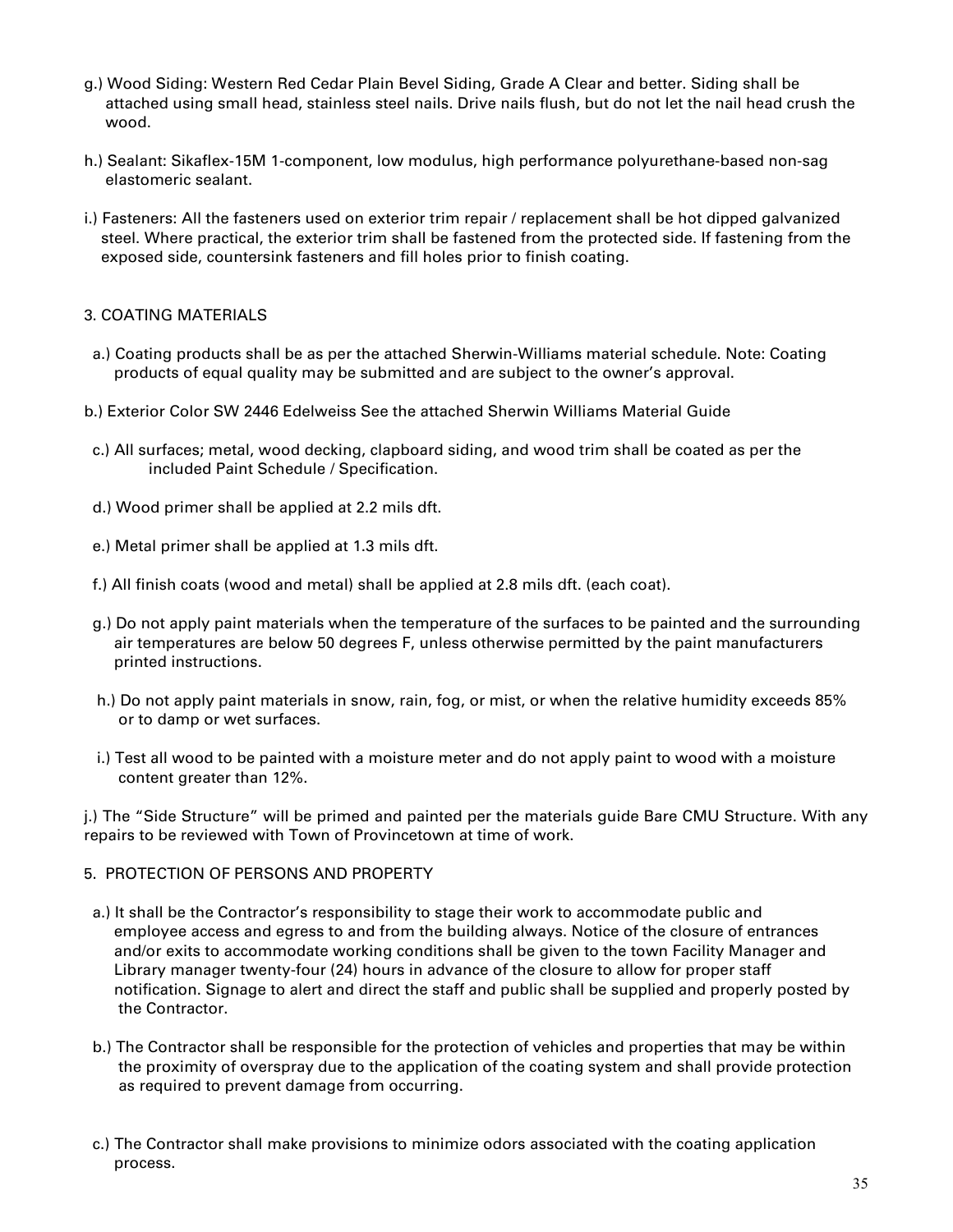g.) Wood Siding: Western Red Cedar Plain Bevel Siding, Grade A Clear and better. Siding shall be attached using small head, stainless steel nails. Drive nails flush, but do not let the nail head crush the wood.

h.) Sealant: Sikaflex-15M 1-component, low modulus, high performance polyurethane-based non-sag elastomeric sealant.

i.) Fasteners: All the fasteners used on exterior trim repair / replacement shall be hot dipped galvanized steel. Where practical, the exterior trim shall be fastened from the protected side. If fastening from the exposed side, countersink fasteners and fill holes prior to finish coating.

3. COATING MATERIALS

a.) Coating products shall be as per the attached Sherwin-Williams material schedule. Note: Coating products of equal quality may be submitted and are subject to the owner's approval.

b.) Exterior Color SW 2446 Edelweiss See the attached Sherwin Williams Material Guide

c.) All surfaces; metal, wood decking, clapboard siding, and wood trim shall be coated as per the included Paint Schedule / Specification.

d.) Wood primer shall be applied at 2.2 mils dft.

e.) Metal primer shall be applied at 1.3 mils dft.

f.) All finish coats (wood and metal) shall be applied at 2.8 mils dft. (each coat).

g.) Do not apply paint materials when the temperature of the surfaces to be painted and the surrounding air temperatures are below 50 degrees F, unless otherwise permitted by the paint manufacturers printed instructions.

h.) Do not apply paint materials in snow, rain, fog, or mist, or when the relative humidity exceeds 85% or to damp or wet surfaces.

i.) Test all wood to be painted with a moisture meter and do not apply paint to wood with a moisture content greater than 12%.

j.) The "Side Structure" will be primed and painted per the materials guide Bare CMU Structure. With any repairs to be reviewed with Town of Provincetown at time of work.

5. PROTECTION OF PERSONS AND PROPERTY

a.) It shall be the Contractor's responsibility to stage their work to accommodate public and employee access and egress to and from the building always. Notice of the closure of entrances and/or exits to accommodate working conditions shall be given to the town Facility Manager and Library manager twenty-four (24) hours in advance of the closure to allow for proper staff notification. Signage to alert and direct the staff and public shall be supplied and properly posted by the Contractor.

b.) The Contractor shall be responsible for the protection of vehicles and properties that may be within the proximity of overspray due to the application of the coating system and shall provide protection as required to prevent damage from occurring.

c.) The Contractor shall make provisions to minimize odors associated with the coating application process.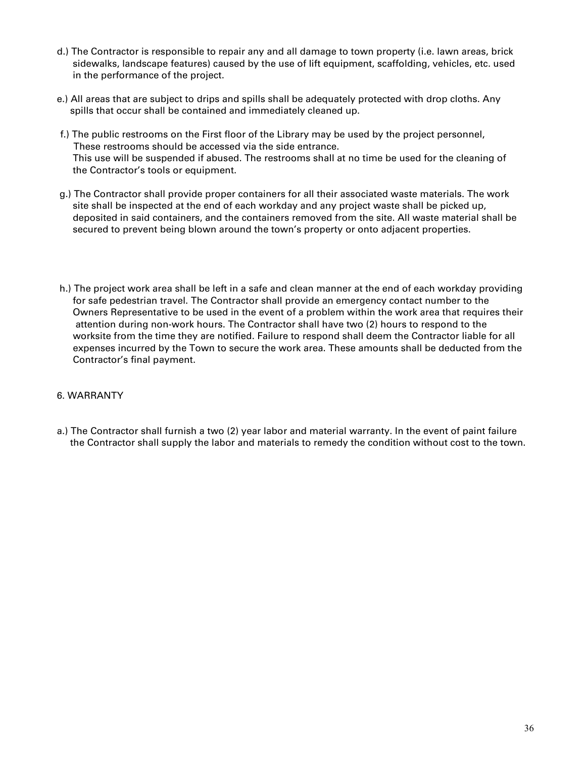d.) The Contractor is responsible to repair any and all damage to town property (i.e. lawn areas, brick sidewalks, landscape features) caused by the use of lift equipment, scaffolding, vehicles, etc. used in the performance of the project.

e.) All areas that are subject to drips and spills shall be adequately protected with drop cloths. Any spills that occur shall be contained and immediately cleaned up.

f.) The public restrooms on the First floor of the Library may be used by the project personnel, These restrooms should be accessed via the side entrance. This use will be suspended if abused. The restrooms shall at no time be used for the cleaning of the Contractor's tools or equipment.

g.) The Contractor shall provide proper containers for all their associated waste materials. The work site shall be inspected at the end of each workday and any project waste shall be picked up, deposited in said containers, and the containers removed from the site. All waste material shall be secured to prevent being blown around the town's property or onto adjacent properties.

h.) The project work area shall be left in a safe and clean manner at the end of each workday providing for safe pedestrian travel. The Contractor shall provide an emergency contact number to the Owners Representative to be used in the event of a problem within the work area that requires their attention during non-work hours. The Contractor shall have two (2) hours to respond to the worksite from the time they are notified. Failure to respond shall deem the Contractor liable for all expenses incurred by the Town to secure the work area. These amounts shall be deducted from the Contractor's final payment.

6. WARRANTY

a.) The Contractor shall furnish a two (2) year labor and material warranty. In the event of paint failure the Contractor shall supply the labor and materials to remedy the condition without cost to the town.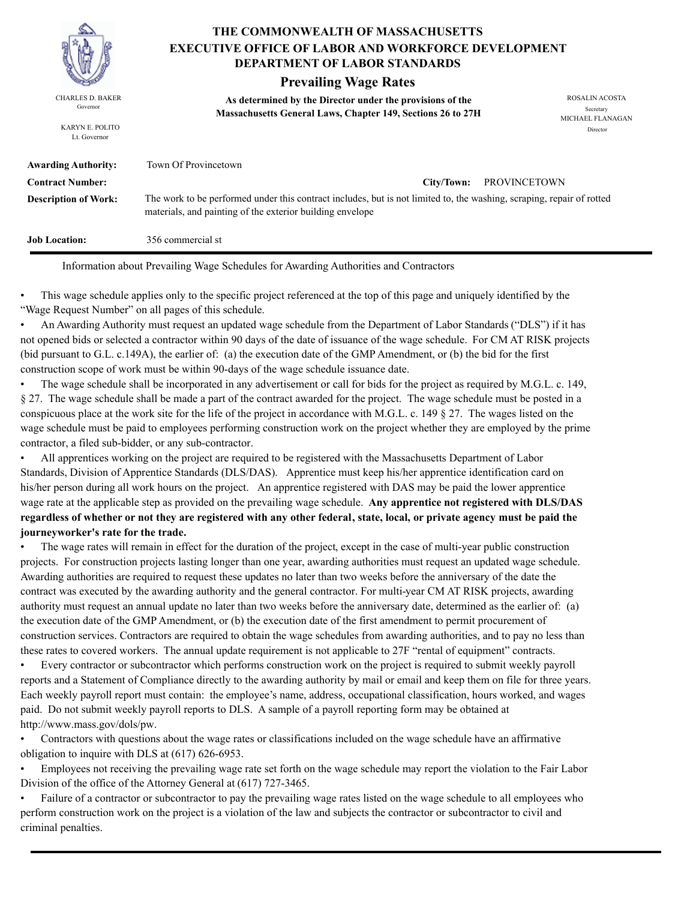# THE COMMONWEALTH OF MASSACHUSETTS
## EXECUTIVE OFFICE OF LABOR AND WORKFORCE DEVELOPMENT
## DEPARTMENT OF LABOR STANDARDS

### Prevailing Wage Rates

**As determined by the Director under the provisions of the Massachusetts General Laws, Chapter 149, Sections 26 to 27H**

CHARLES D. BAKER
Governor

KARYN E. POLITO
Lt. Governor

ROSALIN ACOSTA
Secretary

MICHAEL FLANAGAN
Director

| | |
|---|---|
| **Awarding Authority:** | Town Of Provincetown |
| **Contract Number:** | **City/Town:** PROVINCETOWN |
| **Description of Work:** | The work to be performed under this contract includes, but is not limited to, the washing, scraping, repair of rotted materials, and painting of the exterior building envelope |
| **Job Location:** | 356 commercial st |

Information about Prevailing Wage Schedules for Awarding Authorities and Contractors

- This wage schedule applies only to the specific project referenced at the top of this page and uniquely identified by the "Wage Request Number" on all pages of this schedule.
- An Awarding Authority must request an updated wage schedule from the Department of Labor Standards ("DLS") if it has not opened bids or selected a contractor within 90 days of the date of issuance of the wage schedule. For CM AT RISK projects (bid pursuant to G.L. c.149A), the earlier of: (a) the execution date of the GMP Amendment, or (b) the bid for the first construction scope of work must be within 90-days of the wage schedule issuance date.
- The wage schedule shall be incorporated in any advertisement or call for bids for the project as required by M.G.L. c. 149, § 27. The wage schedule shall be made a part of the contract awarded for the project. The wage schedule must be posted in a conspicuous place at the work site for the life of the project in accordance with M.G.L. c. 149 § 27. The wages listed on the wage schedule must be paid to employees performing construction work on the project whether they are employed by the prime contractor, a filed sub-bidder, or any sub-contractor.
- All apprentices working on the project are required to be registered with the Massachusetts Department of Labor Standards, Division of Apprentice Standards (DLS/DAS). Apprentice must keep his/her apprentice identification card on his/her person during all work hours on the project. An apprentice registered with DAS may be paid the lower apprentice wage rate at the applicable step as provided on the prevailing wage schedule. **Any apprentice not registered with DLS/DAS regardless of whether or not they are registered with any other federal, state, local, or private agency must be paid the journeyworker's rate for the trade.**
- The wage rates will remain in effect for the duration of the project, except in the case of multi-year public construction projects. For construction projects lasting longer than one year, awarding authorities must request an updated wage schedule. Awarding authorities are required to request these updates no later than two weeks before the anniversary of the date the contract was executed by the awarding authority and the general contractor. For multi-year CM AT RISK projects, awarding authority must request an annual update no later than two weeks before the anniversary date, determined as the earlier of: (a) the execution date of the GMP Amendment, or (b) the execution date of the first amendment to permit procurement of construction services. Contractors are required to obtain the wage schedules from awarding authorities, and to pay no less than these rates to covered workers. The annual update requirement is not applicable to 27F "rental of equipment" contracts.
- Every contractor or subcontractor which performs construction work on the project is required to submit weekly payroll reports and a Statement of Compliance directly to the awarding authority by mail or email and keep them on file for three years. Each weekly payroll report must contain: the employee's name, address, occupational classification, hours worked, and wages paid. Do not submit weekly payroll reports to DLS. A sample of a payroll reporting form may be obtained at http://www.mass.gov/dols/pw.
- Contractors with questions about the wage rates or classifications included on the wage schedule have an affirmative obligation to inquire with DLS at (617) 626-6953.
- Employees not receiving the prevailing wage rate set forth on the wage schedule may report the violation to the Fair Labor Division of the office of the Attorney General at (617) 727-3465.
- Failure of a contractor or subcontractor to pay the prevailing wage rates listed on the wage schedule to all employees who perform construction work on the project is a violation of the law and subjects the contractor or subcontractor to civil and criminal penalties.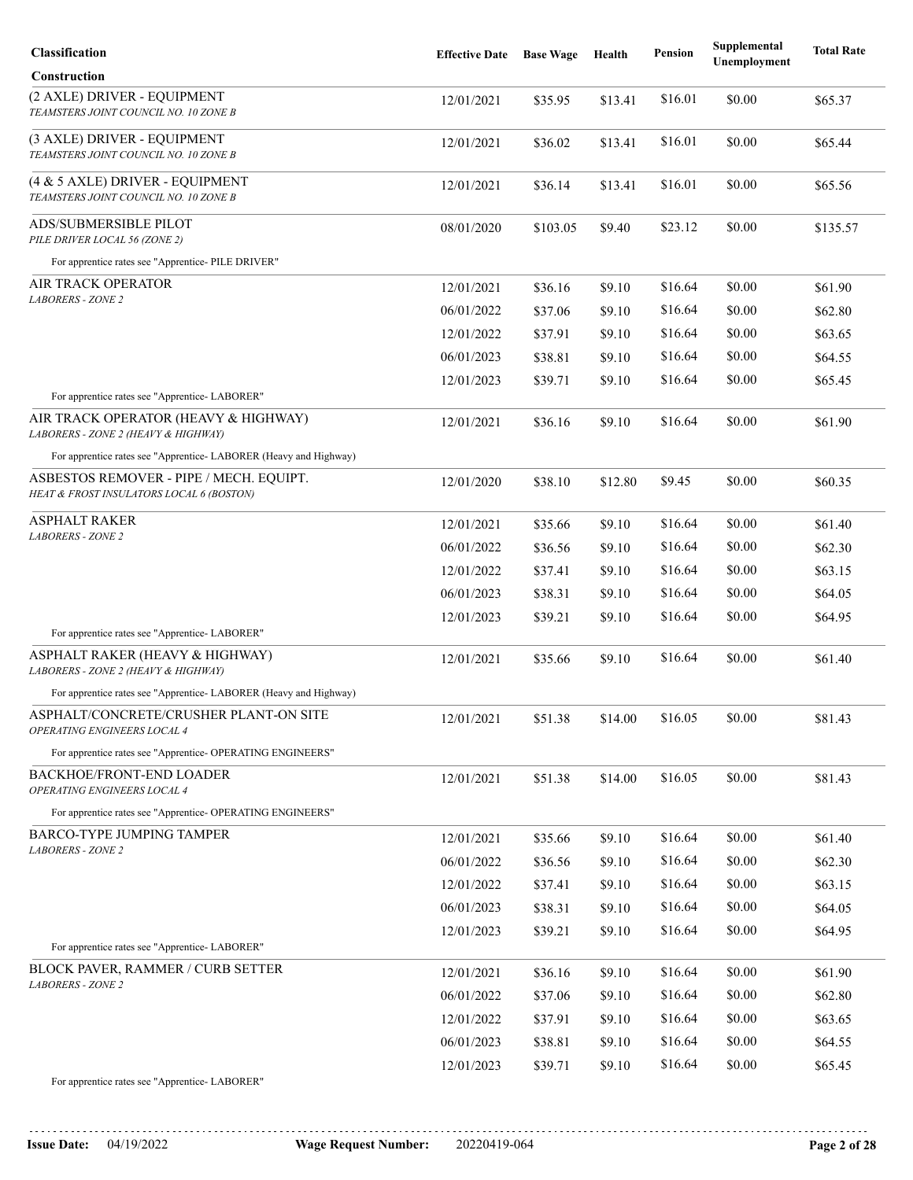| Classification | Effective Date | Base Wage | Health | Pension | Supplemental Unemployment | Total Rate |
|---|---|---|---|---|---|---|
| **Construction** | | | | | | |
| (2 AXLE) DRIVER - EQUIPMENT<br>*TEAMSTERS JOINT COUNCIL NO. 10 ZONE B* | 12/01/2021 | $35.95 | $13.41 | $16.01 | $0.00 | $65.37 |
| (3 AXLE) DRIVER - EQUIPMENT<br>*TEAMSTERS JOINT COUNCIL NO. 10 ZONE B* | 12/01/2021 | $36.02 | $13.41 | $16.01 | $0.00 | $65.44 |
| (4 & 5 AXLE) DRIVER - EQUIPMENT<br>*TEAMSTERS JOINT COUNCIL NO. 10 ZONE B* | 12/01/2021 | $36.14 | $13.41 | $16.01 | $0.00 | $65.56 |
| ADS/SUBMERSIBLE PILOT<br>*PILE DRIVER LOCAL 56 (ZONE 2)* | 08/01/2020 | $103.05 | $9.40 | $23.12 | $0.00 | $135.57 |
| For apprentice rates see "Apprentice- PILE DRIVER" | | | | | | |
| AIR TRACK OPERATOR<br>*LABORERS - ZONE 2* | 12/01/2021 | $36.16 | $9.10 | $16.64 | $0.00 | $61.90 |
| | 06/01/2022 | $37.06 | $9.10 | $16.64 | $0.00 | $62.80 |
| | 12/01/2022 | $37.91 | $9.10 | $16.64 | $0.00 | $63.65 |
| | 06/01/2023 | $38.81 | $9.10 | $16.64 | $0.00 | $64.55 |
| | 12/01/2023 | $39.71 | $9.10 | $16.64 | $0.00 | $65.45 |
| For apprentice rates see "Apprentice- LABORER" | | | | | | |
| AIR TRACK OPERATOR (HEAVY & HIGHWAY)<br>*LABORERS - ZONE 2 (HEAVY & HIGHWAY)* | 12/01/2021 | $36.16 | $9.10 | $16.64 | $0.00 | $61.90 |
| For apprentice rates see "Apprentice- LABORER (Heavy and Highway) | | | | | | |
| ASBESTOS REMOVER - PIPE / MECH. EQUIPT.<br>*HEAT & FROST INSULATORS LOCAL 6 (BOSTON)* | 12/01/2020 | $38.10 | $12.80 | $9.45 | $0.00 | $60.35 |
| ASPHALT RAKER<br>*LABORERS - ZONE 2* | 12/01/2021 | $35.66 | $9.10 | $16.64 | $0.00 | $61.40 |
| | 06/01/2022 | $36.56 | $9.10 | $16.64 | $0.00 | $62.30 |
| | 12/01/2022 | $37.41 | $9.10 | $16.64 | $0.00 | $63.15 |
| | 06/01/2023 | $38.31 | $9.10 | $16.64 | $0.00 | $64.05 |
| | 12/01/2023 | $39.21 | $9.10 | $16.64 | $0.00 | $64.95 |
| For apprentice rates see "Apprentice- LABORER" | | | | | | |
| ASPHALT RAKER (HEAVY & HIGHWAY)<br>*LABORERS - ZONE 2 (HEAVY & HIGHWAY)* | 12/01/2021 | $35.66 | $9.10 | $16.64 | $0.00 | $61.40 |
| For apprentice rates see "Apprentice- LABORER (Heavy and Highway) | | | | | | |
| ASPHALT/CONCRETE/CRUSHER PLANT-ON SITE<br>*OPERATING ENGINEERS LOCAL 4* | 12/01/2021 | $51.38 | $14.00 | $16.05 | $0.00 | $81.43 |
| For apprentice rates see "Apprentice- OPERATING ENGINEERS" | | | | | | |
| BACKHOE/FRONT-END LOADER<br>*OPERATING ENGINEERS LOCAL 4* | 12/01/2021 | $51.38 | $14.00 | $16.05 | $0.00 | $81.43 |
| For apprentice rates see "Apprentice- OPERATING ENGINEERS" | | | | | | |
| BARCO-TYPE JUMPING TAMPER<br>*LABORERS - ZONE 2* | 12/01/2021 | $35.66 | $9.10 | $16.64 | $0.00 | $61.40 |
| | 06/01/2022 | $36.56 | $9.10 | $16.64 | $0.00 | $62.30 |
| | 12/01/2022 | $37.41 | $9.10 | $16.64 | $0.00 | $63.15 |
| | 06/01/2023 | $38.31 | $9.10 | $16.64 | $0.00 | $64.05 |
| | 12/01/2023 | $39.21 | $9.10 | $16.64 | $0.00 | $64.95 |
| For apprentice rates see "Apprentice- LABORER" | | | | | | |
| BLOCK PAVER, RAMMER / CURB SETTER<br>*LABORERS - ZONE 2* | 12/01/2021 | $36.16 | $9.10 | $16.64 | $0.00 | $61.90 |
| | 06/01/2022 | $37.06 | $9.10 | $16.64 | $0.00 | $62.80 |
| | 12/01/2022 | $37.91 | $9.10 | $16.64 | $0.00 | $63.65 |
| | 06/01/2023 | $38.81 | $9.10 | $16.64 | $0.00 | $64.55 |
| | 12/01/2023 | $39.71 | $9.10 | $16.64 | $0.00 | $65.45 |
| For apprentice rates see "Apprentice- LABORER" | | | | | | |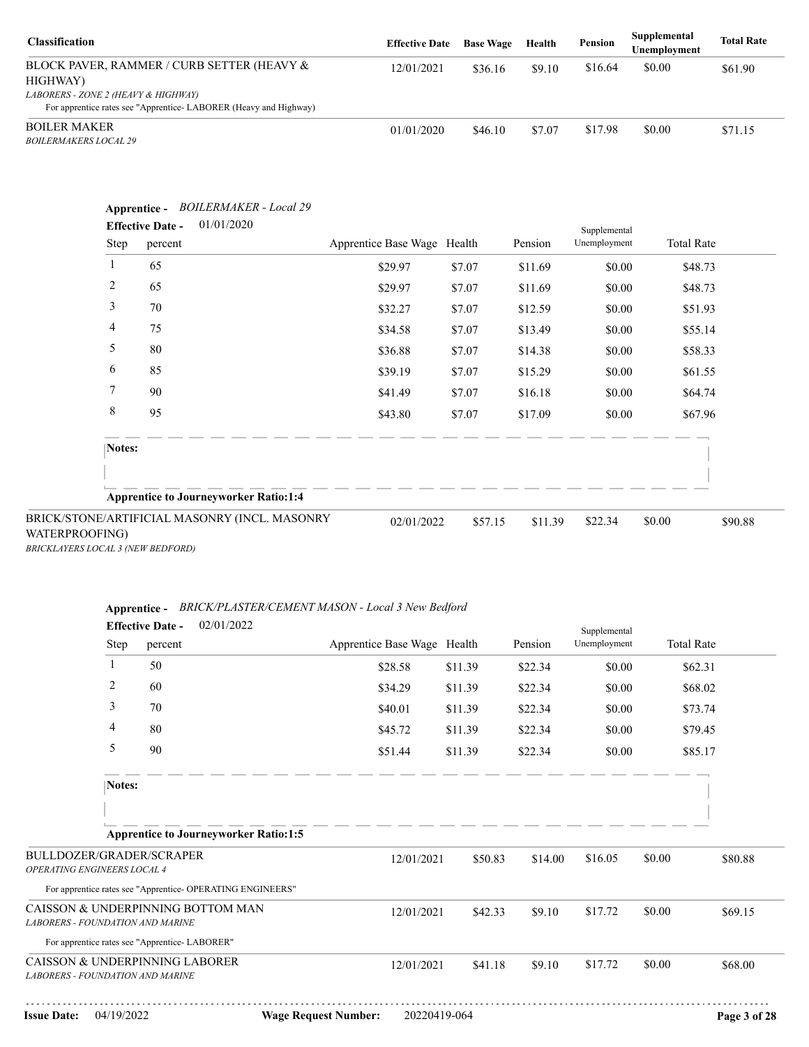| Classification | Effective Date | Base Wage | Health | Pension | Supplemental Unemployment | Total Rate |
|---|---|---|---|---|---|---|
| BLOCK PAVER, RAMMER / CURB SETTER (HEAVY & HIGHWAY)<br>*LABORERS - ZONE 2 (HEAVY & HIGHWAY)*<br>For apprentice rates see "Apprentice- LABORER (Heavy and Highway) | 12/01/2021 | $36.16 | $9.10 | $16.64 | $0.00 | $61.90 |
| BOILER MAKER<br>*BOILERMAKERS LOCAL 29* | 01/01/2020 | $46.10 | $7.07 | $17.98 | $0.00 | $71.15 |

**Apprentice -** *BOILERMAKER - Local 29*

**Effective Date -** 01/01/2020

| Step | percent | Apprentice Base Wage | Health | Pension | Supplemental Unemployment | Total Rate |
|---|---|---|---|---|---|---|
| 1 | 65 | $29.97 | $7.07 | $11.69 | $0.00 | $48.73 |
| 2 | 65 | $29.97 | $7.07 | $11.69 | $0.00 | $48.73 |
| 3 | 70 | $32.27 | $7.07 | $12.59 | $0.00 | $51.93 |
| 4 | 75 | $34.58 | $7.07 | $13.49 | $0.00 | $55.14 |
| 5 | 80 | $36.88 | $7.07 | $14.38 | $0.00 | $58.33 |
| 6 | 85 | $39.19 | $7.07 | $15.29 | $0.00 | $61.55 |
| 7 | 90 | $41.49 | $7.07 | $16.18 | $0.00 | $64.74 |
| 8 | 95 | $43.80 | $7.07 | $17.09 | $0.00 | $67.96 |

**Notes:**

**Apprentice to Journeyworker Ratio:1:4**

| Classification | Effective Date | Base Wage | Health | Pension | Supplemental Unemployment | Total Rate |
|---|---|---|---|---|---|---|
| BRICK/STONE/ARTIFICIAL MASONRY (INCL. MASONRY WATERPROOFING)<br>*BRICKLAYERS LOCAL 3 (NEW BEDFORD)* | 02/01/2022 | $57.15 | $11.39 | $22.34 | $0.00 | $90.88 |

**Apprentice -** *BRICK/PLASTER/CEMENT MASON - Local 3 New Bedford*

**Effective Date -** 02/01/2022

| Step | percent | Apprentice Base Wage | Health | Pension | Supplemental Unemployment | Total Rate |
|---|---|---|---|---|---|---|
| 1 | 50 | $28.58 | $11.39 | $22.34 | $0.00 | $62.31 |
| 2 | 60 | $34.29 | $11.39 | $22.34 | $0.00 | $68.02 |
| 3 | 70 | $40.01 | $11.39 | $22.34 | $0.00 | $73.74 |
| 4 | 80 | $45.72 | $11.39 | $22.34 | $0.00 | $79.45 |
| 5 | 90 | $51.44 | $11.39 | $22.34 | $0.00 | $85.17 |

**Notes:**

**Apprentice to Journeyworker Ratio:1:5**

| Classification | Effective Date | Base Wage | Health | Pension | Supplemental Unemployment | Total Rate |
|---|---|---|---|---|---|---|
| BULLDOZER/GRADER/SCRAPER<br>*OPERATING ENGINEERS LOCAL 4*<br>For apprentice rates see "Apprentice- OPERATING ENGINEERS" | 12/01/2021 | $50.83 | $14.00 | $16.05 | $0.00 | $80.88 |
| CAISSON & UNDERPINNING BOTTOM MAN<br>*LABORERS - FOUNDATION AND MARINE*<br>For apprentice rates see "Apprentice- LABORER" | 12/01/2021 | $42.33 | $9.10 | $17.72 | $0.00 | $69.15 |
| CAISSON & UNDERPINNING LABORER<br>*LABORERS - FOUNDATION AND MARINE* | 12/01/2021 | $41.18 | $9.10 | $17.72 | $0.00 | $68.00 |

**Issue Date:** 04/19/2022 **Wage Request Number:** 20220419-064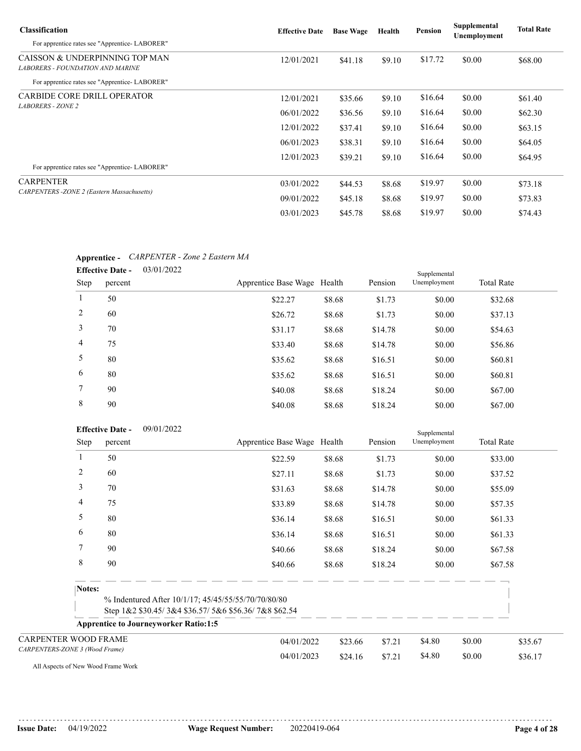| Classification | Effective Date | Base Wage | Health | Pension | Supplemental Unemployment | Total Rate |
|---|---|---|---|---|---|---|
| For apprentice rates see "Apprentice- LABORER" | | | | | | |
| CAISSON & UNDERPINNING TOP MAN *LABORERS - FOUNDATION AND MARINE* | 12/01/2021 | $41.18 | $9.10 | $17.72 | $0.00 | $68.00 |
| For apprentice rates see "Apprentice- LABORER" | | | | | | |
| CARBIDE CORE DRILL OPERATOR *LABORERS - ZONE 2* | 12/01/2021 | $35.66 | $9.10 | $16.64 | $0.00 | $61.40 |
| | 06/01/2022 | $36.56 | $9.10 | $16.64 | $0.00 | $62.30 |
| | 12/01/2022 | $37.41 | $9.10 | $16.64 | $0.00 | $63.15 |
| | 06/01/2023 | $38.31 | $9.10 | $16.64 | $0.00 | $64.05 |
| | 12/01/2023 | $39.21 | $9.10 | $16.64 | $0.00 | $64.95 |
| For apprentice rates see "Apprentice- LABORER" | | | | | | |
| CARPENTER *CARPENTERS -ZONE 2 (Eastern Massachusetts)* | 03/01/2022 | $44.53 | $8.68 | $19.97 | $0.00 | $73.18 |
| | 09/01/2022 | $45.18 | $8.68 | $19.97 | $0.00 | $73.83 |
| | 03/01/2023 | $45.78 | $8.68 | $19.97 | $0.00 | $74.43 |

**Apprentice -** *CARPENTER - Zone 2 Eastern MA*

**Effective Date -** 03/01/2022

| Step | percent | Apprentice Base Wage | Health | Pension | Supplemental Unemployment | Total Rate |
|---|---|---|---|---|---|---|
| 1 | 50 | $22.27 | $8.68 | $1.73 | $0.00 | $32.68 |
| 2 | 60 | $26.72 | $8.68 | $1.73 | $0.00 | $37.13 |
| 3 | 70 | $31.17 | $8.68 | $14.78 | $0.00 | $54.63 |
| 4 | 75 | $33.40 | $8.68 | $14.78 | $0.00 | $56.86 |
| 5 | 80 | $35.62 | $8.68 | $16.51 | $0.00 | $60.81 |
| 6 | 80 | $35.62 | $8.68 | $16.51 | $0.00 | $60.81 |
| 7 | 90 | $40.08 | $8.68 | $18.24 | $0.00 | $67.00 |
| 8 | 90 | $40.08 | $8.68 | $18.24 | $0.00 | $67.00 |

**Effective Date -** 09/01/2022

| Step | percent | Apprentice Base Wage | Health | Pension | Supplemental Unemployment | Total Rate |
|---|---|---|---|---|---|---|
| 1 | 50 | $22.59 | $8.68 | $1.73 | $0.00 | $33.00 |
| 2 | 60 | $27.11 | $8.68 | $1.73 | $0.00 | $37.52 |
| 3 | 70 | $31.63 | $8.68 | $14.78 | $0.00 | $55.09 |
| 4 | 75 | $33.89 | $8.68 | $14.78 | $0.00 | $57.35 |
| 5 | 80 | $36.14 | $8.68 | $16.51 | $0.00 | $61.33 |
| 6 | 80 | $36.14 | $8.68 | $16.51 | $0.00 | $61.33 |
| 7 | 90 | $40.66 | $8.68 | $18.24 | $0.00 | $67.58 |
| 8 | 90 | $40.66 | $8.68 | $18.24 | $0.00 | $67.58 |

**Notes:**

% Indentured After 10/1/17; 45/45/55/55/70/70/80/80
Step 1&2 $30.45/ 3&4 $36.57/ 5&6 $56.36/ 7&8 $62.54

**Apprentice to Journeyworker Ratio:1:5**

| Classification | Effective Date | Base Wage | Health | Pension | Supplemental Unemployment | Total Rate |
|---|---|---|---|---|---|---|
| CARPENTER WOOD FRAME *CARPENTERS-ZONE 3 (Wood Frame)* | 04/01/2022 | $23.66 | $7.21 | $4.80 | $0.00 | $35.67 |
| | 04/01/2023 | $24.16 | $7.21 | $4.80 | $0.00 | $36.17 |

All Aspects of New Wood Frame Work

**Issue Date:** 04/19/2022 **Wage Request Number:** 20220419-064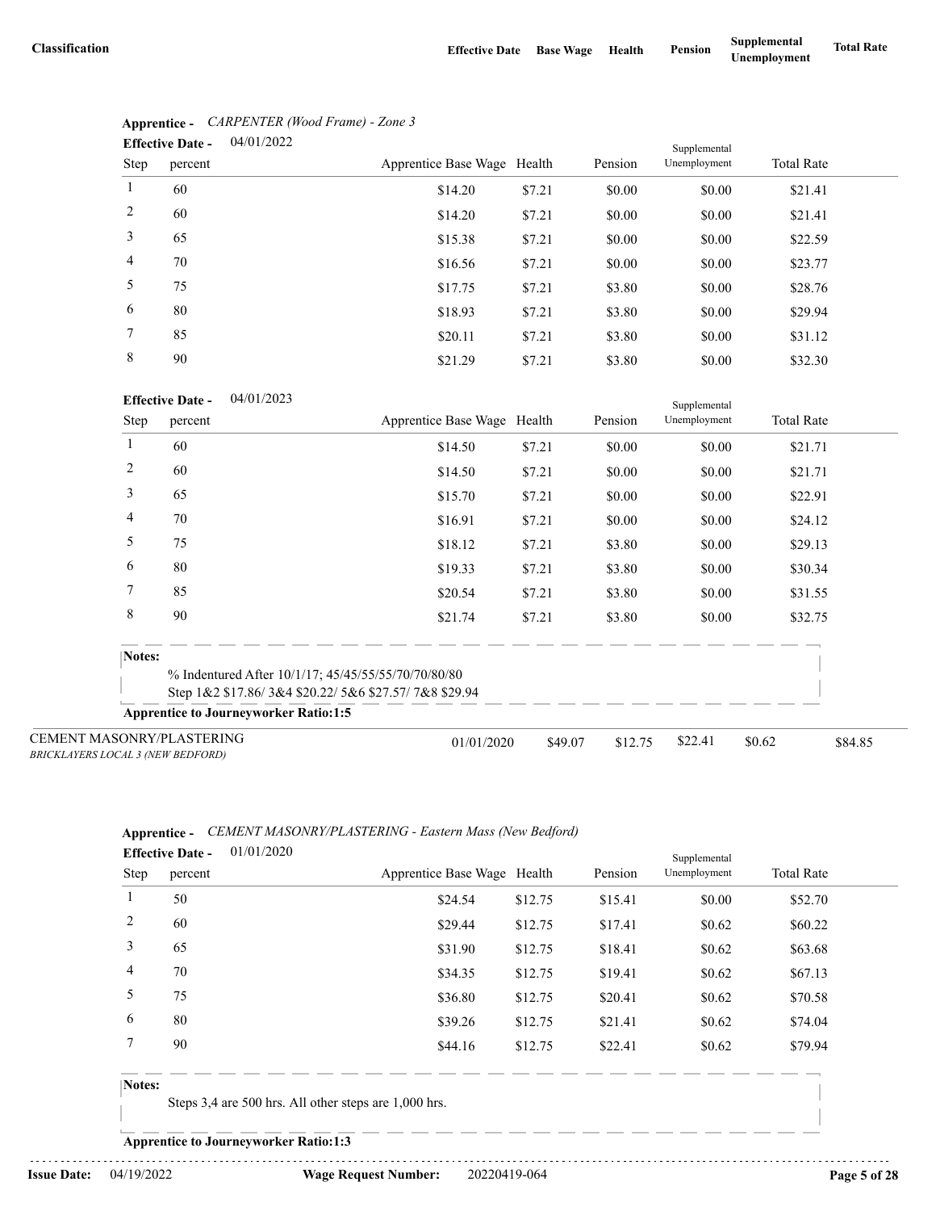| Classification | Effective Date | Base Wage | Health | Pension | Supplemental Unemployment | Total Rate |
|---|---|---|---|---|---|---|

**Apprentice -** *CARPENTER (Wood Frame) - Zone 3*

**Effective Date -** 04/01/2022

| Step | percent | Apprentice Base Wage | Health | Pension | Supplemental Unemployment | Total Rate |
|---|---|---|---|---|---|---|
| 1 | 60 | $14.20 | $7.21 | $0.00 | $0.00 | $21.41 |
| 2 | 60 | $14.20 | $7.21 | $0.00 | $0.00 | $21.41 |
| 3 | 65 | $15.38 | $7.21 | $0.00 | $0.00 | $22.59 |
| 4 | 70 | $16.56 | $7.21 | $0.00 | $0.00 | $23.77 |
| 5 | 75 | $17.75 | $7.21 | $3.80 | $0.00 | $28.76 |
| 6 | 80 | $18.93 | $7.21 | $3.80 | $0.00 | $29.94 |
| 7 | 85 | $20.11 | $7.21 | $3.80 | $0.00 | $31.12 |
| 8 | 90 | $21.29 | $7.21 | $3.80 | $0.00 | $32.30 |

**Effective Date -** 04/01/2023

| Step | percent | Apprentice Base Wage | Health | Pension | Supplemental Unemployment | Total Rate |
|---|---|---|---|---|---|---|
| 1 | 60 | $14.50 | $7.21 | $0.00 | $0.00 | $21.71 |
| 2 | 60 | $14.50 | $7.21 | $0.00 | $0.00 | $21.71 |
| 3 | 65 | $15.70 | $7.21 | $0.00 | $0.00 | $22.91 |
| 4 | 70 | $16.91 | $7.21 | $0.00 | $0.00 | $24.12 |
| 5 | 75 | $18.12 | $7.21 | $3.80 | $0.00 | $29.13 |
| 6 | 80 | $19.33 | $7.21 | $3.80 | $0.00 | $30.34 |
| 7 | 85 | $20.54 | $7.21 | $3.80 | $0.00 | $31.55 |
| 8 | 90 | $21.74 | $7.21 | $3.80 | $0.00 | $32.75 |

**Notes:**

% Indentured After 10/1/17; 45/45/55/55/70/70/80/80
Step 1&2 $17.86/ 3&4 $20.22/ 5&6 $27.57/ 7&8 $29.94

**Apprentice to Journeyworker Ratio:1:5**

| Classification | Effective Date | Base Wage | Health | Pension | Supplemental Unemployment | Total Rate |
|---|---|---|---|---|---|---|
| CEMENT MASONRY/PLASTERING *BRICKLAYERS LOCAL 3 (NEW BEDFORD)* | 01/01/2020 | $49.07 | $12.75 | $22.41 | $0.62 | $84.85 |

**Apprentice -** *CEMENT MASONRY/PLASTERING - Eastern Mass (New Bedford)*

**Effective Date -** 01/01/2020

| Step | percent | Apprentice Base Wage | Health | Pension | Supplemental Unemployment | Total Rate |
|---|---|---|---|---|---|---|
| 1 | 50 | $24.54 | $12.75 | $15.41 | $0.00 | $52.70 |
| 2 | 60 | $29.44 | $12.75 | $17.41 | $0.62 | $60.22 |
| 3 | 65 | $31.90 | $12.75 | $18.41 | $0.62 | $63.68 |
| 4 | 70 | $34.35 | $12.75 | $19.41 | $0.62 | $67.13 |
| 5 | 75 | $36.80 | $12.75 | $20.41 | $0.62 | $70.58 |
| 6 | 80 | $39.26 | $12.75 | $21.41 | $0.62 | $74.04 |
| 7 | 90 | $44.16 | $12.75 | $22.41 | $0.62 | $79.94 |

**Notes:**

Steps 3,4 are 500 hrs. All other steps are 1,000 hrs.

**Apprentice to Journeyworker Ratio:1:3**

**Issue Date:** 04/19/2022 **Wage Request Number:** 20220419-064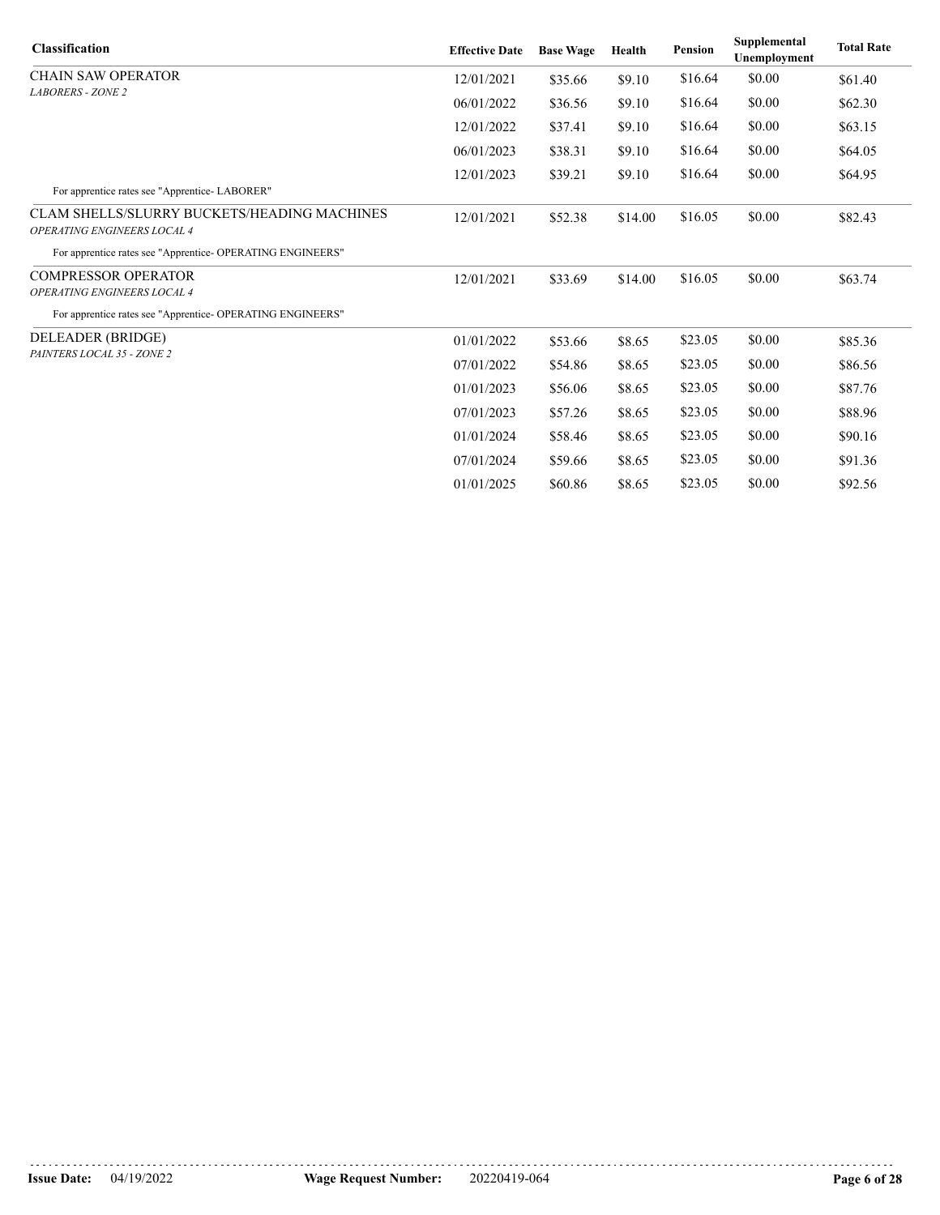| Classification | Effective Date | Base Wage | Health | Pension | Supplemental Unemployment | Total Rate |
|---|---|---|---|---|---|---|
| CHAIN SAW OPERATOR<br>*LABORERS - ZONE 2* | 12/01/2021 | $35.66 | $9.10 | $16.64 | $0.00 | $61.40 |
| | 06/01/2022 | $36.56 | $9.10 | $16.64 | $0.00 | $62.30 |
| | 12/01/2022 | $37.41 | $9.10 | $16.64 | $0.00 | $63.15 |
| | 06/01/2023 | $38.31 | $9.10 | $16.64 | $0.00 | $64.05 |
| | 12/01/2023 | $39.21 | $9.10 | $16.64 | $0.00 | $64.95 |
| For apprentice rates see "Apprentice- LABORER" | | | | | | |
| CLAM SHELLS/SLURRY BUCKETS/HEADING MACHINES<br>*OPERATING ENGINEERS LOCAL 4* | 12/01/2021 | $52.38 | $14.00 | $16.05 | $0.00 | $82.43 |
| For apprentice rates see "Apprentice- OPERATING ENGINEERS" | | | | | | |
| COMPRESSOR OPERATOR<br>*OPERATING ENGINEERS LOCAL 4* | 12/01/2021 | $33.69 | $14.00 | $16.05 | $0.00 | $63.74 |
| For apprentice rates see "Apprentice- OPERATING ENGINEERS" | | | | | | |
| DELEADER (BRIDGE)<br>*PAINTERS LOCAL 35 - ZONE 2* | 01/01/2022 | $53.66 | $8.65 | $23.05 | $0.00 | $85.36 |
| | 07/01/2022 | $54.86 | $8.65 | $23.05 | $0.00 | $86.56 |
| | 01/01/2023 | $56.06 | $8.65 | $23.05 | $0.00 | $87.76 |
| | 07/01/2023 | $57.26 | $8.65 | $23.05 | $0.00 | $88.96 |
| | 01/01/2024 | $58.46 | $8.65 | $23.05 | $0.00 | $90.16 |
| | 07/01/2024 | $59.66 | $8.65 | $23.05 | $0.00 | $91.36 |
| | 01/01/2025 | $60.86 | $8.65 | $23.05 | $0.00 | $92.56 |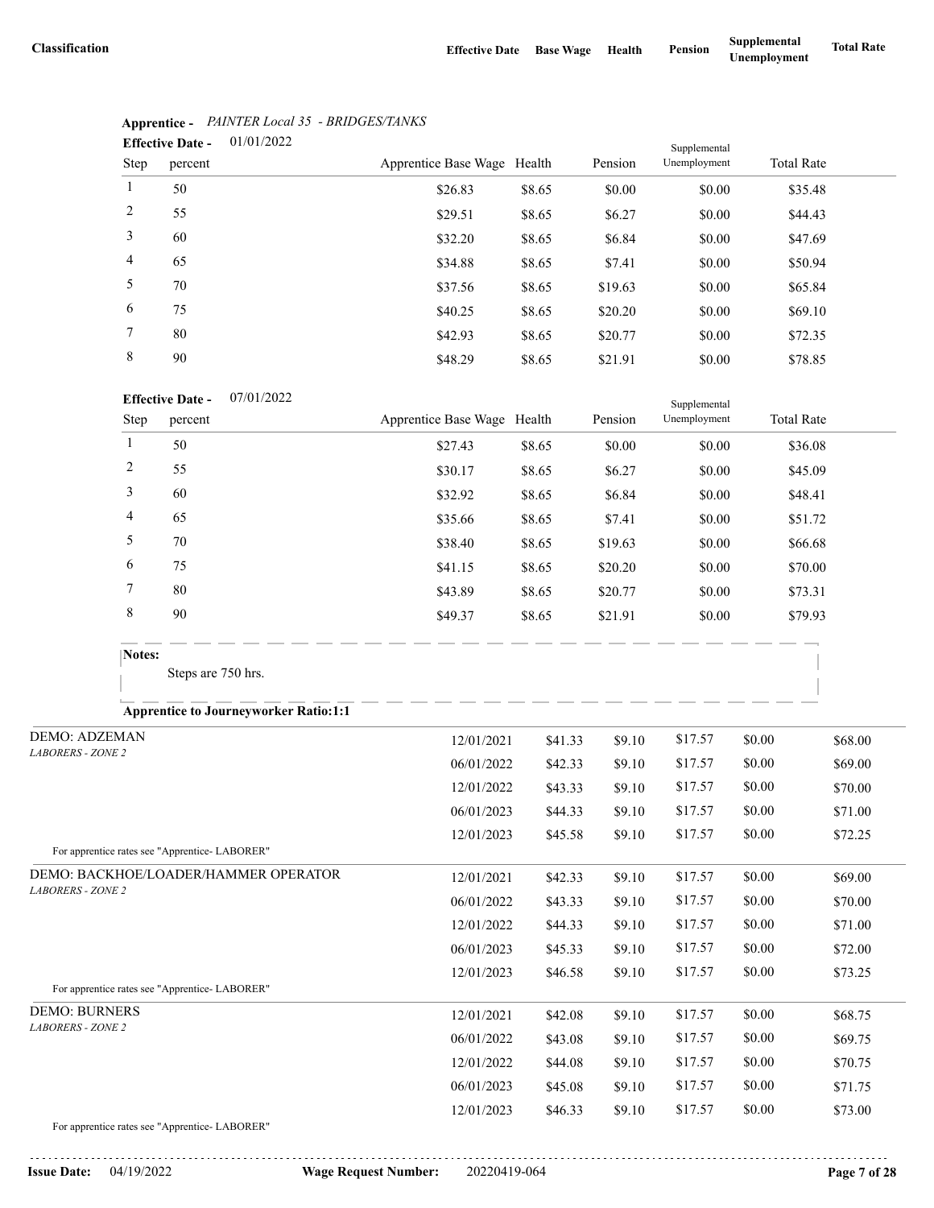| Classification | Effective Date | Base Wage | Health | Pension | Supplemental Unemployment | Total Rate |
|---|---|---|---|---|---|---|

**Apprentice -** *PAINTER Local 35 - BRIDGES/TANKS*

**Effective Date -** 01/01/2022

| Step | percent | Apprentice Base Wage | Health | Pension | Supplemental Unemployment | Total Rate |
|---|---|---|---|---|---|---|
| 1 | 50 | $26.83 | $8.65 | $0.00 | $0.00 | $35.48 |
| 2 | 55 | $29.51 | $8.65 | $6.27 | $0.00 | $44.43 |
| 3 | 60 | $32.20 | $8.65 | $6.84 | $0.00 | $47.69 |
| 4 | 65 | $34.88 | $8.65 | $7.41 | $0.00 | $50.94 |
| 5 | 70 | $37.56 | $8.65 | $19.63 | $0.00 | $65.84 |
| 6 | 75 | $40.25 | $8.65 | $20.20 | $0.00 | $69.10 |
| 7 | 80 | $42.93 | $8.65 | $20.77 | $0.00 | $72.35 |
| 8 | 90 | $48.29 | $8.65 | $21.91 | $0.00 | $78.85 |

**Effective Date -** 07/01/2022

| Step | percent | Apprentice Base Wage | Health | Pension | Supplemental Unemployment | Total Rate |
|---|---|---|---|---|---|---|
| 1 | 50 | $27.43 | $8.65 | $0.00 | $0.00 | $36.08 |
| 2 | 55 | $30.17 | $8.65 | $6.27 | $0.00 | $45.09 |
| 3 | 60 | $32.92 | $8.65 | $6.84 | $0.00 | $48.41 |
| 4 | 65 | $35.66 | $8.65 | $7.41 | $0.00 | $51.72 |
| 5 | 70 | $38.40 | $8.65 | $19.63 | $0.00 | $66.68 |
| 6 | 75 | $41.15 | $8.65 | $20.20 | $0.00 | $70.00 |
| 7 | 80 | $43.89 | $8.65 | $20.77 | $0.00 | $73.31 |
| 8 | 90 | $49.37 | $8.65 | $21.91 | $0.00 | $79.93 |

**Notes:**

Steps are 750 hrs.

**Apprentice to Journeyworker Ratio:1:1**

| Classification | Effective Date | Base Wage | Health | Pension | Supplemental Unemployment | Total Rate |
|---|---|---|---|---|---|---|
| DEMO: ADZEMAN *LABORERS - ZONE 2* | 12/01/2021 | $41.33 | $9.10 | $17.57 | $0.00 | $68.00 |
| | 06/01/2022 | $42.33 | $9.10 | $17.57 | $0.00 | $69.00 |
| | 12/01/2022 | $43.33 | $9.10 | $17.57 | $0.00 | $70.00 |
| | 06/01/2023 | $44.33 | $9.10 | $17.57 | $0.00 | $71.00 |
| | 12/01/2023 | $45.58 | $9.10 | $17.57 | $0.00 | $72.25 |

For apprentice rates see "Apprentice- LABORER"

| Classification | Effective Date | Base Wage | Health | Pension | Supplemental Unemployment | Total Rate |
|---|---|---|---|---|---|---|
| DEMO: BACKHOE/LOADER/HAMMER OPERATOR *LABORERS - ZONE 2* | 12/01/2021 | $42.33 | $9.10 | $17.57 | $0.00 | $69.00 |
| | 06/01/2022 | $43.33 | $9.10 | $17.57 | $0.00 | $70.00 |
| | 12/01/2022 | $44.33 | $9.10 | $17.57 | $0.00 | $71.00 |
| | 06/01/2023 | $45.33 | $9.10 | $17.57 | $0.00 | $72.00 |
| | 12/01/2023 | $46.58 | $9.10 | $17.57 | $0.00 | $73.25 |

For apprentice rates see "Apprentice- LABORER"

| Classification | Effective Date | Base Wage | Health | Pension | Supplemental Unemployment | Total Rate |
|---|---|---|---|---|---|---|
| DEMO: BURNERS *LABORERS - ZONE 2* | 12/01/2021 | $42.08 | $9.10 | $17.57 | $0.00 | $68.75 |
| | 06/01/2022 | $43.08 | $9.10 | $17.57 | $0.00 | $69.75 |
| | 12/01/2022 | $44.08 | $9.10 | $17.57 | $0.00 | $70.75 |
| | 06/01/2023 | $45.08 | $9.10 | $17.57 | $0.00 | $71.75 |
| | 12/01/2023 | $46.33 | $9.10 | $17.57 | $0.00 | $73.00 |

For apprentice rates see "Apprentice- LABORER"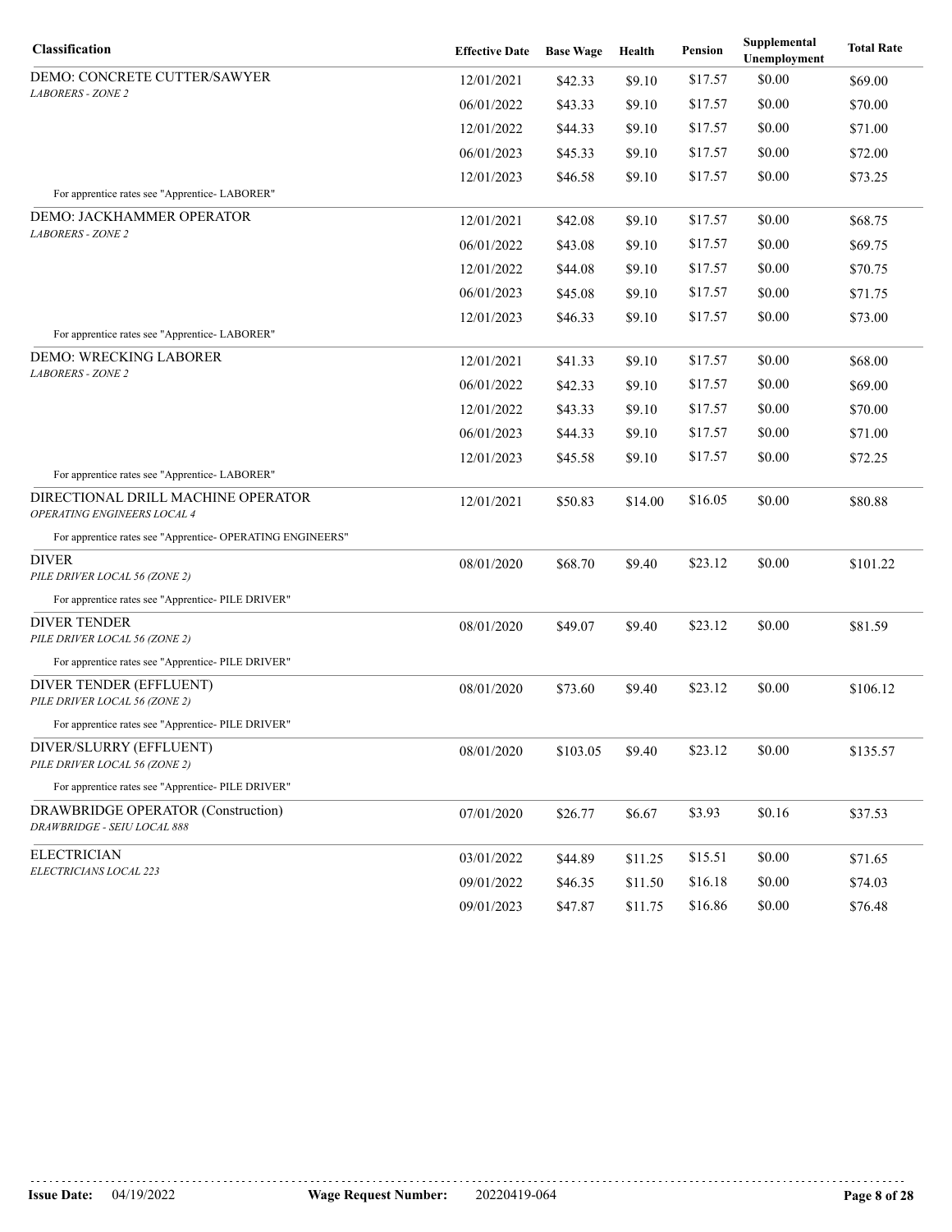| Classification | Effective Date | Base Wage | Health | Pension | Supplemental Unemployment | Total Rate |
|---|---|---|---|---|---|---|
| DEMO: CONCRETE CUTTER/SAWYER<br>*LABORERS - ZONE 2* | 12/01/2021 | $42.33 | $9.10 | $17.57 | $0.00 | $69.00 |
| | 06/01/2022 | $43.33 | $9.10 | $17.57 | $0.00 | $70.00 |
| | 12/01/2022 | $44.33 | $9.10 | $17.57 | $0.00 | $71.00 |
| | 06/01/2023 | $45.33 | $9.10 | $17.57 | $0.00 | $72.00 |
| | 12/01/2023 | $46.58 | $9.10 | $17.57 | $0.00 | $73.25 |
| For apprentice rates see "Apprentice- LABORER" | | | | | | |
| DEMO: JACKHAMMER OPERATOR<br>*LABORERS - ZONE 2* | 12/01/2021 | $42.08 | $9.10 | $17.57 | $0.00 | $68.75 |
| | 06/01/2022 | $43.08 | $9.10 | $17.57 | $0.00 | $69.75 |
| | 12/01/2022 | $44.08 | $9.10 | $17.57 | $0.00 | $70.75 |
| | 06/01/2023 | $45.08 | $9.10 | $17.57 | $0.00 | $71.75 |
| | 12/01/2023 | $46.33 | $9.10 | $17.57 | $0.00 | $73.00 |
| For apprentice rates see "Apprentice- LABORER" | | | | | | |
| DEMO: WRECKING LABORER<br>*LABORERS - ZONE 2* | 12/01/2021 | $41.33 | $9.10 | $17.57 | $0.00 | $68.00 |
| | 06/01/2022 | $42.33 | $9.10 | $17.57 | $0.00 | $69.00 |
| | 12/01/2022 | $43.33 | $9.10 | $17.57 | $0.00 | $70.00 |
| | 06/01/2023 | $44.33 | $9.10 | $17.57 | $0.00 | $71.00 |
| | 12/01/2023 | $45.58 | $9.10 | $17.57 | $0.00 | $72.25 |
| For apprentice rates see "Apprentice- LABORER" | | | | | | |
| DIRECTIONAL DRILL MACHINE OPERATOR<br>*OPERATING ENGINEERS LOCAL 4* | 12/01/2021 | $50.83 | $14.00 | $16.05 | $0.00 | $80.88 |
| For apprentice rates see "Apprentice- OPERATING ENGINEERS" | | | | | | |
| DIVER<br>*PILE DRIVER LOCAL 56 (ZONE 2)* | 08/01/2020 | $68.70 | $9.40 | $23.12 | $0.00 | $101.22 |
| For apprentice rates see "Apprentice- PILE DRIVER" | | | | | | |
| DIVER TENDER<br>*PILE DRIVER LOCAL 56 (ZONE 2)* | 08/01/2020 | $49.07 | $9.40 | $23.12 | $0.00 | $81.59 |
| For apprentice rates see "Apprentice- PILE DRIVER" | | | | | | |
| DIVER TENDER (EFFLUENT)<br>*PILE DRIVER LOCAL 56 (ZONE 2)* | 08/01/2020 | $73.60 | $9.40 | $23.12 | $0.00 | $106.12 |
| For apprentice rates see "Apprentice- PILE DRIVER" | | | | | | |
| DIVER/SLURRY (EFFLUENT)<br>*PILE DRIVER LOCAL 56 (ZONE 2)* | 08/01/2020 | $103.05 | $9.40 | $23.12 | $0.00 | $135.57 |
| For apprentice rates see "Apprentice- PILE DRIVER" | | | | | | |
| DRAWBRIDGE OPERATOR (Construction)<br>*DRAWBRIDGE - SEIU LOCAL 888* | 07/01/2020 | $26.77 | $6.67 | $3.93 | $0.16 | $37.53 |
| ELECTRICIAN<br>*ELECTRICIANS LOCAL 223* | 03/01/2022 | $44.89 | $11.25 | $15.51 | $0.00 | $71.65 |
| | 09/01/2022 | $46.35 | $11.50 | $16.18 | $0.00 | $74.03 |
| | 09/01/2023 | $47.87 | $11.75 | $16.86 | $0.00 | $76.48 |

**Issue Date:** 04/19/2022 **Wage Request Number:** 20220419-064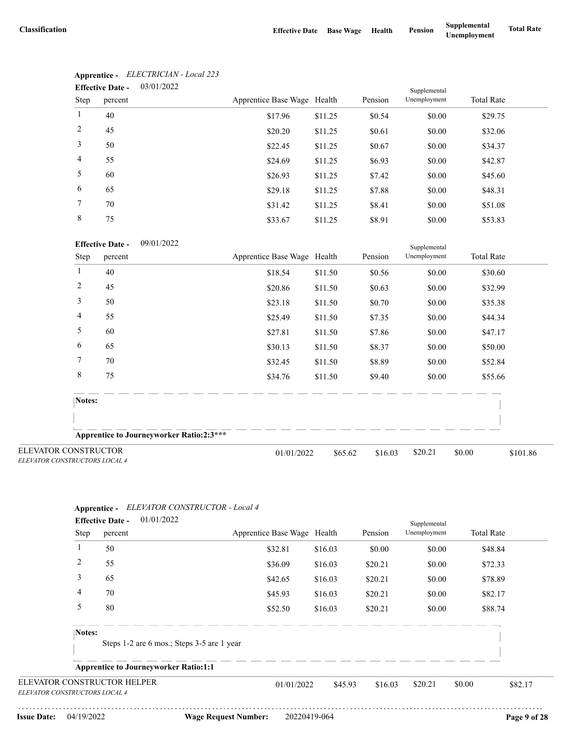| Classification | Effective Date | Base Wage | Health | Pension | Supplemental Unemployment | Total Rate |
|---|---|---|---|---|---|---|

**Apprentice -** *ELECTRICIAN - Local 223*

**Effective Date -** 03/01/2022

| Step | percent | Apprentice Base Wage | Health | Pension | Supplemental Unemployment | Total Rate |
|---|---|---|---|---|---|---|
| 1 | 40 | $17.96 | $11.25 | $0.54 | $0.00 | $29.75 |
| 2 | 45 | $20.20 | $11.25 | $0.61 | $0.00 | $32.06 |
| 3 | 50 | $22.45 | $11.25 | $0.67 | $0.00 | $34.37 |
| 4 | 55 | $24.69 | $11.25 | $6.93 | $0.00 | $42.87 |
| 5 | 60 | $26.93 | $11.25 | $7.42 | $0.00 | $45.60 |
| 6 | 65 | $29.18 | $11.25 | $7.88 | $0.00 | $48.31 |
| 7 | 70 | $31.42 | $11.25 | $8.41 | $0.00 | $51.08 |
| 8 | 75 | $33.67 | $11.25 | $8.91 | $0.00 | $53.83 |

**Effective Date -** 09/01/2022

| Step | percent | Apprentice Base Wage | Health | Pension | Supplemental Unemployment | Total Rate |
|---|---|---|---|---|---|---|
| 1 | 40 | $18.54 | $11.50 | $0.56 | $0.00 | $30.60 |
| 2 | 45 | $20.86 | $11.50 | $0.63 | $0.00 | $32.99 |
| 3 | 50 | $23.18 | $11.50 | $0.70 | $0.00 | $35.38 |
| 4 | 55 | $25.49 | $11.50 | $7.35 | $0.00 | $44.34 |
| 5 | 60 | $27.81 | $11.50 | $7.86 | $0.00 | $47.17 |
| 6 | 65 | $30.13 | $11.50 | $8.37 | $0.00 | $50.00 |
| 7 | 70 | $32.45 | $11.50 | $8.89 | $0.00 | $52.84 |
| 8 | 75 | $34.76 | $11.50 | $9.40 | $0.00 | $55.66 |

**Notes:**

**Apprentice to Journeyworker Ratio:2:3*****

| Classification | Effective Date | Base Wage | Health | Pension | Supplemental Unemployment | Total Rate |
|---|---|---|---|---|---|---|
| ELEVATOR CONSTRUCTOR<br>*ELEVATOR CONSTRUCTORS LOCAL 4* | 01/01/2022 | $65.62 | $16.03 | $20.21 | $0.00 | $101.86 |

**Apprentice -** *ELEVATOR CONSTRUCTOR - Local 4*

**Effective Date -** 01/01/2022

| Step | percent | Apprentice Base Wage | Health | Pension | Supplemental Unemployment | Total Rate |
|---|---|---|---|---|---|---|
| 1 | 50 | $32.81 | $16.03 | $0.00 | $0.00 | $48.84 |
| 2 | 55 | $36.09 | $16.03 | $20.21 | $0.00 | $72.33 |
| 3 | 65 | $42.65 | $16.03 | $20.21 | $0.00 | $78.89 |
| 4 | 70 | $45.93 | $16.03 | $20.21 | $0.00 | $82.17 |
| 5 | 80 | $52.50 | $16.03 | $20.21 | $0.00 | $88.74 |

**Notes:**

Steps 1-2 are 6 mos.; Steps 3-5 are 1 year

**Apprentice to Journeyworker Ratio:1:1**

| Classification | Effective Date | Base Wage | Health | Pension | Supplemental Unemployment | Total Rate |
|---|---|---|---|---|---|---|
| ELEVATOR CONSTRUCTOR HELPER<br>*ELEVATOR CONSTRUCTORS LOCAL 4* | 01/01/2022 | $45.93 | $16.03 | $20.21 | $0.00 | $82.17 |

**Issue Date:** 04/19/2022 **Wage Request Number:** 20220419-064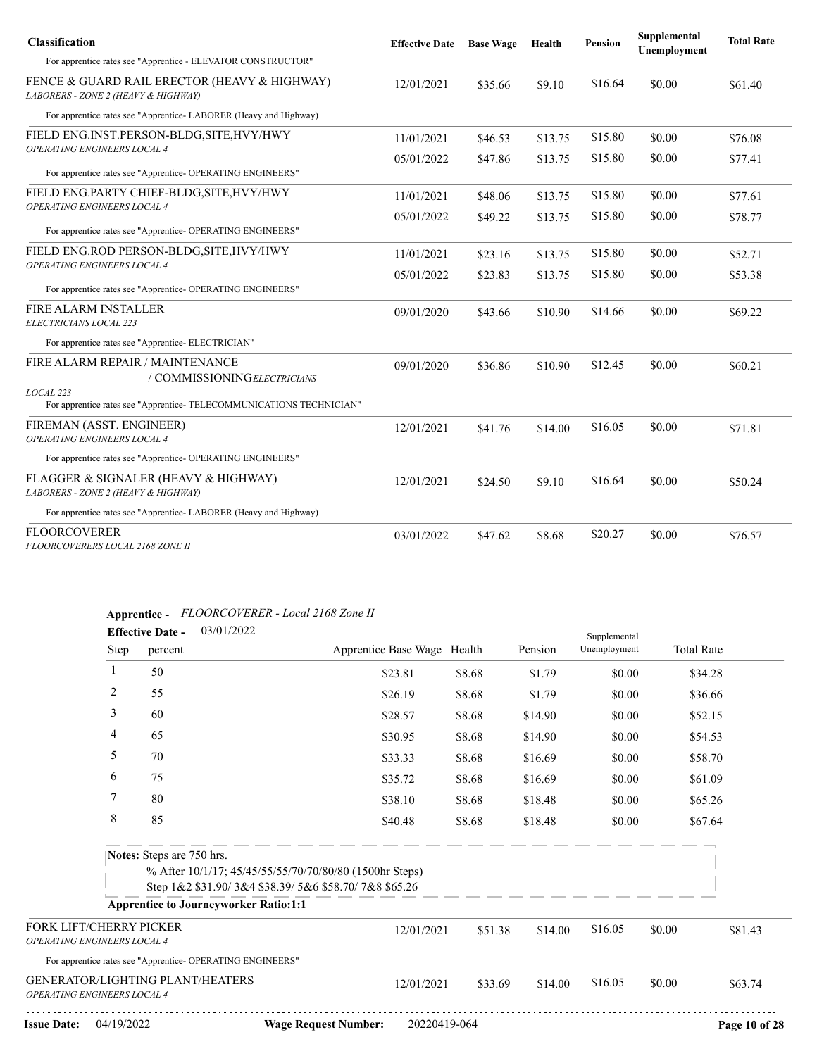| Classification | Effective Date | Base Wage | Health | Pension | Supplemental Unemployment | Total Rate |
|---|---|---|---|---|---|---|
| For apprentice rates see "Apprentice - ELEVATOR CONSTRUCTOR" | | | | | | |
| FENCE & GUARD RAIL ERECTOR (HEAVY & HIGHWAY) *LABORERS - ZONE 2 (HEAVY & HIGHWAY)* | 12/01/2021 | $35.66 | $9.10 | $16.64 | $0.00 | $61.40 |
| For apprentice rates see "Apprentice- LABORER (Heavy and Highway) | | | | | | |
| FIELD ENG.INST.PERSON-BLDG,SITE,HVY/HWY *OPERATING ENGINEERS LOCAL 4* | 11/01/2021 | $46.53 | $13.75 | $15.80 | $0.00 | $76.08 |
| | 05/01/2022 | $47.86 | $13.75 | $15.80 | $0.00 | $77.41 |
| For apprentice rates see "Apprentice- OPERATING ENGINEERS" | | | | | | |
| FIELD ENG.PARTY CHIEF-BLDG,SITE,HVY/HWY *OPERATING ENGINEERS LOCAL 4* | 11/01/2021 | $48.06 | $13.75 | $15.80 | $0.00 | $77.61 |
| | 05/01/2022 | $49.22 | $13.75 | $15.80 | $0.00 | $78.77 |
| For apprentice rates see "Apprentice- OPERATING ENGINEERS" | | | | | | |
| FIELD ENG.ROD PERSON-BLDG,SITE,HVY/HWY *OPERATING ENGINEERS LOCAL 4* | 11/01/2021 | $23.16 | $13.75 | $15.80 | $0.00 | $52.71 |
| | 05/01/2022 | $23.83 | $13.75 | $15.80 | $0.00 | $53.38 |
| For apprentice rates see "Apprentice- OPERATING ENGINEERS" | | | | | | |
| FIRE ALARM INSTALLER *ELECTRICIANS LOCAL 223* | 09/01/2020 | $43.66 | $10.90 | $14.66 | $0.00 | $69.22 |
| For apprentice rates see "Apprentice- ELECTRICIAN" | | | | | | |
| FIRE ALARM REPAIR / MAINTENANCE / COMMISSIONING *ELECTRICIANS LOCAL 223* | 09/01/2020 | $36.86 | $10.90 | $12.45 | $0.00 | $60.21 |
| For apprentice rates see "Apprentice- TELECOMMUNICATIONS TECHNICIAN" | | | | | | |
| FIREMAN (ASST. ENGINEER) *OPERATING ENGINEERS LOCAL 4* | 12/01/2021 | $41.76 | $14.00 | $16.05 | $0.00 | $71.81 |
| For apprentice rates see "Apprentice- OPERATING ENGINEERS" | | | | | | |
| FLAGGER & SIGNALER (HEAVY & HIGHWAY) *LABORERS - ZONE 2 (HEAVY & HIGHWAY)* | 12/01/2021 | $24.50 | $9.10 | $16.64 | $0.00 | $50.24 |
| For apprentice rates see "Apprentice- LABORER (Heavy and Highway) | | | | | | |
| FLOORCOVERER *FLOORCOVERERS LOCAL 2168 ZONE II* | 03/01/2022 | $47.62 | $8.68 | $20.27 | $0.00 | $76.57 |

**Apprentice -** *FLOORCOVERER - Local 2168 Zone II*

**Effective Date -** 03/01/2022

| Step | percent | Apprentice Base Wage | Health | Pension | Supplemental Unemployment | Total Rate |
|---|---|---|---|---|---|---|
| 1 | 50 | $23.81 | $8.68 | $1.79 | $0.00 | $34.28 |
| 2 | 55 | $26.19 | $8.68 | $1.79 | $0.00 | $36.66 |
| 3 | 60 | $28.57 | $8.68 | $14.90 | $0.00 | $52.15 |
| 4 | 65 | $30.95 | $8.68 | $14.90 | $0.00 | $54.53 |
| 5 | 70 | $33.33 | $8.68 | $16.69 | $0.00 | $58.70 |
| 6 | 75 | $35.72 | $8.68 | $16.69 | $0.00 | $61.09 |
| 7 | 80 | $38.10 | $8.68 | $18.48 | $0.00 | $65.26 |
| 8 | 85 | $40.48 | $8.68 | $18.48 | $0.00 | $67.64 |

**Notes:** Steps are 750 hrs.
% After 10/1/17; 45/45/55/55/70/70/80/80 (1500hr Steps)
Step 1&2 $31.90/ 3&4 $38.39/ 5&6 $58.70/ 7&8 $65.26

**Apprentice to Journeyworker Ratio:1:1**

| Classification | Effective Date | Base Wage | Health | Pension | Supplemental Unemployment | Total Rate |
|---|---|---|---|---|---|---|
| FORK LIFT/CHERRY PICKER *OPERATING ENGINEERS LOCAL 4* | 12/01/2021 | $51.38 | $14.00 | $16.05 | $0.00 | $81.43 |
| For apprentice rates see "Apprentice- OPERATING ENGINEERS" | | | | | | |
| GENERATOR/LIGHTING PLANT/HEATERS *OPERATING ENGINEERS LOCAL 4* | 12/01/2021 | $33.69 | $14.00 | $16.05 | $0.00 | $63.74 |

**Issue Date:** 04/19/2022 **Wage Request Number:** 20220419-064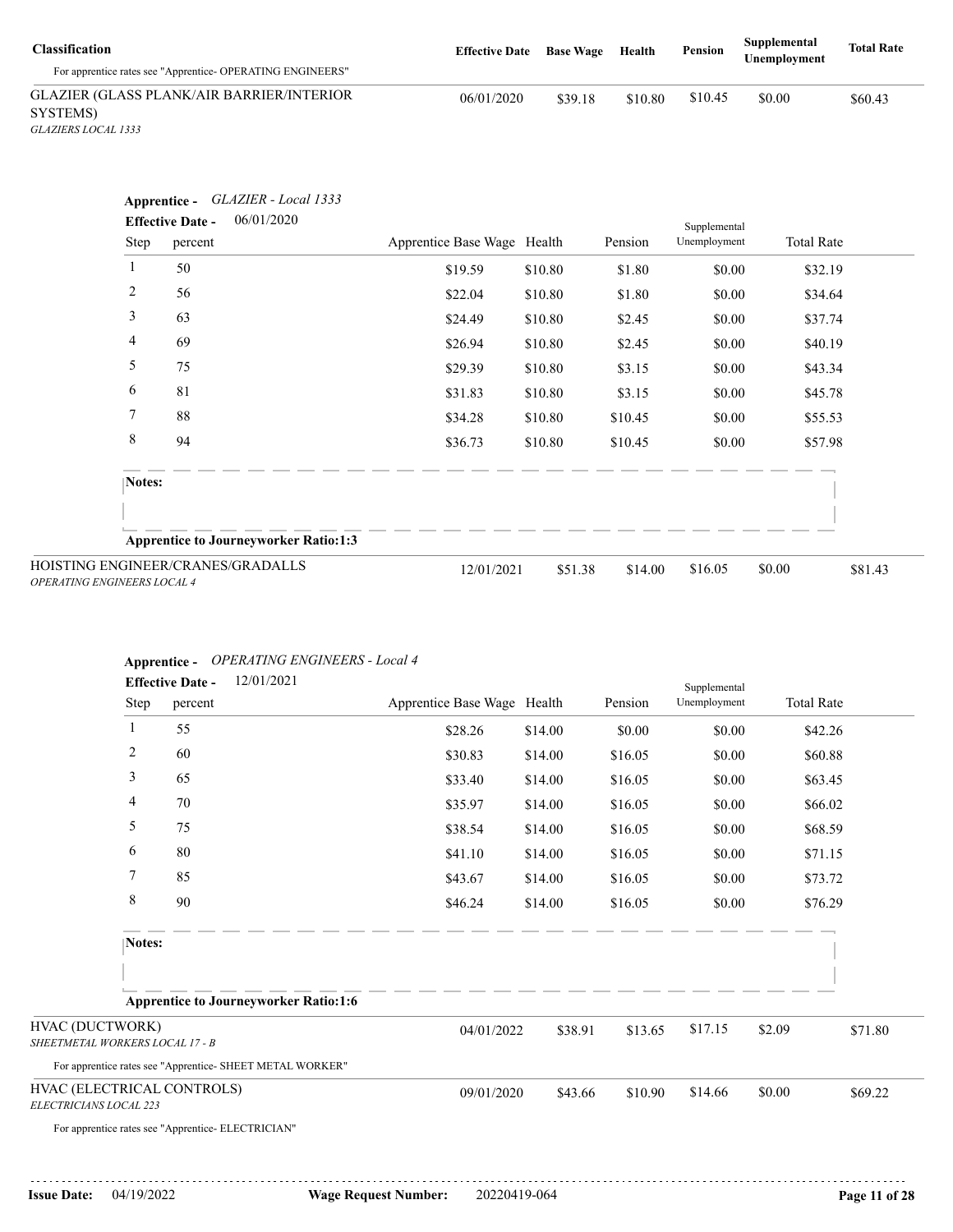| Classification | Effective Date | Base Wage | Health | Pension | Supplemental Unemployment | Total Rate |
|---|---|---|---|---|---|---|
| For apprentice rates see "Apprentice- OPERATING ENGINEERS" | | | | | | |
| GLAZIER (GLASS PLANK/AIR BARRIER/INTERIOR SYSTEMS) *GLAZIERS LOCAL 1333* | 06/01/2020 | $39.18 | $10.80 | $10.45 | $0.00 | $60.43 |

**Apprentice -** *GLAZIER - Local 1333*

**Effective Date -** 06/01/2020

| Step | percent | Apprentice Base Wage | Health | Pension | Supplemental Unemployment | Total Rate |
|---|---|---|---|---|---|---|
| 1 | 50 | $19.59 | $10.80 | $1.80 | $0.00 | $32.19 |
| 2 | 56 | $22.04 | $10.80 | $1.80 | $0.00 | $34.64 |
| 3 | 63 | $24.49 | $10.80 | $2.45 | $0.00 | $37.74 |
| 4 | 69 | $26.94 | $10.80 | $2.45 | $0.00 | $40.19 |
| 5 | 75 | $29.39 | $10.80 | $3.15 | $0.00 | $43.34 |
| 6 | 81 | $31.83 | $10.80 | $3.15 | $0.00 | $45.78 |
| 7 | 88 | $34.28 | $10.80 | $10.45 | $0.00 | $55.53 |
| 8 | 94 | $36.73 | $10.80 | $10.45 | $0.00 | $57.98 |

**Notes:**

**Apprentice to Journeyworker Ratio:1:3**

| Classification | Effective Date | Base Wage | Health | Pension | Supplemental Unemployment | Total Rate |
|---|---|---|---|---|---|---|
| HOISTING ENGINEER/CRANES/GRADALLS *OPERATING ENGINEERS LOCAL 4* | 12/01/2021 | $51.38 | $14.00 | $16.05 | $0.00 | $81.43 |

**Apprentice -** *OPERATING ENGINEERS - Local 4*

**Effective Date -** 12/01/2021

| Step | percent | Apprentice Base Wage | Health | Pension | Supplemental Unemployment | Total Rate |
|---|---|---|---|---|---|---|
| 1 | 55 | $28.26 | $14.00 | $0.00 | $0.00 | $42.26 |
| 2 | 60 | $30.83 | $14.00 | $16.05 | $0.00 | $60.88 |
| 3 | 65 | $33.40 | $14.00 | $16.05 | $0.00 | $63.45 |
| 4 | 70 | $35.97 | $14.00 | $16.05 | $0.00 | $66.02 |
| 5 | 75 | $38.54 | $14.00 | $16.05 | $0.00 | $68.59 |
| 6 | 80 | $41.10 | $14.00 | $16.05 | $0.00 | $71.15 |
| 7 | 85 | $43.67 | $14.00 | $16.05 | $0.00 | $73.72 |
| 8 | 90 | $46.24 | $14.00 | $16.05 | $0.00 | $76.29 |

**Notes:**

**Apprentice to Journeyworker Ratio:1:6**

| Classification | Effective Date | Base Wage | Health | Pension | Supplemental Unemployment | Total Rate |
|---|---|---|---|---|---|---|
| HVAC (DUCTWORK) *SHEETMETAL WORKERS LOCAL 17 - B* | 04/01/2022 | $38.91 | $13.65 | $17.15 | $2.09 | $71.80 |
| For apprentice rates see "Apprentice- SHEET METAL WORKER" | | | | | | |
| HVAC (ELECTRICAL CONTROLS) *ELECTRICIANS LOCAL 223* | 09/01/2020 | $43.66 | $10.90 | $14.66 | $0.00 | $69.22 |
| For apprentice rates see "Apprentice- ELECTRICIAN" | | | | | | |

**Issue Date:** 04/19/2022 **Wage Request Number:** 20220419-064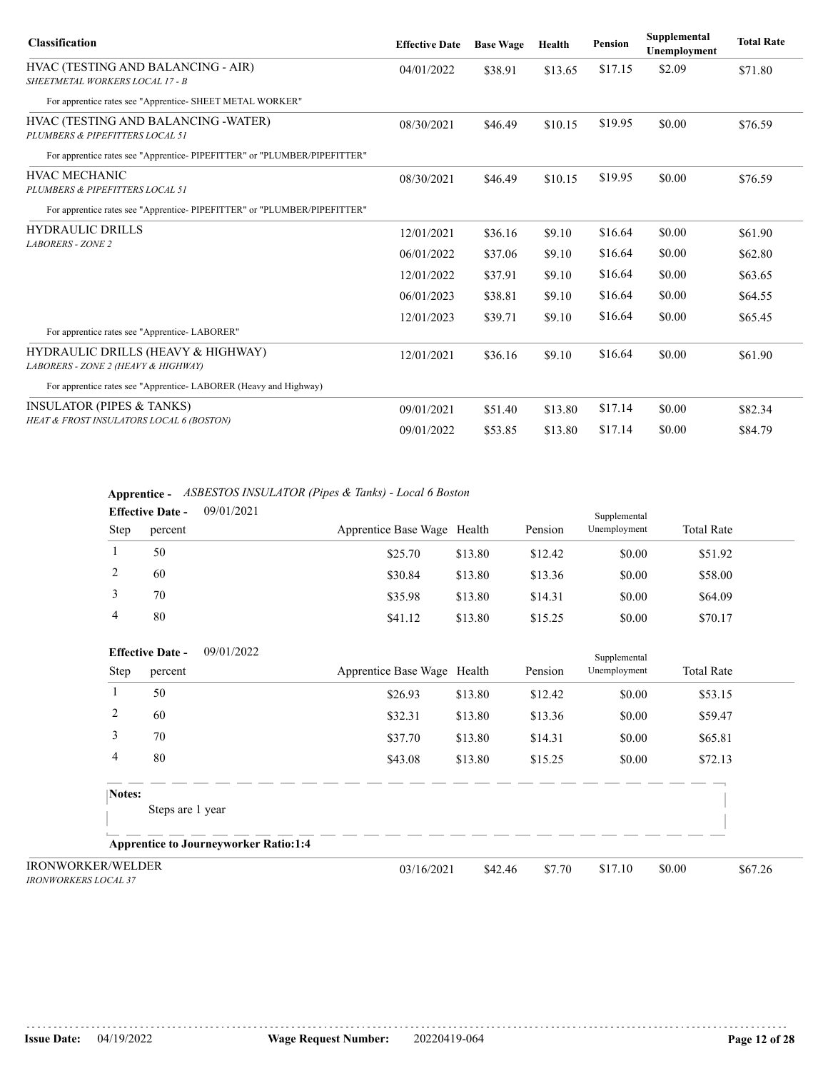| Classification | Effective Date | Base Wage | Health | Pension | Supplemental Unemployment | Total Rate |
|---|---|---|---|---|---|---|
| HVAC (TESTING AND BALANCING - AIR) *SHEETMETAL WORKERS LOCAL 17 - B* | 04/01/2022 | $38.91 | $13.65 | $17.15 | $2.09 | $71.80 |
| For apprentice rates see "Apprentice- SHEET METAL WORKER" | | | | | | |
| HVAC (TESTING AND BALANCING -WATER) *PLUMBERS & PIPEFITTERS LOCAL 51* | 08/30/2021 | $46.49 | $10.15 | $19.95 | $0.00 | $76.59 |
| For apprentice rates see "Apprentice- PIPEFITTER" or "PLUMBER/PIPEFITTER" | | | | | | |
| HVAC MECHANIC *PLUMBERS & PIPEFITTERS LOCAL 51* | 08/30/2021 | $46.49 | $10.15 | $19.95 | $0.00 | $76.59 |
| For apprentice rates see "Apprentice- PIPEFITTER" or "PLUMBER/PIPEFITTER" | | | | | | |
| HYDRAULIC DRILLS *LABORERS - ZONE 2* | 12/01/2021 | $36.16 | $9.10 | $16.64 | $0.00 | $61.90 |
| | 06/01/2022 | $37.06 | $9.10 | $16.64 | $0.00 | $62.80 |
| | 12/01/2022 | $37.91 | $9.10 | $16.64 | $0.00 | $63.65 |
| | 06/01/2023 | $38.81 | $9.10 | $16.64 | $0.00 | $64.55 |
| | 12/01/2023 | $39.71 | $9.10 | $16.64 | $0.00 | $65.45 |
| For apprentice rates see "Apprentice- LABORER" | | | | | | |
| HYDRAULIC DRILLS (HEAVY & HIGHWAY) *LABORERS - ZONE 2 (HEAVY & HIGHWAY)* | 12/01/2021 | $36.16 | $9.10 | $16.64 | $0.00 | $61.90 |
| For apprentice rates see "Apprentice- LABORER (Heavy and Highway) | | | | | | |
| INSULATOR (PIPES & TANKS) *HEAT & FROST INSULATORS LOCAL 6 (BOSTON)* | 09/01/2021 | $51.40 | $13.80 | $17.14 | $0.00 | $82.34 |
| | 09/01/2022 | $53.85 | $13.80 | $17.14 | $0.00 | $84.79 |

**Apprentice -** *ASBESTOS INSULATOR (Pipes & Tanks) - Local 6 Boston*

**Effective Date -** 09/01/2021

| Step | percent | Apprentice Base Wage | Health | Pension | Supplemental Unemployment | Total Rate |
|---|---|---|---|---|---|---|
| 1 | 50 | $25.70 | $13.80 | $12.42 | $0.00 | $51.92 |
| 2 | 60 | $30.84 | $13.80 | $13.36 | $0.00 | $58.00 |
| 3 | 70 | $35.98 | $13.80 | $14.31 | $0.00 | $64.09 |
| 4 | 80 | $41.12 | $13.80 | $15.25 | $0.00 | $70.17 |

**Effective Date -** 09/01/2022

| Step | percent | Apprentice Base Wage | Health | Pension | Supplemental Unemployment | Total Rate |
|---|---|---|---|---|---|---|
| 1 | 50 | $26.93 | $13.80 | $12.42 | $0.00 | $53.15 |
| 2 | 60 | $32.31 | $13.80 | $13.36 | $0.00 | $59.47 |
| 3 | 70 | $37.70 | $13.80 | $14.31 | $0.00 | $65.81 |
| 4 | 80 | $43.08 | $13.80 | $15.25 | $0.00 | $72.13 |

**Notes:**

Steps are 1 year

**Apprentice to Journeyworker Ratio:1:4**

| Classification | Effective Date | Base Wage | Health | Pension | Supplemental Unemployment | Total Rate |
|---|---|---|---|---|---|---|
| IRONWORKER/WELDER *IRONWORKERS LOCAL 37* | 03/16/2021 | $42.46 | $7.70 | $17.10 | $0.00 | $67.26 |

**Issue Date:** 04/19/2022 **Wage Request Number:** 20220419-064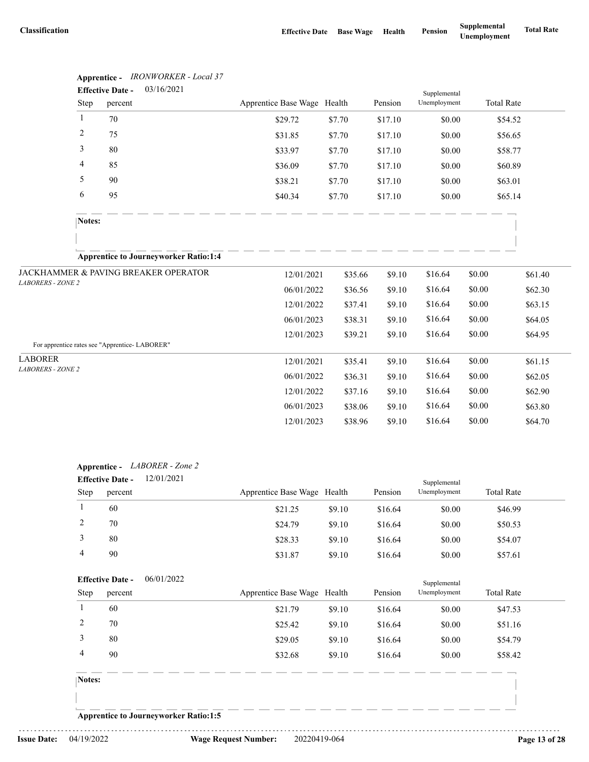| Classification | Effective Date | Base Wage | Health | Pension | Supplemental Unemployment | Total Rate |
|---|---|---|---|---|---|---|

**Apprentice -** *IRONWORKER - Local 37*

**Effective Date -** 03/16/2021

| Step | percent | Apprentice Base Wage | Health | Pension | Supplemental Unemployment | Total Rate |
|---|---|---|---|---|---|---|
| 1 | 70 | $29.72 | $7.70 | $17.10 | $0.00 | $54.52 |
| 2 | 75 | $31.85 | $7.70 | $17.10 | $0.00 | $56.65 |
| 3 | 80 | $33.97 | $7.70 | $17.10 | $0.00 | $58.77 |
| 4 | 85 | $36.09 | $7.70 | $17.10 | $0.00 | $60.89 |
| 5 | 90 | $38.21 | $7.70 | $17.10 | $0.00 | $63.01 |
| 6 | 95 | $40.34 | $7.70 | $17.10 | $0.00 | $65.14 |

**Notes:**

**Apprentice to Journeyworker Ratio:1:4**

| Classification | Effective Date | Base Wage | Health | Pension | Supplemental Unemployment | Total Rate |
|---|---|---|---|---|---|---|
| JACKHAMMER & PAVING BREAKER OPERATOR<br>*LABORERS - ZONE 2* | 12/01/2021 | $35.66 | $9.10 | $16.64 | $0.00 | $61.40 |
| | 06/01/2022 | $36.56 | $9.10 | $16.64 | $0.00 | $62.30 |
| | 12/01/2022 | $37.41 | $9.10 | $16.64 | $0.00 | $63.15 |
| | 06/01/2023 | $38.31 | $9.10 | $16.64 | $0.00 | $64.05 |
| | 12/01/2023 | $39.21 | $9.10 | $16.64 | $0.00 | $64.95 |

For apprentice rates see "Apprentice- LABORER"

| Classification | Effective Date | Base Wage | Health | Pension | Supplemental Unemployment | Total Rate |
|---|---|---|---|---|---|---|
| LABORER<br>*LABORERS - ZONE 2* | 12/01/2021 | $35.41 | $9.10 | $16.64 | $0.00 | $61.15 |
| | 06/01/2022 | $36.31 | $9.10 | $16.64 | $0.00 | $62.05 |
| | 12/01/2022 | $37.16 | $9.10 | $16.64 | $0.00 | $62.90 |
| | 06/01/2023 | $38.06 | $9.10 | $16.64 | $0.00 | $63.80 |
| | 12/01/2023 | $38.96 | $9.10 | $16.64 | $0.00 | $64.70 |

**Apprentice -** *LABORER - Zone 2*

**Effective Date -** 12/01/2021

| Step | percent | Apprentice Base Wage | Health | Pension | Supplemental Unemployment | Total Rate |
|---|---|---|---|---|---|---|
| 1 | 60 | $21.25 | $9.10 | $16.64 | $0.00 | $46.99 |
| 2 | 70 | $24.79 | $9.10 | $16.64 | $0.00 | $50.53 |
| 3 | 80 | $28.33 | $9.10 | $16.64 | $0.00 | $54.07 |
| 4 | 90 | $31.87 | $9.10 | $16.64 | $0.00 | $57.61 |

**Effective Date -** 06/01/2022

| Step | percent | Apprentice Base Wage | Health | Pension | Supplemental Unemployment | Total Rate |
|---|---|---|---|---|---|---|
| 1 | 60 | $21.79 | $9.10 | $16.64 | $0.00 | $47.53 |
| 2 | 70 | $25.42 | $9.10 | $16.64 | $0.00 | $51.16 |
| 3 | 80 | $29.05 | $9.10 | $16.64 | $0.00 | $54.79 |
| 4 | 90 | $32.68 | $9.10 | $16.64 | $0.00 | $58.42 |

**Notes:**

**Apprentice to Journeyworker Ratio:1:5**

**Issue Date:** 04/19/2022 **Wage Request Number:** 20220419-064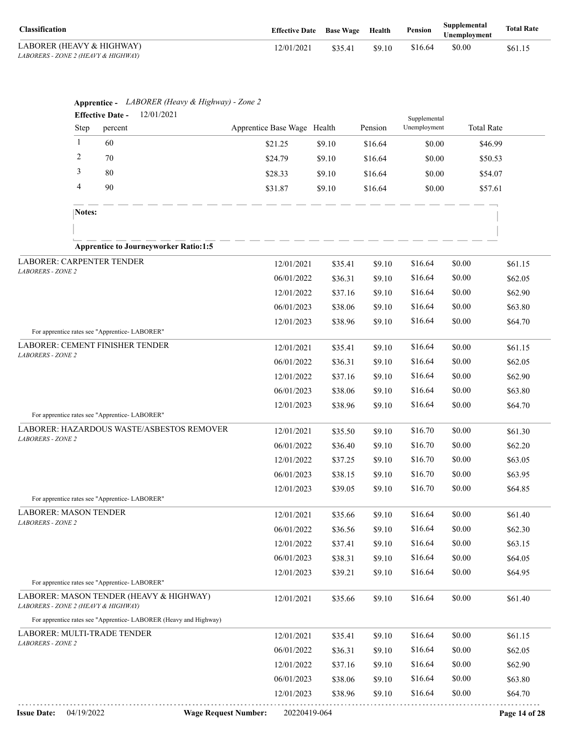| Classification | Effective Date | Base Wage | Health | Pension | Supplemental Unemployment | Total Rate |
|---|---|---|---|---|---|---|
| LABORER (HEAVY & HIGHWAY) *LABORERS - ZONE 2 (HEAVY & HIGHWAY)* | 12/01/2021 | $35.41 | $9.10 | $16.64 | $0.00 | $61.15 |

**Apprentice -** *LABORER (Heavy & Highway) - Zone 2*

**Effective Date -** 12/01/2021

| Step | percent | Apprentice Base Wage | Health | Pension | Supplemental Unemployment | Total Rate |
|---|---|---|---|---|---|---|
| 1 | 60 | $21.25 | $9.10 | $16.64 | $0.00 | $46.99 |
| 2 | 70 | $24.79 | $9.10 | $16.64 | $0.00 | $50.53 |
| 3 | 80 | $28.33 | $9.10 | $16.64 | $0.00 | $54.07 |
| 4 | 90 | $31.87 | $9.10 | $16.64 | $0.00 | $57.61 |

**Notes:**

**Apprentice to Journeyworker Ratio:1:5**

| Classification | Effective Date | Base Wage | Health | Pension | Supplemental Unemployment | Total Rate |
|---|---|---|---|---|---|---|
| LABORER: CARPENTER TENDER *LABORERS - ZONE 2* | 12/01/2021 | $35.41 | $9.10 | $16.64 | $0.00 | $61.15 |
| | 06/01/2022 | $36.31 | $9.10 | $16.64 | $0.00 | $62.05 |
| | 12/01/2022 | $37.16 | $9.10 | $16.64 | $0.00 | $62.90 |
| | 06/01/2023 | $38.06 | $9.10 | $16.64 | $0.00 | $63.80 |
| | 12/01/2023 | $38.96 | $9.10 | $16.64 | $0.00 | $64.70 |
| For apprentice rates see "Apprentice- LABORER" | | | | | | |
| LABORER: CEMENT FINISHER TENDER *LABORERS - ZONE 2* | 12/01/2021 | $35.41 | $9.10 | $16.64 | $0.00 | $61.15 |
| | 06/01/2022 | $36.31 | $9.10 | $16.64 | $0.00 | $62.05 |
| | 12/01/2022 | $37.16 | $9.10 | $16.64 | $0.00 | $62.90 |
| | 06/01/2023 | $38.06 | $9.10 | $16.64 | $0.00 | $63.80 |
| | 12/01/2023 | $38.96 | $9.10 | $16.64 | $0.00 | $64.70 |
| For apprentice rates see "Apprentice- LABORER" | | | | | | |
| LABORER: HAZARDOUS WASTE/ASBESTOS REMOVER *LABORERS - ZONE 2* | 12/01/2021 | $35.50 | $9.10 | $16.70 | $0.00 | $61.30 |
| | 06/01/2022 | $36.40 | $9.10 | $16.70 | $0.00 | $62.20 |
| | 12/01/2022 | $37.25 | $9.10 | $16.70 | $0.00 | $63.05 |
| | 06/01/2023 | $38.15 | $9.10 | $16.70 | $0.00 | $63.95 |
| | 12/01/2023 | $39.05 | $9.10 | $16.70 | $0.00 | $64.85 |
| For apprentice rates see "Apprentice- LABORER" | | | | | | |
| LABORER: MASON TENDER *LABORERS - ZONE 2* | 12/01/2021 | $35.66 | $9.10 | $16.64 | $0.00 | $61.40 |
| | 06/01/2022 | $36.56 | $9.10 | $16.64 | $0.00 | $62.30 |
| | 12/01/2022 | $37.41 | $9.10 | $16.64 | $0.00 | $63.15 |
| | 06/01/2023 | $38.31 | $9.10 | $16.64 | $0.00 | $64.05 |
| | 12/01/2023 | $39.21 | $9.10 | $16.64 | $0.00 | $64.95 |
| For apprentice rates see "Apprentice- LABORER" | | | | | | |
| LABORER: MASON TENDER (HEAVY & HIGHWAY) *LABORERS - ZONE 2 (HEAVY & HIGHWAY)* | 12/01/2021 | $35.66 | $9.10 | $16.64 | $0.00 | $61.40 |
| For apprentice rates see "Apprentice- LABORER (Heavy and Highway) | | | | | | |
| LABORER: MULTI-TRADE TENDER *LABORERS - ZONE 2* | 12/01/2021 | $35.41 | $9.10 | $16.64 | $0.00 | $61.15 |
| | 06/01/2022 | $36.31 | $9.10 | $16.64 | $0.00 | $62.05 |
| | 12/01/2022 | $37.16 | $9.10 | $16.64 | $0.00 | $62.90 |
| | 06/01/2023 | $38.06 | $9.10 | $16.64 | $0.00 | $63.80 |
| | 12/01/2023 | $38.96 | $9.10 | $16.64 | $0.00 | $64.70 |

**Issue Date:** 04/19/2022 **Wage Request Number:** 20220419-064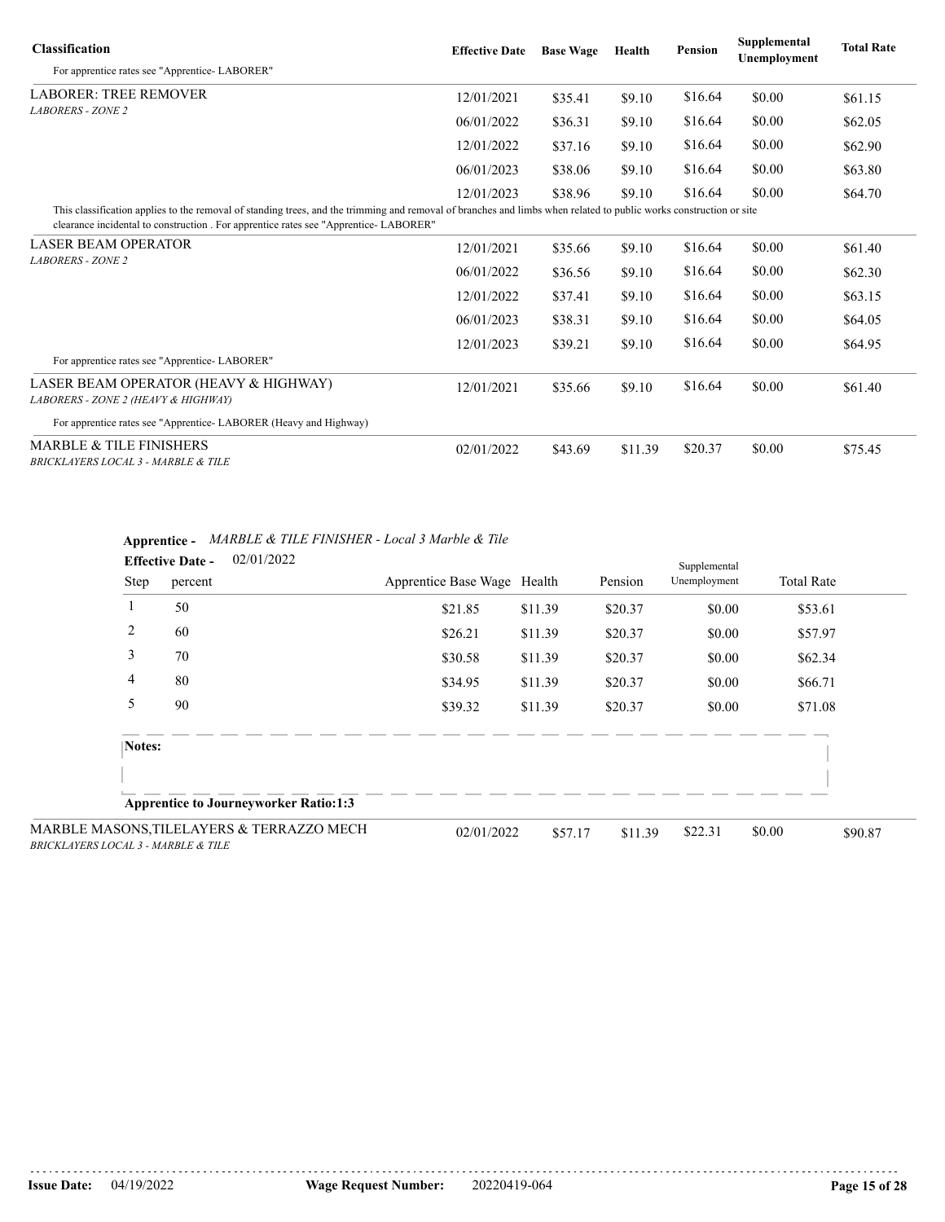| Classification | Effective Date | Base Wage | Health | Pension | Supplemental Unemployment | Total Rate |
|---|---|---|---|---|---|---|
| For apprentice rates see "Apprentice- LABORER" | | | | | | |
| LABORER: TREE REMOVER<br>*LABORERS - ZONE 2* | 12/01/2021 | $35.41 | $9.10 | $16.64 | $0.00 | $61.15 |
| | 06/01/2022 | $36.31 | $9.10 | $16.64 | $0.00 | $62.05 |
| | 12/01/2022 | $37.16 | $9.10 | $16.64 | $0.00 | $62.90 |
| | 06/01/2023 | $38.06 | $9.10 | $16.64 | $0.00 | $63.80 |
| | 12/01/2023 | $38.96 | $9.10 | $16.64 | $0.00 | $64.70 |
| This classification applies to the removal of standing trees, and the trimming and removal of branches and limbs when related to public works construction or site clearance incidental to construction . For apprentice rates see "Apprentice- LABORER" | | | | | | |
| LASER BEAM OPERATOR<br>*LABORERS - ZONE 2* | 12/01/2021 | $35.66 | $9.10 | $16.64 | $0.00 | $61.40 |
| | 06/01/2022 | $36.56 | $9.10 | $16.64 | $0.00 | $62.30 |
| | 12/01/2022 | $37.41 | $9.10 | $16.64 | $0.00 | $63.15 |
| | 06/01/2023 | $38.31 | $9.10 | $16.64 | $0.00 | $64.05 |
| | 12/01/2023 | $39.21 | $9.10 | $16.64 | $0.00 | $64.95 |
| For apprentice rates see "Apprentice- LABORER" | | | | | | |
| LASER BEAM OPERATOR (HEAVY & HIGHWAY)<br>*LABORERS - ZONE 2 (HEAVY & HIGHWAY)* | 12/01/2021 | $35.66 | $9.10 | $16.64 | $0.00 | $61.40 |
| For apprentice rates see "Apprentice- LABORER (Heavy and Highway) | | | | | | |
| MARBLE & TILE FINISHERS<br>*BRICKLAYERS LOCAL 3 - MARBLE & TILE* | 02/01/2022 | $43.69 | $11.39 | $20.37 | $0.00 | $75.45 |

**Apprentice -** *MARBLE & TILE FINISHER - Local 3 Marble & Tile*

**Effective Date -** 02/01/2022

| Step | percent | Apprentice Base Wage | Health | Pension | Supplemental Unemployment | Total Rate |
|---|---|---|---|---|---|---|
| 1 | 50 | $21.85 | $11.39 | $20.37 | $0.00 | $53.61 |
| 2 | 60 | $26.21 | $11.39 | $20.37 | $0.00 | $57.97 |
| 3 | 70 | $30.58 | $11.39 | $20.37 | $0.00 | $62.34 |
| 4 | 80 | $34.95 | $11.39 | $20.37 | $0.00 | $66.71 |
| 5 | 90 | $39.32 | $11.39 | $20.37 | $0.00 | $71.08 |

**Notes:**

**Apprentice to Journeyworker Ratio:1:3**

| Classification | Effective Date | Base Wage | Health | Pension | Supplemental Unemployment | Total Rate |
|---|---|---|---|---|---|---|
| MARBLE MASONS,TILELAYERS & TERRAZZO MECH<br>*BRICKLAYERS LOCAL 3 - MARBLE & TILE* | 02/01/2022 | $57.17 | $11.39 | $22.31 | $0.00 | $90.87 |

**Issue Date:** 04/19/2022 **Wage Request Number:** 20220419-064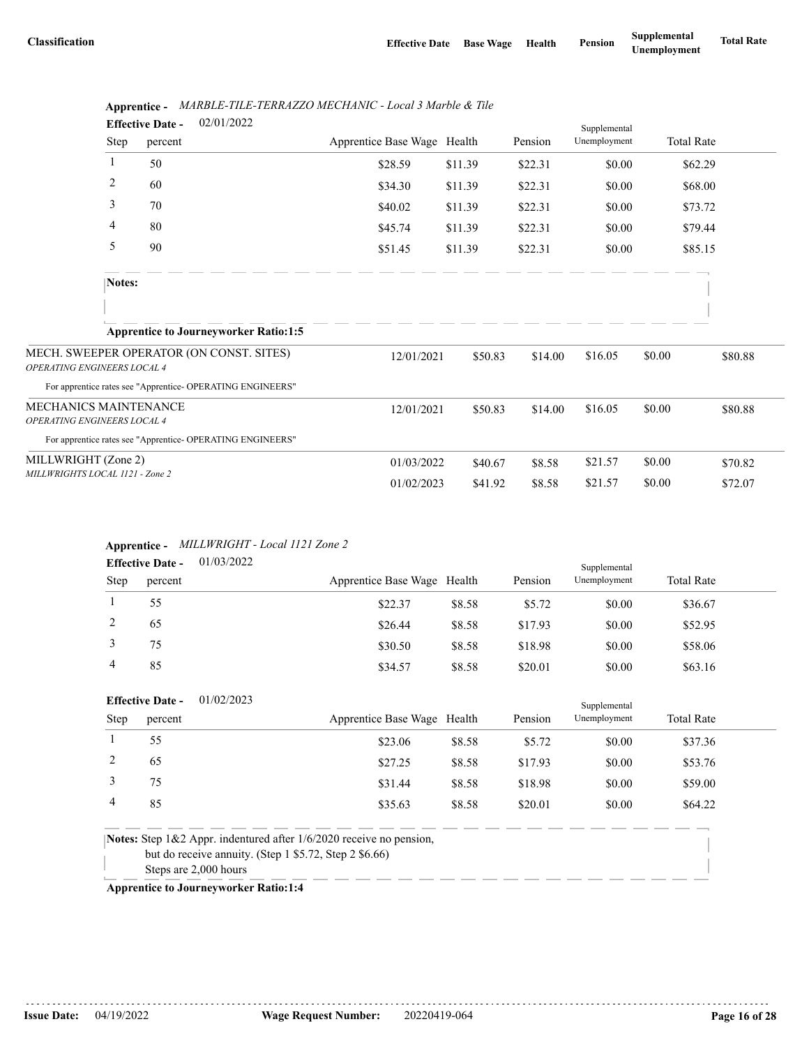| Classification | Effective Date | Base Wage | Health | Pension | Supplemental Unemployment | Total Rate |
|---|---|---|---|---|---|---|

**Apprentice -** *MARBLE-TILE-TERRAZZO MECHANIC - Local 3 Marble & Tile*

**Effective Date -** 02/01/2022

| Step | percent | Apprentice Base Wage | Health | Pension | Supplemental Unemployment | Total Rate |
|---|---|---|---|---|---|---|
| 1 | 50 | $28.59 | $11.39 | $22.31 | $0.00 | $62.29 |
| 2 | 60 | $34.30 | $11.39 | $22.31 | $0.00 | $68.00 |
| 3 | 70 | $40.02 | $11.39 | $22.31 | $0.00 | $73.72 |
| 4 | 80 | $45.74 | $11.39 | $22.31 | $0.00 | $79.44 |
| 5 | 90 | $51.45 | $11.39 | $22.31 | $0.00 | $85.15 |

**Notes:**

**Apprentice to Journeyworker Ratio:1:5**

| Classification | Effective Date | Base Wage | Health | Pension | Supplemental Unemployment | Total Rate |
|---|---|---|---|---|---|---|
| MECH. SWEEPER OPERATOR (ON CONST. SITES) *OPERATING ENGINEERS LOCAL 4* | 12/01/2021 | $50.83 | $14.00 | $16.05 | $0.00 | $80.88 |

For apprentice rates see "Apprentice- OPERATING ENGINEERS"

| Classification | Effective Date | Base Wage | Health | Pension | Supplemental Unemployment | Total Rate |
|---|---|---|---|---|---|---|
| MECHANICS MAINTENANCE *OPERATING ENGINEERS LOCAL 4* | 12/01/2021 | $50.83 | $14.00 | $16.05 | $0.00 | $80.88 |

For apprentice rates see "Apprentice- OPERATING ENGINEERS"

| Classification | Effective Date | Base Wage | Health | Pension | Supplemental Unemployment | Total Rate |
|---|---|---|---|---|---|---|
| MILLWRIGHT (Zone 2) *MILLWRIGHTS LOCAL 1121 - Zone 2* | 01/03/2022 | $40.67 | $8.58 | $21.57 | $0.00 | $70.82 |
| | 01/02/2023 | $41.92 | $8.58 | $21.57 | $0.00 | $72.07 |

**Apprentice -** *MILLWRIGHT - Local 1121 Zone 2*

**Effective Date -** 01/03/2022

| Step | percent | Apprentice Base Wage | Health | Pension | Supplemental Unemployment | Total Rate |
|---|---|---|---|---|---|---|
| 1 | 55 | $22.37 | $8.58 | $5.72 | $0.00 | $36.67 |
| 2 | 65 | $26.44 | $8.58 | $17.93 | $0.00 | $52.95 |
| 3 | 75 | $30.50 | $8.58 | $18.98 | $0.00 | $58.06 |
| 4 | 85 | $34.57 | $8.58 | $20.01 | $0.00 | $63.16 |

**Effective Date -** 01/02/2023

| Step | percent | Apprentice Base Wage | Health | Pension | Supplemental Unemployment | Total Rate |
|---|---|---|---|---|---|---|
| 1 | 55 | $23.06 | $8.58 | $5.72 | $0.00 | $37.36 |
| 2 | 65 | $27.25 | $8.58 | $17.93 | $0.00 | $53.76 |
| 3 | 75 | $31.44 | $8.58 | $18.98 | $0.00 | $59.00 |
| 4 | 85 | $35.63 | $8.58 | $20.01 | $0.00 | $64.22 |

**Notes:** Step 1&2 Appr. indentured after 1/6/2020 receive no pension, but do receive annuity. (Step 1 $5.72, Step 2 $6.66)
Steps are 2,000 hours

**Apprentice to Journeyworker Ratio:1:4**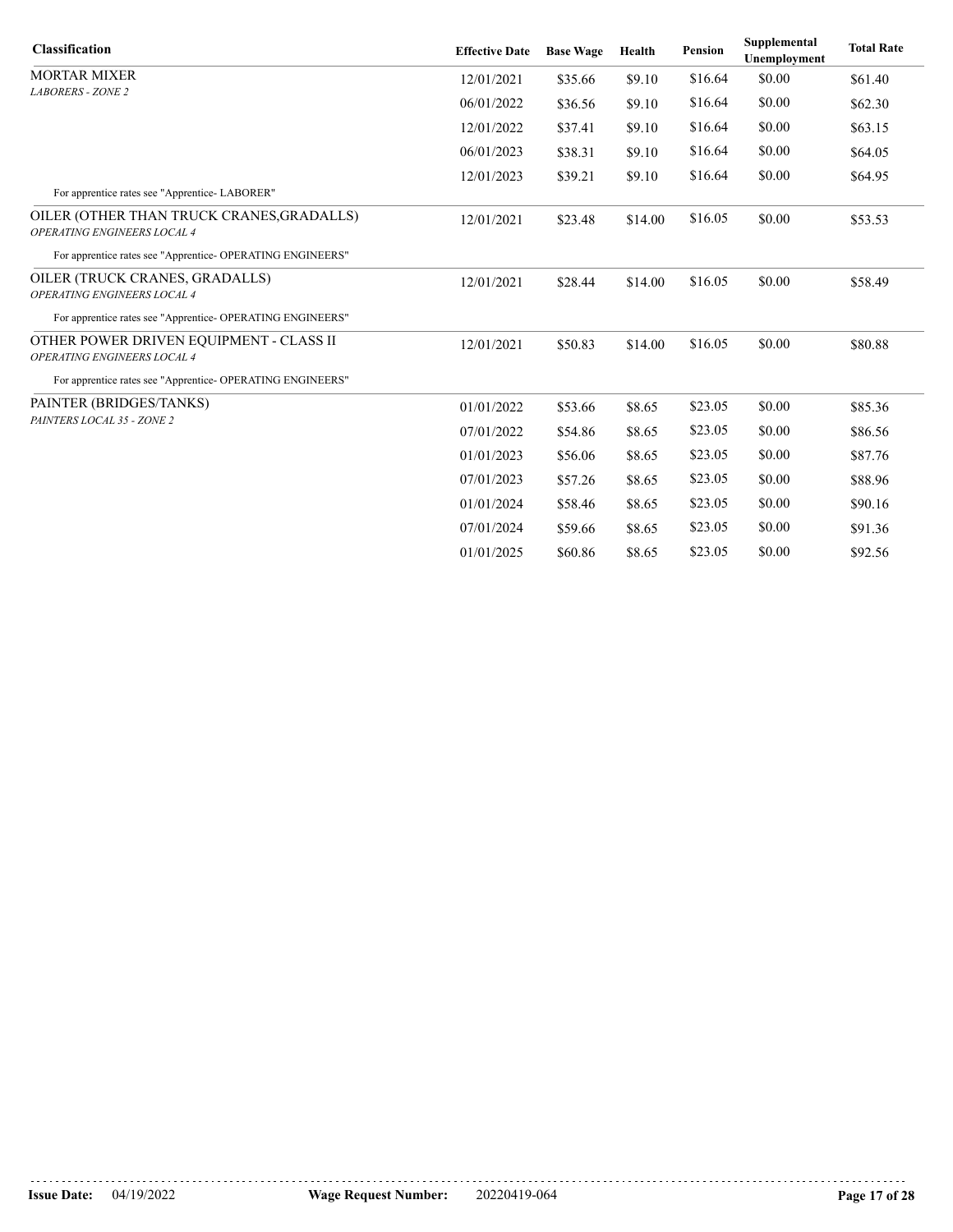| Classification | Effective Date | Base Wage | Health | Pension | Supplemental Unemployment | Total Rate |
|---|---|---|---|---|---|---|
| MORTAR MIXER<br>*LABORERS - ZONE 2* | 12/01/2021 | $35.66 | $9.10 | $16.64 | $0.00 | $61.40 |
| | 06/01/2022 | $36.56 | $9.10 | $16.64 | $0.00 | $62.30 |
| | 12/01/2022 | $37.41 | $9.10 | $16.64 | $0.00 | $63.15 |
| | 06/01/2023 | $38.31 | $9.10 | $16.64 | $0.00 | $64.05 |
| | 12/01/2023 | $39.21 | $9.10 | $16.64 | $0.00 | $64.95 |
| For apprentice rates see "Apprentice- LABORER" | | | | | | |
| OILER (OTHER THAN TRUCK CRANES,GRADALLS)<br>*OPERATING ENGINEERS LOCAL 4* | 12/01/2021 | $23.48 | $14.00 | $16.05 | $0.00 | $53.53 |
| For apprentice rates see "Apprentice- OPERATING ENGINEERS" | | | | | | |
| OILER (TRUCK CRANES, GRADALLS)<br>*OPERATING ENGINEERS LOCAL 4* | 12/01/2021 | $28.44 | $14.00 | $16.05 | $0.00 | $58.49 |
| For apprentice rates see "Apprentice- OPERATING ENGINEERS" | | | | | | |
| OTHER POWER DRIVEN EQUIPMENT - CLASS II<br>*OPERATING ENGINEERS LOCAL 4* | 12/01/2021 | $50.83 | $14.00 | $16.05 | $0.00 | $80.88 |
| For apprentice rates see "Apprentice- OPERATING ENGINEERS" | | | | | | |
| PAINTER (BRIDGES/TANKS)<br>*PAINTERS LOCAL 35 - ZONE 2* | 01/01/2022 | $53.66 | $8.65 | $23.05 | $0.00 | $85.36 |
| | 07/01/2022 | $54.86 | $8.65 | $23.05 | $0.00 | $86.56 |
| | 01/01/2023 | $56.06 | $8.65 | $23.05 | $0.00 | $87.76 |
| | 07/01/2023 | $57.26 | $8.65 | $23.05 | $0.00 | $88.96 |
| | 01/01/2024 | $58.46 | $8.65 | $23.05 | $0.00 | $90.16 |
| | 07/01/2024 | $59.66 | $8.65 | $23.05 | $0.00 | $91.36 |
| | 01/01/2025 | $60.86 | $8.65 | $23.05 | $0.00 | $92.56 |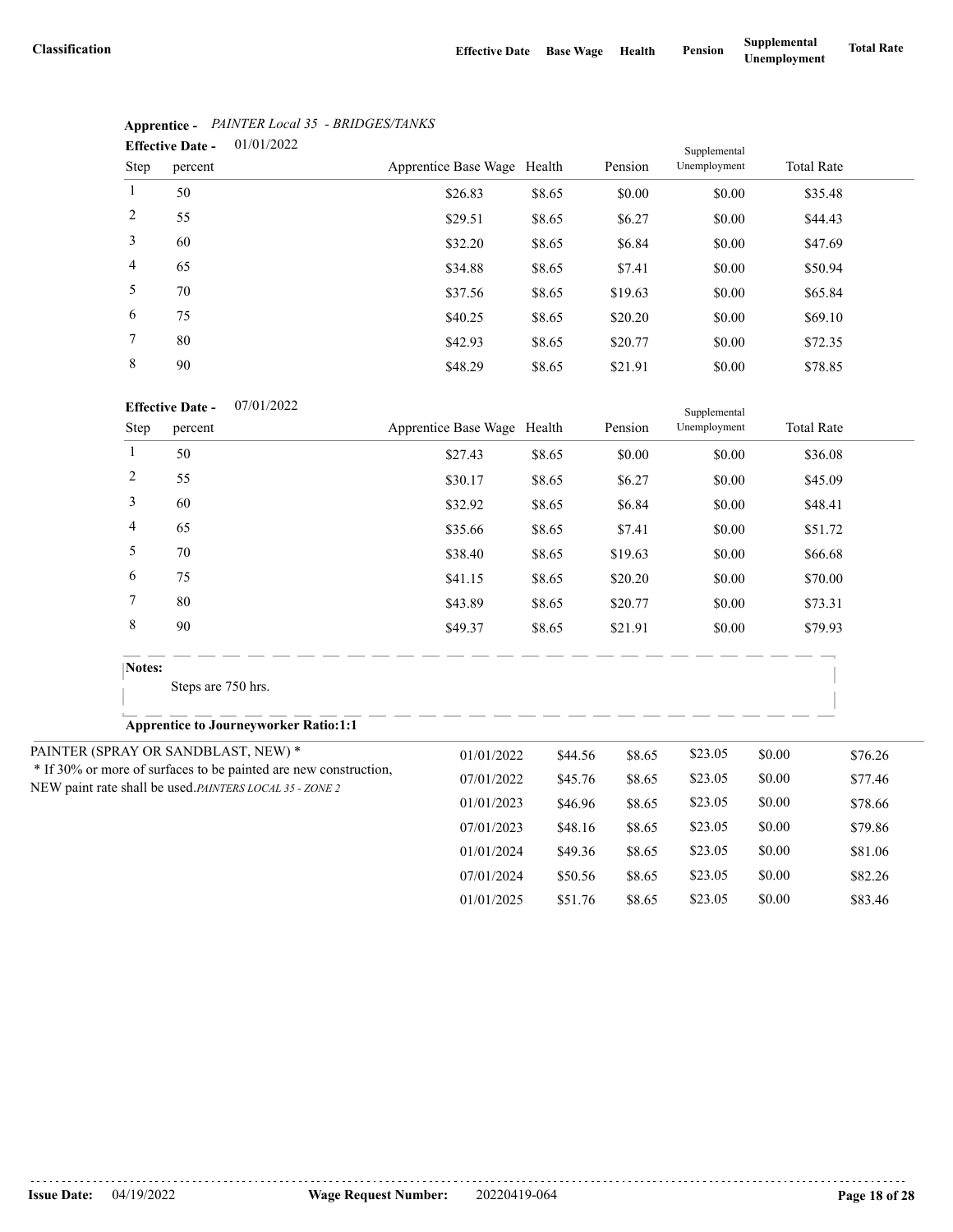| Classification | Effective Date | Base Wage | Health | Pension | Supplemental Unemployment | Total Rate |
|---|---|---|---|---|---|---|

**Apprentice -** *PAINTER Local 35 - BRIDGES/TANKS*

**Effective Date -** 01/01/2022

| Step | percent | Apprentice Base Wage | Health | Pension | Supplemental Unemployment | Total Rate |
|---|---|---|---|---|---|---|
| 1 | 50 | $26.83 | $8.65 | $0.00 | $0.00 | $35.48 |
| 2 | 55 | $29.51 | $8.65 | $6.27 | $0.00 | $44.43 |
| 3 | 60 | $32.20 | $8.65 | $6.84 | $0.00 | $47.69 |
| 4 | 65 | $34.88 | $8.65 | $7.41 | $0.00 | $50.94 |
| 5 | 70 | $37.56 | $8.65 | $19.63 | $0.00 | $65.84 |
| 6 | 75 | $40.25 | $8.65 | $20.20 | $0.00 | $69.10 |
| 7 | 80 | $42.93 | $8.65 | $20.77 | $0.00 | $72.35 |
| 8 | 90 | $48.29 | $8.65 | $21.91 | $0.00 | $78.85 |

**Effective Date -** 07/01/2022

| Step | percent | Apprentice Base Wage | Health | Pension | Supplemental Unemployment | Total Rate |
|---|---|---|---|---|---|---|
| 1 | 50 | $27.43 | $8.65 | $0.00 | $0.00 | $36.08 |
| 2 | 55 | $30.17 | $8.65 | $6.27 | $0.00 | $45.09 |
| 3 | 60 | $32.92 | $8.65 | $6.84 | $0.00 | $48.41 |
| 4 | 65 | $35.66 | $8.65 | $7.41 | $0.00 | $51.72 |
| 5 | 70 | $38.40 | $8.65 | $19.63 | $0.00 | $66.68 |
| 6 | 75 | $41.15 | $8.65 | $20.20 | $0.00 | $70.00 |
| 7 | 80 | $43.89 | $8.65 | $20.77 | $0.00 | $73.31 |
| 8 | 90 | $49.37 | $8.65 | $21.91 | $0.00 | $79.93 |

**Notes:**

Steps are 750 hrs.

**Apprentice to Journeyworker Ratio:1:1**

| Classification | Effective Date | Base Wage | Health | Pension | Supplemental Unemployment | Total Rate |
|---|---|---|---|---|---|---|
| PAINTER (SPRAY OR SANDBLAST, NEW) * <br> * If 30% or more of surfaces to be painted are new construction, NEW paint rate shall be used. *PAINTERS LOCAL 35 - ZONE 2* | 01/01/2022 | $44.56 | $8.65 | $23.05 | $0.00 | $76.26 |
| | 07/01/2022 | $45.76 | $8.65 | $23.05 | $0.00 | $77.46 |
| | 01/01/2023 | $46.96 | $8.65 | $23.05 | $0.00 | $78.66 |
| | 07/01/2023 | $48.16 | $8.65 | $23.05 | $0.00 | $79.86 |
| | 01/01/2024 | $49.36 | $8.65 | $23.05 | $0.00 | $81.06 |
| | 07/01/2024 | $50.56 | $8.65 | $23.05 | $0.00 | $82.26 |
| | 01/01/2025 | $51.76 | $8.65 | $23.05 | $0.00 | $83.46 |

**Issue Date:** 04/19/2022 **Wage Request Number:** 20220419-064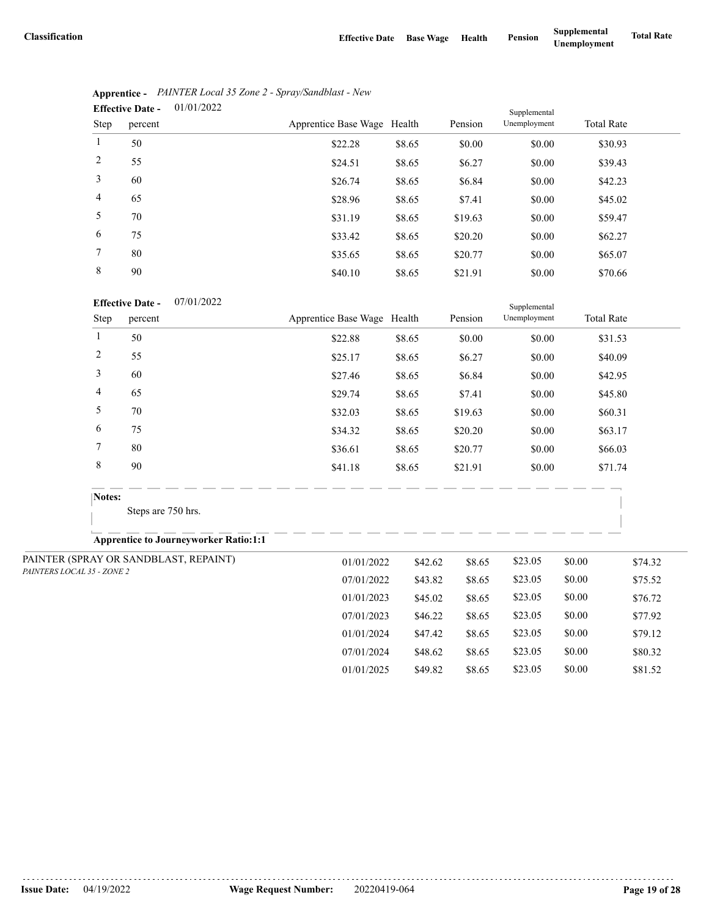| Classification | Effective Date | Base Wage | Health | Pension | Supplemental Unemployment | Total Rate |
|---|---|---|---|---|---|---|

**Apprentice -** *PAINTER Local 35 Zone 2 - Spray/Sandblast - New*

**Effective Date -** 01/01/2022

| Step | percent | Apprentice Base Wage | Health | Pension | Supplemental Unemployment | Total Rate |
|---|---|---|---|---|---|---|
| 1 | 50 | $22.28 | $8.65 | $0.00 | $0.00 | $30.93 |
| 2 | 55 | $24.51 | $8.65 | $6.27 | $0.00 | $39.43 |
| 3 | 60 | $26.74 | $8.65 | $6.84 | $0.00 | $42.23 |
| 4 | 65 | $28.96 | $8.65 | $7.41 | $0.00 | $45.02 |
| 5 | 70 | $31.19 | $8.65 | $19.63 | $0.00 | $59.47 |
| 6 | 75 | $33.42 | $8.65 | $20.20 | $0.00 | $62.27 |
| 7 | 80 | $35.65 | $8.65 | $20.77 | $0.00 | $65.07 |
| 8 | 90 | $40.10 | $8.65 | $21.91 | $0.00 | $70.66 |

**Effective Date -** 07/01/2022

| Step | percent | Apprentice Base Wage | Health | Pension | Supplemental Unemployment | Total Rate |
|---|---|---|---|---|---|---|
| 1 | 50 | $22.88 | $8.65 | $0.00 | $0.00 | $31.53 |
| 2 | 55 | $25.17 | $8.65 | $6.27 | $0.00 | $40.09 |
| 3 | 60 | $27.46 | $8.65 | $6.84 | $0.00 | $42.95 |
| 4 | 65 | $29.74 | $8.65 | $7.41 | $0.00 | $45.80 |
| 5 | 70 | $32.03 | $8.65 | $19.63 | $0.00 | $60.31 |
| 6 | 75 | $34.32 | $8.65 | $20.20 | $0.00 | $63.17 |
| 7 | 80 | $36.61 | $8.65 | $20.77 | $0.00 | $66.03 |
| 8 | 90 | $41.18 | $8.65 | $21.91 | $0.00 | $71.74 |

**Notes:**

Steps are 750 hrs.

**Apprentice to Journeyworker Ratio:1:1**

| Classification | Effective Date | Base Wage | Health | Pension | Supplemental Unemployment | Total Rate |
|---|---|---|---|---|---|---|
| PAINTER (SPRAY OR SANDBLAST, REPAINT) *PAINTERS LOCAL 35 - ZONE 2* | 01/01/2022 | $42.62 | $8.65 | $23.05 | $0.00 | $74.32 |
| | 07/01/2022 | $43.82 | $8.65 | $23.05 | $0.00 | $75.52 |
| | 01/01/2023 | $45.02 | $8.65 | $23.05 | $0.00 | $76.72 |
| | 07/01/2023 | $46.22 | $8.65 | $23.05 | $0.00 | $77.92 |
| | 01/01/2024 | $47.42 | $8.65 | $23.05 | $0.00 | $79.12 |
| | 07/01/2024 | $48.62 | $8.65 | $23.05 | $0.00 | $80.32 |
| | 01/01/2025 | $49.82 | $8.65 | $23.05 | $0.00 | $81.52 |

**Issue Date:** 04/19/2022 **Wage Request Number:** 20220419-064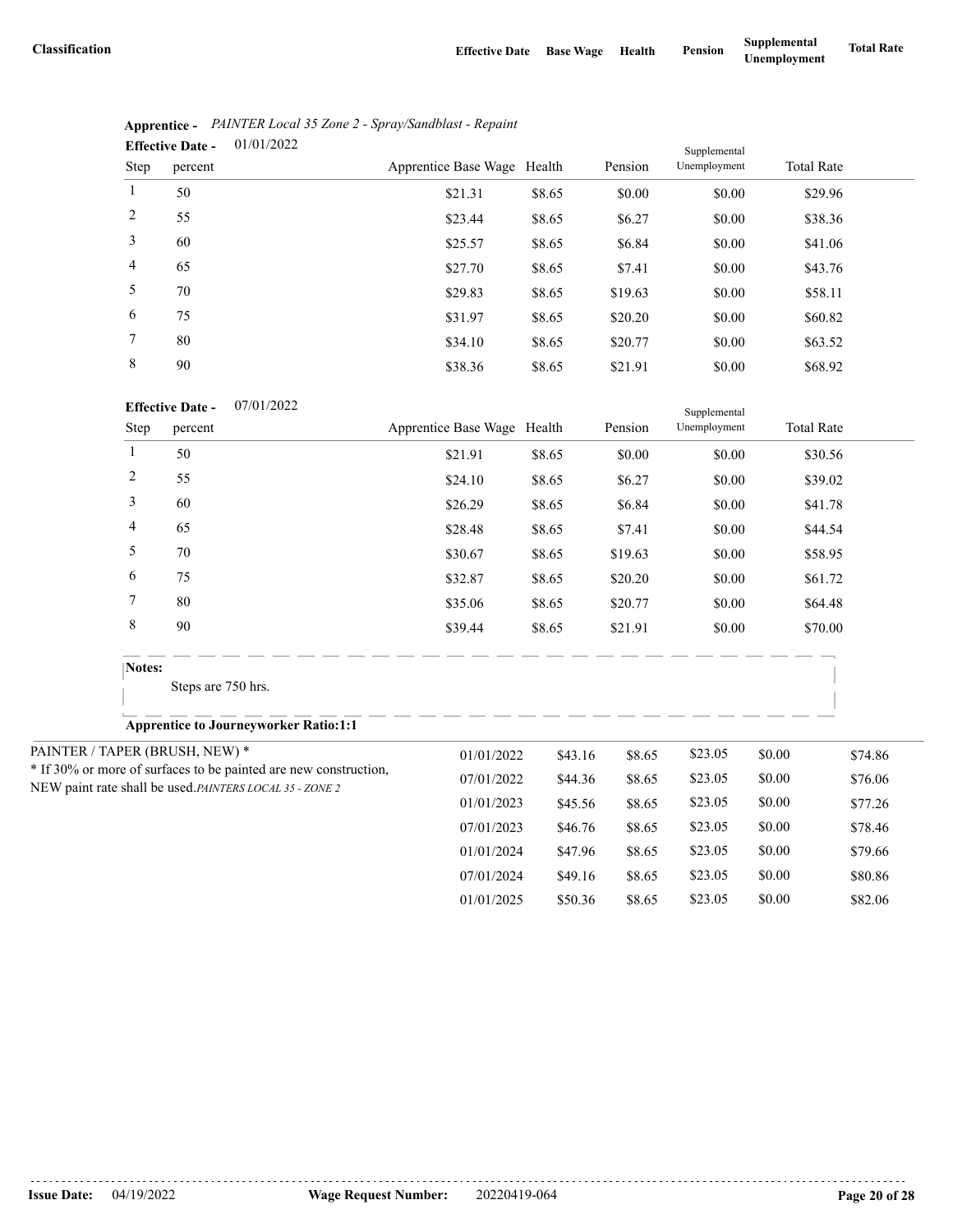| Classification | Effective Date | Base Wage | Health | Pension | Supplemental Unemployment | Total Rate |
|---|---|---|---|---|---|---|

**Apprentice -** *PAINTER Local 35 Zone 2 - Spray/Sandblast - Repaint*

**Effective Date -** 01/01/2022

| Step | percent | Apprentice Base Wage | Health | Pension | Supplemental Unemployment | Total Rate |
|---|---|---|---|---|---|---|
| 1 | 50 | $21.31 | $8.65 | $0.00 | $0.00 | $29.96 |
| 2 | 55 | $23.44 | $8.65 | $6.27 | $0.00 | $38.36 |
| 3 | 60 | $25.57 | $8.65 | $6.84 | $0.00 | $41.06 |
| 4 | 65 | $27.70 | $8.65 | $7.41 | $0.00 | $43.76 |
| 5 | 70 | $29.83 | $8.65 | $19.63 | $0.00 | $58.11 |
| 6 | 75 | $31.97 | $8.65 | $20.20 | $0.00 | $60.82 |
| 7 | 80 | $34.10 | $8.65 | $20.77 | $0.00 | $63.52 |
| 8 | 90 | $38.36 | $8.65 | $21.91 | $0.00 | $68.92 |

**Effective Date -** 07/01/2022

| Step | percent | Apprentice Base Wage | Health | Pension | Supplemental Unemployment | Total Rate |
|---|---|---|---|---|---|---|
| 1 | 50 | $21.91 | $8.65 | $0.00 | $0.00 | $30.56 |
| 2 | 55 | $24.10 | $8.65 | $6.27 | $0.00 | $39.02 |
| 3 | 60 | $26.29 | $8.65 | $6.84 | $0.00 | $41.78 |
| 4 | 65 | $28.48 | $8.65 | $7.41 | $0.00 | $44.54 |
| 5 | 70 | $30.67 | $8.65 | $19.63 | $0.00 | $58.95 |
| 6 | 75 | $32.87 | $8.65 | $20.20 | $0.00 | $61.72 |
| 7 | 80 | $35.06 | $8.65 | $20.77 | $0.00 | $64.48 |
| 8 | 90 | $39.44 | $8.65 | $21.91 | $0.00 | $70.00 |

**Notes:**

Steps are 750 hrs.

**Apprentice to Journeyworker Ratio:1:1**

| Classification | Effective Date | Base Wage | Health | Pension | Supplemental Unemployment | Total Rate |
|---|---|---|---|---|---|---|
| PAINTER / TAPER (BRUSH, NEW) * <br> * If 30% or more of surfaces to be painted are new construction, NEW paint rate shall be used. *PAINTERS LOCAL 35 - ZONE 2* | 01/01/2022 | $43.16 | $8.65 | $23.05 | $0.00 | $74.86 |
| | 07/01/2022 | $44.36 | $8.65 | $23.05 | $0.00 | $76.06 |
| | 01/01/2023 | $45.56 | $8.65 | $23.05 | $0.00 | $77.26 |
| | 07/01/2023 | $46.76 | $8.65 | $23.05 | $0.00 | $78.46 |
| | 01/01/2024 | $47.96 | $8.65 | $23.05 | $0.00 | $79.66 |
| | 07/01/2024 | $49.16 | $8.65 | $23.05 | $0.00 | $80.86 |
| | 01/01/2025 | $50.36 | $8.65 | $23.05 | $0.00 | $82.06 |

**Issue Date:** 04/19/2022 **Wage Request Number:** 20220419-064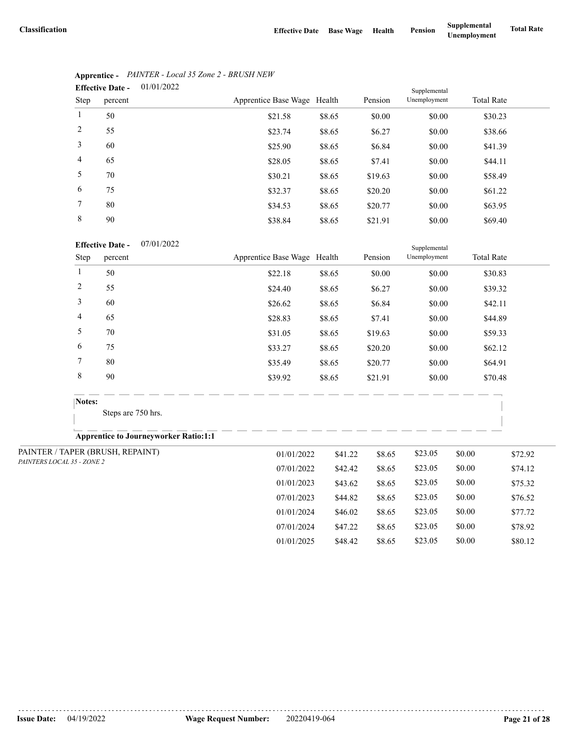| Classification | Effective Date | Base Wage | Health | Pension | Supplemental Unemployment | Total Rate |
|---|---|---|---|---|---|---|

**Apprentice -** *PAINTER - Local 35 Zone 2 - BRUSH NEW*

**Effective Date -** 01/01/2022

| Step | percent | Apprentice Base Wage | Health | Pension | Supplemental Unemployment | Total Rate |
|---|---|---|---|---|---|---|
| 1 | 50 | $21.58 | $8.65 | $0.00 | $0.00 | $30.23 |
| 2 | 55 | $23.74 | $8.65 | $6.27 | $0.00 | $38.66 |
| 3 | 60 | $25.90 | $8.65 | $6.84 | $0.00 | $41.39 |
| 4 | 65 | $28.05 | $8.65 | $7.41 | $0.00 | $44.11 |
| 5 | 70 | $30.21 | $8.65 | $19.63 | $0.00 | $58.49 |
| 6 | 75 | $32.37 | $8.65 | $20.20 | $0.00 | $61.22 |
| 7 | 80 | $34.53 | $8.65 | $20.77 | $0.00 | $63.95 |
| 8 | 90 | $38.84 | $8.65 | $21.91 | $0.00 | $69.40 |

**Effective Date -** 07/01/2022

| Step | percent | Apprentice Base Wage | Health | Pension | Supplemental Unemployment | Total Rate |
|---|---|---|---|---|---|---|
| 1 | 50 | $22.18 | $8.65 | $0.00 | $0.00 | $30.83 |
| 2 | 55 | $24.40 | $8.65 | $6.27 | $0.00 | $39.32 |
| 3 | 60 | $26.62 | $8.65 | $6.84 | $0.00 | $42.11 |
| 4 | 65 | $28.83 | $8.65 | $7.41 | $0.00 | $44.89 |
| 5 | 70 | $31.05 | $8.65 | $19.63 | $0.00 | $59.33 |
| 6 | 75 | $33.27 | $8.65 | $20.20 | $0.00 | $62.12 |
| 7 | 80 | $35.49 | $8.65 | $20.77 | $0.00 | $64.91 |
| 8 | 90 | $39.92 | $8.65 | $21.91 | $0.00 | $70.48 |

**Notes:**

Steps are 750 hrs.

**Apprentice to Journeyworker Ratio:1:1**

| Classification | Effective Date | Base Wage | Health | Pension | Supplemental Unemployment | Total Rate |
|---|---|---|---|---|---|---|
| PAINTER / TAPER (BRUSH, REPAINT) *PAINTERS LOCAL 35 - ZONE 2* | 01/01/2022 | $41.22 | $8.65 | $23.05 | $0.00 | $72.92 |
| | 07/01/2022 | $42.42 | $8.65 | $23.05 | $0.00 | $74.12 |
| | 01/01/2023 | $43.62 | $8.65 | $23.05 | $0.00 | $75.32 |
| | 07/01/2023 | $44.82 | $8.65 | $23.05 | $0.00 | $76.52 |
| | 01/01/2024 | $46.02 | $8.65 | $23.05 | $0.00 | $77.72 |
| | 07/01/2024 | $47.22 | $8.65 | $23.05 | $0.00 | $78.92 |
| | 01/01/2025 | $48.42 | $8.65 | $23.05 | $0.00 | $80.12 |

**Issue Date:** 04/19/2022 **Wage Request Number:** 20220419-064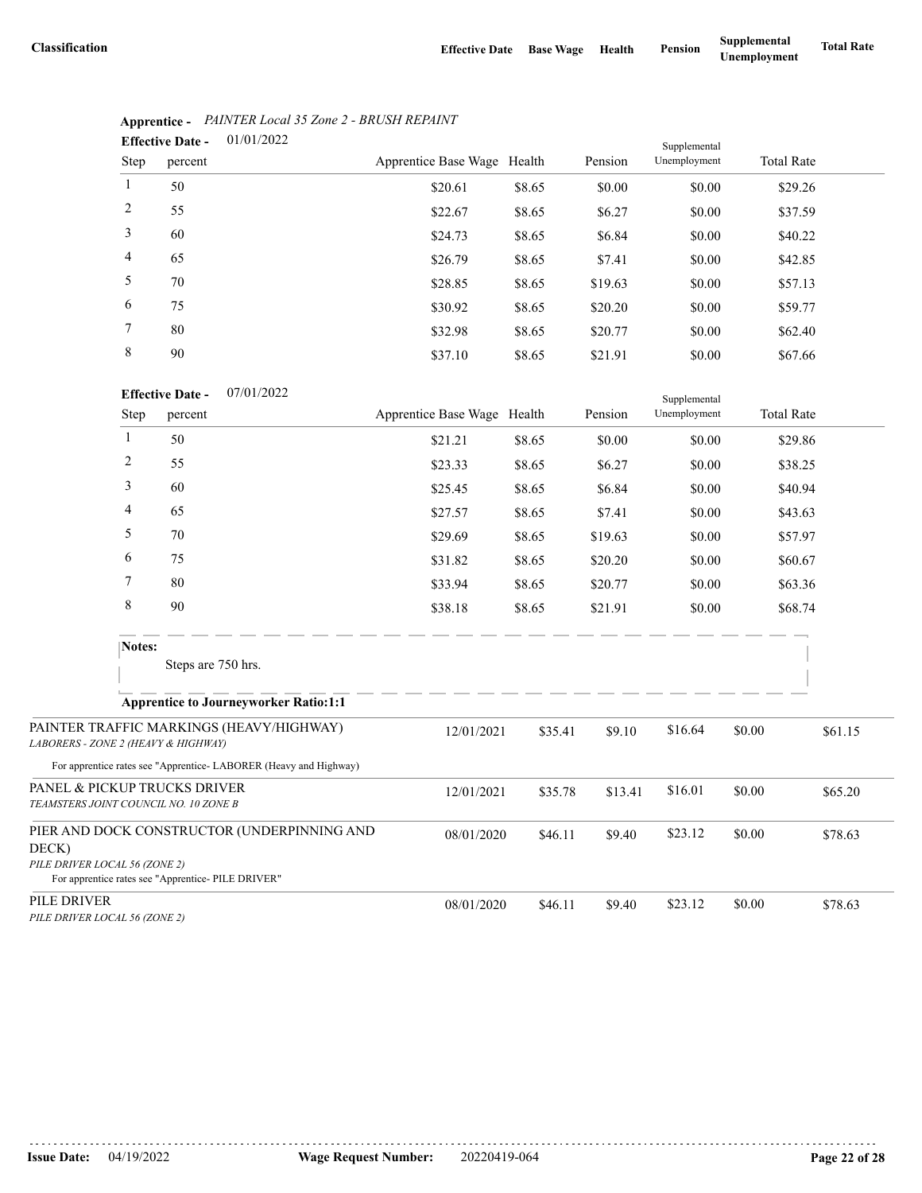| Classification | Effective Date | Base Wage | Health | Pension | Supplemental Unemployment | Total Rate |
|---|---|---|---|---|---|---|

**Apprentice -** *PAINTER Local 35 Zone 2 - BRUSH REPAINT*

**Effective Date -** 01/01/2022

| Step | percent | Apprentice Base Wage | Health | Pension | Supplemental Unemployment | Total Rate |
|---|---|---|---|---|---|---|
| 1 | 50 | $20.61 | $8.65 | $0.00 | $0.00 | $29.26 |
| 2 | 55 | $22.67 | $8.65 | $6.27 | $0.00 | $37.59 |
| 3 | 60 | $24.73 | $8.65 | $6.84 | $0.00 | $40.22 |
| 4 | 65 | $26.79 | $8.65 | $7.41 | $0.00 | $42.85 |
| 5 | 70 | $28.85 | $8.65 | $19.63 | $0.00 | $57.13 |
| 6 | 75 | $30.92 | $8.65 | $20.20 | $0.00 | $59.77 |
| 7 | 80 | $32.98 | $8.65 | $20.77 | $0.00 | $62.40 |
| 8 | 90 | $37.10 | $8.65 | $21.91 | $0.00 | $67.66 |

**Effective Date -** 07/01/2022

| Step | percent | Apprentice Base Wage | Health | Pension | Supplemental Unemployment | Total Rate |
|---|---|---|---|---|---|---|
| 1 | 50 | $21.21 | $8.65 | $0.00 | $0.00 | $29.86 |
| 2 | 55 | $23.33 | $8.65 | $6.27 | $0.00 | $38.25 |
| 3 | 60 | $25.45 | $8.65 | $6.84 | $0.00 | $40.94 |
| 4 | 65 | $27.57 | $8.65 | $7.41 | $0.00 | $43.63 |
| 5 | 70 | $29.69 | $8.65 | $19.63 | $0.00 | $57.97 |
| 6 | 75 | $31.82 | $8.65 | $20.20 | $0.00 | $60.67 |
| 7 | 80 | $33.94 | $8.65 | $20.77 | $0.00 | $63.36 |
| 8 | 90 | $38.18 | $8.65 | $21.91 | $0.00 | $68.74 |

**Notes:**

Steps are 750 hrs.

**Apprentice to Journeyworker Ratio:1:1**

| Classification | Effective Date | Base Wage | Health | Pension | Supplemental Unemployment | Total Rate |
|---|---|---|---|---|---|---|
| PAINTER TRAFFIC MARKINGS (HEAVY/HIGHWAY) *LABORERS - ZONE 2 (HEAVY & HIGHWAY)* For apprentice rates see "Apprentice- LABORER (Heavy and Highway) | 12/01/2021 | $35.41 | $9.10 | $16.64 | $0.00 | $61.15 |
| PANEL & PICKUP TRUCKS DRIVER *TEAMSTERS JOINT COUNCIL NO. 10 ZONE B* | 12/01/2021 | $35.78 | $13.41 | $16.01 | $0.00 | $65.20 |
| PIER AND DOCK CONSTRUCTOR (UNDERPINNING AND DECK) *PILE DRIVER LOCAL 56 (ZONE 2)* For apprentice rates see "Apprentice- PILE DRIVER" | 08/01/2020 | $46.11 | $9.40 | $23.12 | $0.00 | $78.63 |
| PILE DRIVER *PILE DRIVER LOCAL 56 (ZONE 2)* | 08/01/2020 | $46.11 | $9.40 | $23.12 | $0.00 | $78.63 |

**Issue Date:** 04/19/2022 **Wage Request Number:** 20220419-064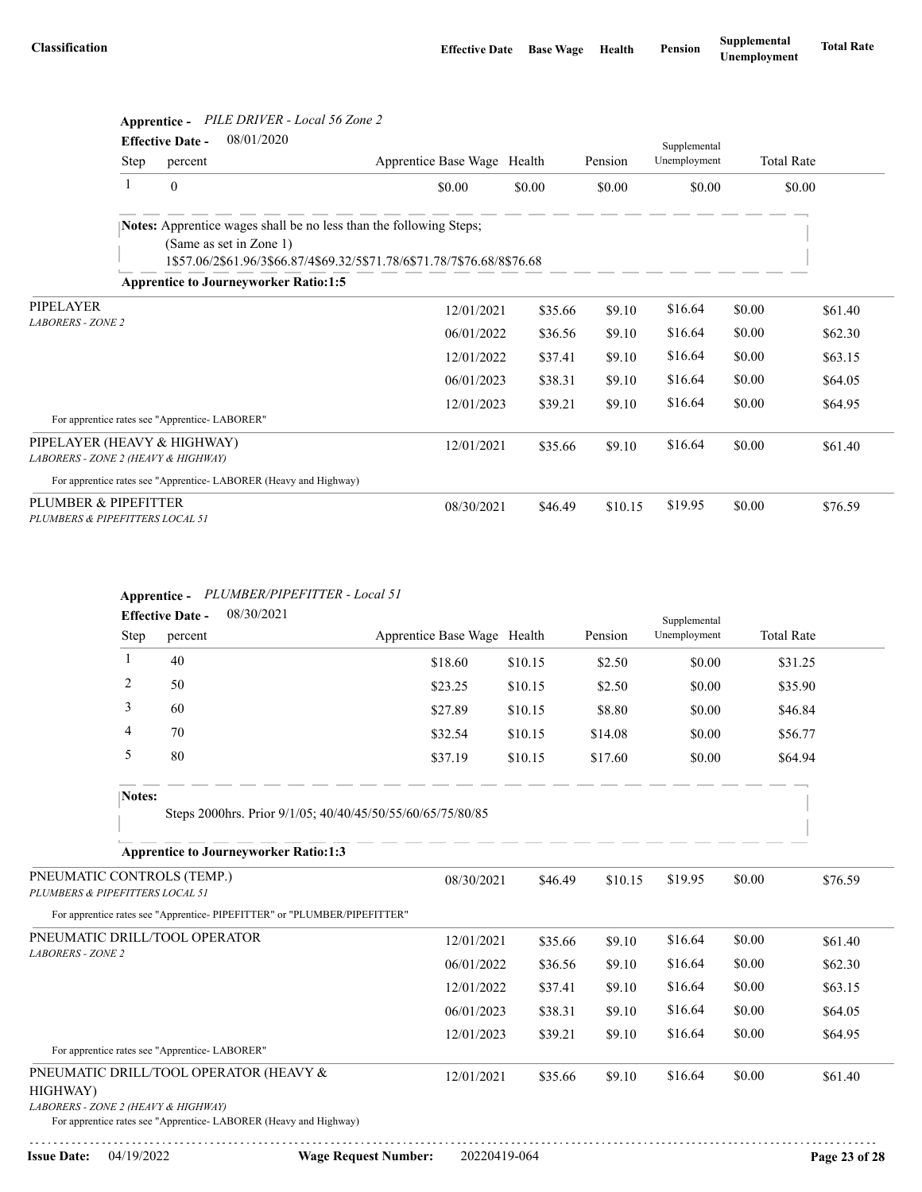| Classification | Effective Date | Base Wage | Health | Pension | Supplemental Unemployment | Total Rate |
|---|---|---|---|---|---|---|

**Apprentice -** *PILE DRIVER - Local 56 Zone 2*

**Effective Date -** 08/01/2020

| Step | percent | Apprentice Base Wage | Health | Pension | Supplemental Unemployment | Total Rate |
|---|---|---|---|---|---|---|
| 1 | 0 | $0.00 | $0.00 | $0.00 | $0.00 | $0.00 |

**Notes:** Apprentice wages shall be no less than the following Steps;
(Same as set in Zone 1)
1$57.06/2$61.96/3$66.87/4$69.32/5$71.78/6$71.78/7$76.68/8$76.68

**Apprentice to Journeyworker Ratio:1:5**

| Classification | Effective Date | Base Wage | Health | Pension | Supplemental Unemployment | Total Rate |
|---|---|---|---|---|---|---|
| PIPELAYER<br>*LABORERS - ZONE 2* | 12/01/2021 | $35.66 | $9.10 | $16.64 | $0.00 | $61.40 |
| | 06/01/2022 | $36.56 | $9.10 | $16.64 | $0.00 | $62.30 |
| | 12/01/2022 | $37.41 | $9.10 | $16.64 | $0.00 | $63.15 |
| | 06/01/2023 | $38.31 | $9.10 | $16.64 | $0.00 | $64.05 |
| | 12/01/2023 | $39.21 | $9.10 | $16.64 | $0.00 | $64.95 |

For apprentice rates see "Apprentice- LABORER"

| Classification | Effective Date | Base Wage | Health | Pension | Supplemental Unemployment | Total Rate |
|---|---|---|---|---|---|---|
| PIPELAYER (HEAVY & HIGHWAY)<br>*LABORERS - ZONE 2 (HEAVY & HIGHWAY)* | 12/01/2021 | $35.66 | $9.10 | $16.64 | $0.00 | $61.40 |

For apprentice rates see "Apprentice- LABORER (Heavy and Highway)

| Classification | Effective Date | Base Wage | Health | Pension | Supplemental Unemployment | Total Rate |
|---|---|---|---|---|---|---|
| PLUMBER & PIPEFITTER<br>*PLUMBERS & PIPEFITTERS LOCAL 51* | 08/30/2021 | $46.49 | $10.15 | $19.95 | $0.00 | $76.59 |

**Apprentice -** *PLUMBER/PIPEFITTER - Local 51*

**Effective Date -** 08/30/2021

| Step | percent | Apprentice Base Wage | Health | Pension | Supplemental Unemployment | Total Rate |
|---|---|---|---|---|---|---|
| 1 | 40 | $18.60 | $10.15 | $2.50 | $0.00 | $31.25 |
| 2 | 50 | $23.25 | $10.15 | $2.50 | $0.00 | $35.90 |
| 3 | 60 | $27.89 | $10.15 | $8.80 | $0.00 | $46.84 |
| 4 | 70 | $32.54 | $10.15 | $14.08 | $0.00 | $56.77 |
| 5 | 80 | $37.19 | $10.15 | $17.60 | $0.00 | $64.94 |

**Notes:**
Steps 2000hrs. Prior 9/1/05; 40/40/45/50/55/60/65/75/80/85

**Apprentice to Journeyworker Ratio:1:3**

| Classification | Effective Date | Base Wage | Health | Pension | Supplemental Unemployment | Total Rate |
|---|---|---|---|---|---|---|
| PNEUMATIC CONTROLS (TEMP.)<br>*PLUMBERS & PIPEFITTERS LOCAL 51* | 08/30/2021 | $46.49 | $10.15 | $19.95 | $0.00 | $76.59 |

For apprentice rates see "Apprentice- PIPEFITTER" or "PLUMBER/PIPEFITTER"

| Classification | Effective Date | Base Wage | Health | Pension | Supplemental Unemployment | Total Rate |
|---|---|---|---|---|---|---|
| PNEUMATIC DRILL/TOOL OPERATOR<br>*LABORERS - ZONE 2* | 12/01/2021 | $35.66 | $9.10 | $16.64 | $0.00 | $61.40 |
| | 06/01/2022 | $36.56 | $9.10 | $16.64 | $0.00 | $62.30 |
| | 12/01/2022 | $37.41 | $9.10 | $16.64 | $0.00 | $63.15 |
| | 06/01/2023 | $38.31 | $9.10 | $16.64 | $0.00 | $64.05 |
| | 12/01/2023 | $39.21 | $9.10 | $16.64 | $0.00 | $64.95 |

For apprentice rates see "Apprentice- LABORER"

| Classification | Effective Date | Base Wage | Health | Pension | Supplemental Unemployment | Total Rate |
|---|---|---|---|---|---|---|
| PNEUMATIC DRILL/TOOL OPERATOR (HEAVY & HIGHWAY)<br>*LABORERS - ZONE 2 (HEAVY & HIGHWAY)* | 12/01/2021 | $35.66 | $9.10 | $16.64 | $0.00 | $61.40 |

For apprentice rates see "Apprentice- LABORER (Heavy and Highway)

**Issue Date:** 04/19/2022 **Wage Request Number:** 20220419-064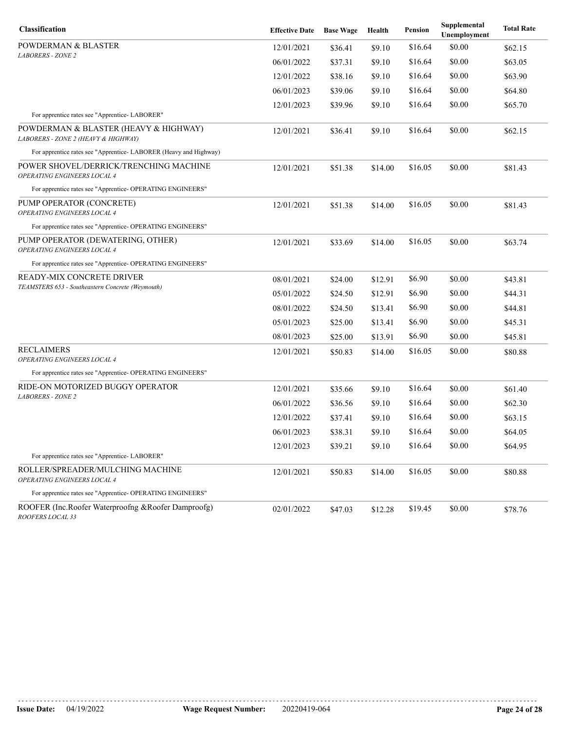| Classification | Effective Date | Base Wage | Health | Pension | Supplemental Unemployment | Total Rate |
|---|---|---|---|---|---|---|
| POWDERMAN & BLASTER *LABORERS - ZONE 2* | 12/01/2021 | $36.41 | $9.10 | $16.64 | $0.00 | $62.15 |
| | 06/01/2022 | $37.31 | $9.10 | $16.64 | $0.00 | $63.05 |
| | 12/01/2022 | $38.16 | $9.10 | $16.64 | $0.00 | $63.90 |
| | 06/01/2023 | $39.06 | $9.10 | $16.64 | $0.00 | $64.80 |
| | 12/01/2023 | $39.96 | $9.10 | $16.64 | $0.00 | $65.70 |
| For apprentice rates see "Apprentice- LABORER" | | | | | | |
| POWDERMAN & BLASTER (HEAVY & HIGHWAY) *LABORERS - ZONE 2 (HEAVY & HIGHWAY)* | 12/01/2021 | $36.41 | $9.10 | $16.64 | $0.00 | $62.15 |
| For apprentice rates see "Apprentice- LABORER (Heavy and Highway) | | | | | | |
| POWER SHOVEL/DERRICK/TRENCHING MACHINE *OPERATING ENGINEERS LOCAL 4* | 12/01/2021 | $51.38 | $14.00 | $16.05 | $0.00 | $81.43 |
| For apprentice rates see "Apprentice- OPERATING ENGINEERS" | | | | | | |
| PUMP OPERATOR (CONCRETE) *OPERATING ENGINEERS LOCAL 4* | 12/01/2021 | $51.38 | $14.00 | $16.05 | $0.00 | $81.43 |
| For apprentice rates see "Apprentice- OPERATING ENGINEERS" | | | | | | |
| PUMP OPERATOR (DEWATERING, OTHER) *OPERATING ENGINEERS LOCAL 4* | 12/01/2021 | $33.69 | $14.00 | $16.05 | $0.00 | $63.74 |
| For apprentice rates see "Apprentice- OPERATING ENGINEERS" | | | | | | |
| READY-MIX CONCRETE DRIVER *TEAMSTERS 653 - Southeastern Concrete (Weymouth)* | 08/01/2021 | $24.00 | $12.91 | $6.90 | $0.00 | $43.81 |
| | 05/01/2022 | $24.50 | $12.91 | $6.90 | $0.00 | $44.31 |
| | 08/01/2022 | $24.50 | $13.41 | $6.90 | $0.00 | $44.81 |
| | 05/01/2023 | $25.00 | $13.41 | $6.90 | $0.00 | $45.31 |
| | 08/01/2023 | $25.00 | $13.91 | $6.90 | $0.00 | $45.81 |
| RECLAIMERS *OPERATING ENGINEERS LOCAL 4* | 12/01/2021 | $50.83 | $14.00 | $16.05 | $0.00 | $80.88 |
| For apprentice rates see "Apprentice- OPERATING ENGINEERS" | | | | | | |
| RIDE-ON MOTORIZED BUGGY OPERATOR *LABORERS - ZONE 2* | 12/01/2021 | $35.66 | $9.10 | $16.64 | $0.00 | $61.40 |
| | 06/01/2022 | $36.56 | $9.10 | $16.64 | $0.00 | $62.30 |
| | 12/01/2022 | $37.41 | $9.10 | $16.64 | $0.00 | $63.15 |
| | 06/01/2023 | $38.31 | $9.10 | $16.64 | $0.00 | $64.05 |
| | 12/01/2023 | $39.21 | $9.10 | $16.64 | $0.00 | $64.95 |
| For apprentice rates see "Apprentice- LABORER" | | | | | | |
| ROLLER/SPREADER/MULCHING MACHINE *OPERATING ENGINEERS LOCAL 4* | 12/01/2021 | $50.83 | $14.00 | $16.05 | $0.00 | $80.88 |
| For apprentice rates see "Apprentice- OPERATING ENGINEERS" | | | | | | |
| ROOFER (Inc.Roofer Waterproofng &Roofer Damproofg) *ROOFERS LOCAL 33* | 02/01/2022 | $47.03 | $12.28 | $19.45 | $0.00 | $78.76 |

**Issue Date:** 04/19/2022 **Wage Request Number:** 20220419-064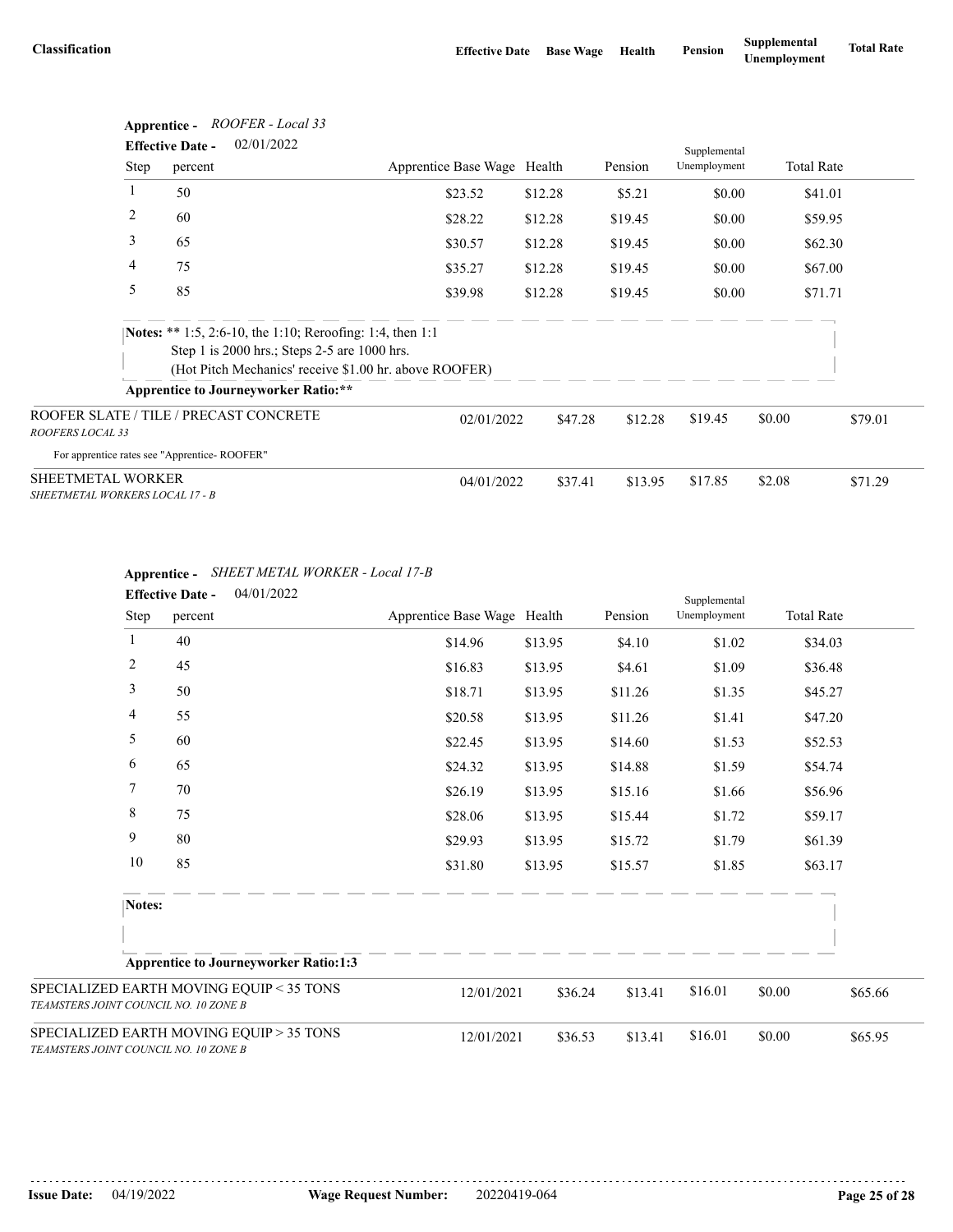| Classification | Effective Date | Base Wage | Health | Pension | Supplemental Unemployment | Total Rate |
|---|---|---|---|---|---|---|

**Apprentice -** *ROOFER - Local 33*

**Effective Date -** 02/01/2022

| Step | percent | Apprentice Base Wage | Health | Pension | Supplemental Unemployment | Total Rate |
|---|---|---|---|---|---|---|
| 1 | 50 | $23.52 | $12.28 | $5.21 | $0.00 | $41.01 |
| 2 | 60 | $28.22 | $12.28 | $19.45 | $0.00 | $59.95 |
| 3 | 65 | $30.57 | $12.28 | $19.45 | $0.00 | $62.30 |
| 4 | 75 | $35.27 | $12.28 | $19.45 | $0.00 | $67.00 |
| 5 | 85 | $39.98 | $12.28 | $19.45 | $0.00 | $71.71 |

**Notes:** ** 1:5, 2:6-10, the 1:10; Reroofing: 1:4, then 1:1
Step 1 is 2000 hrs.; Steps 2-5 are 1000 hrs.
(Hot Pitch Mechanics' receive $1.00 hr. above ROOFER)

**Apprentice to Journeyworker Ratio:****

| Classification | Effective Date | Base Wage | Health | Pension | Supplemental Unemployment | Total Rate |
|---|---|---|---|---|---|---|
| ROOFER SLATE / TILE / PRECAST CONCRETE<br>*ROOFERS LOCAL 33* | 02/01/2022 | $47.28 | $12.28 | $19.45 | $0.00 | $79.01 |

For apprentice rates see "Apprentice- ROOFER"

| Classification | Effective Date | Base Wage | Health | Pension | Supplemental Unemployment | Total Rate |
|---|---|---|---|---|---|---|
| SHEETMETAL WORKER<br>*SHEETMETAL WORKERS LOCAL 17 - B* | 04/01/2022 | $37.41 | $13.95 | $17.85 | $2.08 | $71.29 |

**Apprentice -** *SHEET METAL WORKER - Local 17-B*

**Effective Date -** 04/01/2022

| Step | percent | Apprentice Base Wage | Health | Pension | Supplemental Unemployment | Total Rate |
|---|---|---|---|---|---|---|
| 1 | 40 | $14.96 | $13.95 | $4.10 | $1.02 | $34.03 |
| 2 | 45 | $16.83 | $13.95 | $4.61 | $1.09 | $36.48 |
| 3 | 50 | $18.71 | $13.95 | $11.26 | $1.35 | $45.27 |
| 4 | 55 | $20.58 | $13.95 | $11.26 | $1.41 | $47.20 |
| 5 | 60 | $22.45 | $13.95 | $14.60 | $1.53 | $52.53 |
| 6 | 65 | $24.32 | $13.95 | $14.88 | $1.59 | $54.74 |
| 7 | 70 | $26.19 | $13.95 | $15.16 | $1.66 | $56.96 |
| 8 | 75 | $28.06 | $13.95 | $15.44 | $1.72 | $59.17 |
| 9 | 80 | $29.93 | $13.95 | $15.72 | $1.79 | $61.39 |
| 10 | 85 | $31.80 | $13.95 | $15.57 | $1.85 | $63.17 |

**Notes:**

**Apprentice to Journeyworker Ratio:1:3**

| Classification | Effective Date | Base Wage | Health | Pension | Supplemental Unemployment | Total Rate |
|---|---|---|---|---|---|---|
| SPECIALIZED EARTH MOVING EQUIP < 35 TONS<br>*TEAMSTERS JOINT COUNCIL NO. 10 ZONE B* | 12/01/2021 | $36.24 | $13.41 | $16.01 | $0.00 | $65.66 |
| SPECIALIZED EARTH MOVING EQUIP > 35 TONS<br>*TEAMSTERS JOINT COUNCIL NO. 10 ZONE B* | 12/01/2021 | $36.53 | $13.41 | $16.01 | $0.00 | $65.95 |

**Issue Date:** 04/19/2022 **Wage Request Number:** 20220419-064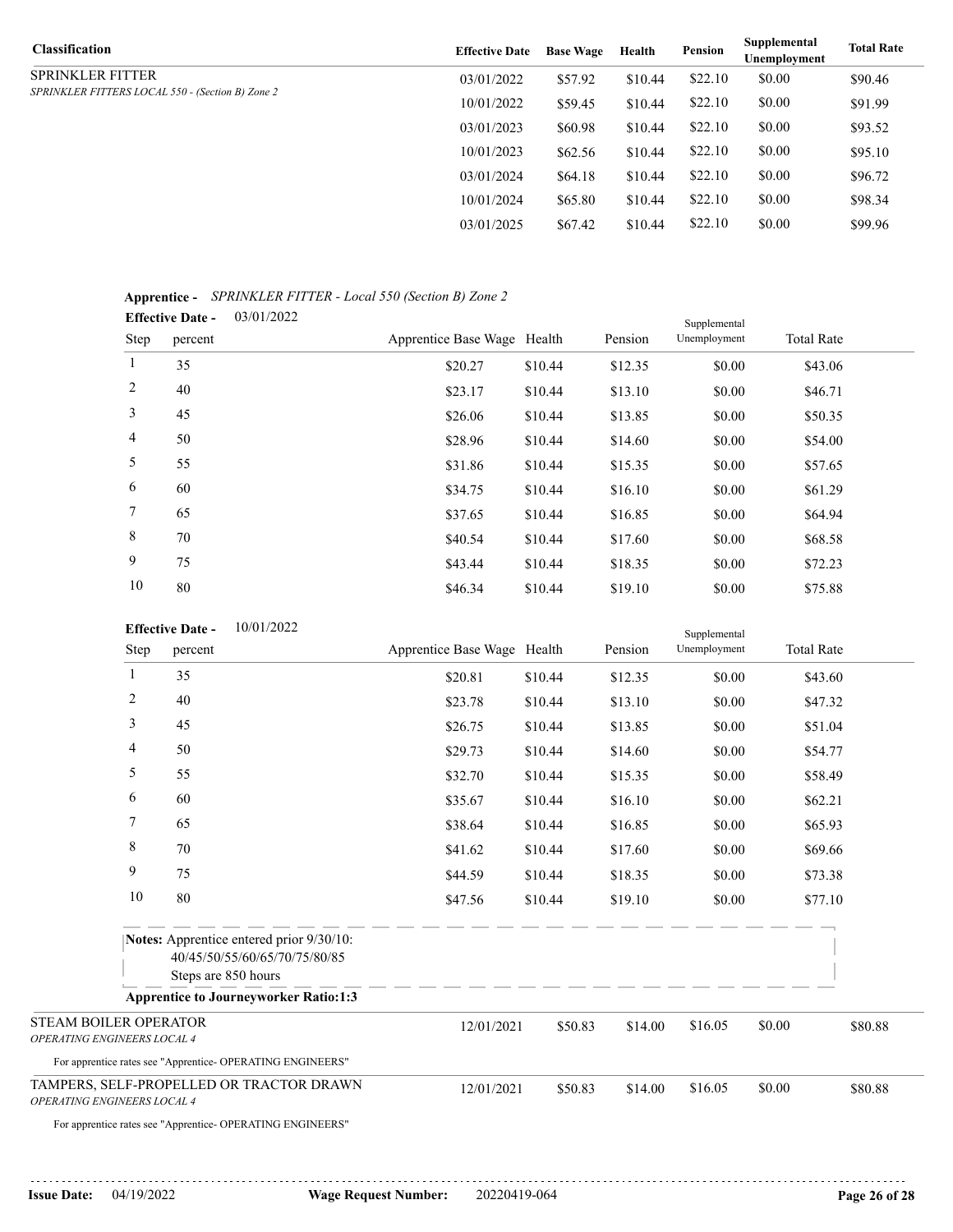| Classification | Effective Date | Base Wage | Health | Pension | Supplemental Unemployment | Total Rate |
|---|---|---|---|---|---|---|
| SPRINKLER FITTER<br>*SPRINKLER FITTERS LOCAL 550 - (Section B) Zone 2* | 03/01/2022 | $57.92 | $10.44 | $22.10 | $0.00 | $90.46 |
| | 10/01/2022 | $59.45 | $10.44 | $22.10 | $0.00 | $91.99 |
| | 03/01/2023 | $60.98 | $10.44 | $22.10 | $0.00 | $93.52 |
| | 10/01/2023 | $62.56 | $10.44 | $22.10 | $0.00 | $95.10 |
| | 03/01/2024 | $64.18 | $10.44 | $22.10 | $0.00 | $96.72 |
| | 10/01/2024 | $65.80 | $10.44 | $22.10 | $0.00 | $98.34 |
| | 03/01/2025 | $67.42 | $10.44 | $22.10 | $0.00 | $99.96 |

**Apprentice -** *SPRINKLER FITTER - Local 550 (Section B) Zone 2*

**Effective Date -** 03/01/2022

| Step | percent | Apprentice Base Wage | Health | Pension | Supplemental Unemployment | Total Rate |
|---|---|---|---|---|---|---|
| 1 | 35 | $20.27 | $10.44 | $12.35 | $0.00 | $43.06 |
| 2 | 40 | $23.17 | $10.44 | $13.10 | $0.00 | $46.71 |
| 3 | 45 | $26.06 | $10.44 | $13.85 | $0.00 | $50.35 |
| 4 | 50 | $28.96 | $10.44 | $14.60 | $0.00 | $54.00 |
| 5 | 55 | $31.86 | $10.44 | $15.35 | $0.00 | $57.65 |
| 6 | 60 | $34.75 | $10.44 | $16.10 | $0.00 | $61.29 |
| 7 | 65 | $37.65 | $10.44 | $16.85 | $0.00 | $64.94 |
| 8 | 70 | $40.54 | $10.44 | $17.60 | $0.00 | $68.58 |
| 9 | 75 | $43.44 | $10.44 | $18.35 | $0.00 | $72.23 |
| 10 | 80 | $46.34 | $10.44 | $19.10 | $0.00 | $75.88 |

**Effective Date -** 10/01/2022

| Step | percent | Apprentice Base Wage | Health | Pension | Supplemental Unemployment | Total Rate |
|---|---|---|---|---|---|---|
| 1 | 35 | $20.81 | $10.44 | $12.35 | $0.00 | $43.60 |
| 2 | 40 | $23.78 | $10.44 | $13.10 | $0.00 | $47.32 |
| 3 | 45 | $26.75 | $10.44 | $13.85 | $0.00 | $51.04 |
| 4 | 50 | $29.73 | $10.44 | $14.60 | $0.00 | $54.77 |
| 5 | 55 | $32.70 | $10.44 | $15.35 | $0.00 | $58.49 |
| 6 | 60 | $35.67 | $10.44 | $16.10 | $0.00 | $62.21 |
| 7 | 65 | $38.64 | $10.44 | $16.85 | $0.00 | $65.93 |
| 8 | 70 | $41.62 | $10.44 | $17.60 | $0.00 | $69.66 |
| 9 | 75 | $44.59 | $10.44 | $18.35 | $0.00 | $73.38 |
| 10 | 80 | $47.56 | $10.44 | $19.10 | $0.00 | $77.10 |

**Notes:** Apprentice entered prior 9/30/10:
40/45/50/55/60/65/70/75/80/85
Steps are 850 hours

**Apprentice to Journeyworker Ratio:1:3**

| Classification | Effective Date | Base Wage | Health | Pension | Supplemental Unemployment | Total Rate |
|---|---|---|---|---|---|---|
| STEAM BOILER OPERATOR<br>*OPERATING ENGINEERS LOCAL 4* | 12/01/2021 | $50.83 | $14.00 | $16.05 | $0.00 | $80.88 |

For apprentice rates see "Apprentice- OPERATING ENGINEERS"

| Classification | Effective Date | Base Wage | Health | Pension | Supplemental Unemployment | Total Rate |
|---|---|---|---|---|---|---|
| TAMPERS, SELF-PROPELLED OR TRACTOR DRAWN<br>*OPERATING ENGINEERS LOCAL 4* | 12/01/2021 | $50.83 | $14.00 | $16.05 | $0.00 | $80.88 |

For apprentice rates see "Apprentice- OPERATING ENGINEERS"

**Issue Date:** 04/19/2022 **Wage Request Number:** 20220419-064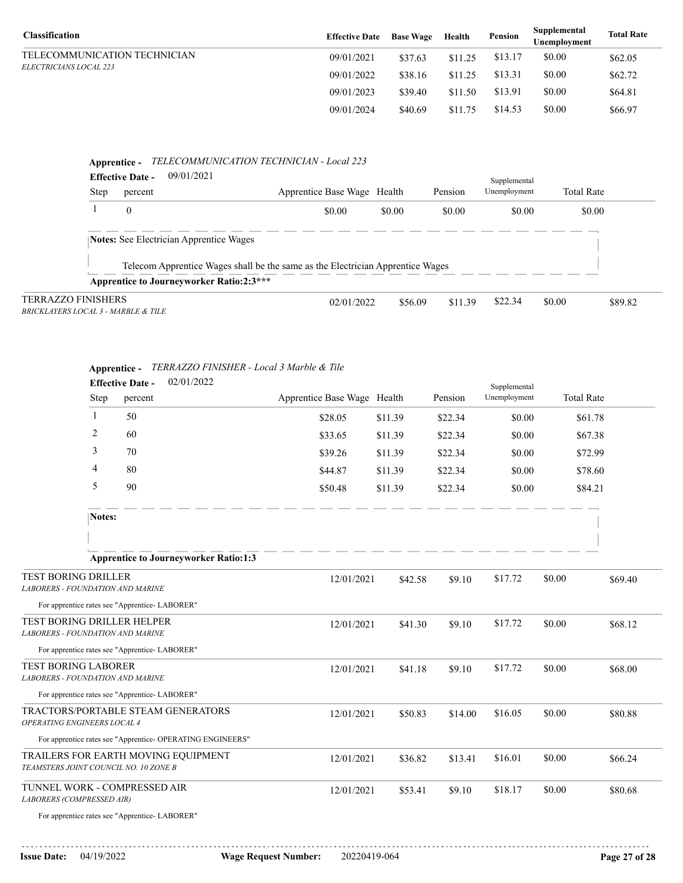| Classification | Effective Date | Base Wage | Health | Pension | Supplemental Unemployment | Total Rate |
|---|---|---|---|---|---|---|
| TELECOMMUNICATION TECHNICIAN<br>*ELECTRICIANS LOCAL 223* | 09/01/2021 | $37.63 | $11.25 | $13.17 | $0.00 | $62.05 |
| | 09/01/2022 | $38.16 | $11.25 | $13.31 | $0.00 | $62.72 |
| | 09/01/2023 | $39.40 | $11.50 | $13.91 | $0.00 | $64.81 |
| | 09/01/2024 | $40.69 | $11.75 | $14.53 | $0.00 | $66.97 |

**Apprentice -** *TELECOMMUNICATION TECHNICIAN - Local 223*

**Effective Date -** 09/01/2021

| Step | percent | Apprentice Base Wage | Health | Pension | Supplemental Unemployment | Total Rate |
|---|---|---|---|---|---|---|
| 1 | 0 | $0.00 | $0.00 | $0.00 | $0.00 | $0.00 |

**Notes:** See Electrician Apprentice Wages

Telecom Apprentice Wages shall be the same as the Electrician Apprentice Wages

**Apprentice to Journeyworker Ratio:2:3\*\*\***

| Classification | Effective Date | Base Wage | Health | Pension | Supplemental Unemployment | Total Rate |
|---|---|---|---|---|---|---|
| TERRAZZO FINISHERS<br>*BRICKLAYERS LOCAL 3 - MARBLE & TILE* | 02/01/2022 | $56.09 | $11.39 | $22.34 | $0.00 | $89.82 |

**Apprentice -** *TERRAZZO FINISHER - Local 3 Marble & Tile*

**Effective Date -** 02/01/2022

| Step | percent | Apprentice Base Wage | Health | Pension | Supplemental Unemployment | Total Rate |
|---|---|---|---|---|---|---|
| 1 | 50 | $28.05 | $11.39 | $22.34 | $0.00 | $61.78 |
| 2 | 60 | $33.65 | $11.39 | $22.34 | $0.00 | $67.38 |
| 3 | 70 | $39.26 | $11.39 | $22.34 | $0.00 | $72.99 |
| 4 | 80 | $44.87 | $11.39 | $22.34 | $0.00 | $78.60 |
| 5 | 90 | $50.48 | $11.39 | $22.34 | $0.00 | $84.21 |

**Notes:**

**Apprentice to Journeyworker Ratio:1:3**

| Classification | Effective Date | Base Wage | Health | Pension | Supplemental Unemployment | Total Rate |
|---|---|---|---|---|---|---|
| TEST BORING DRILLER<br>*LABORERS - FOUNDATION AND MARINE*<br>For apprentice rates see "Apprentice- LABORER" | 12/01/2021 | $42.58 | $9.10 | $17.72 | $0.00 | $69.40 |
| TEST BORING DRILLER HELPER<br>*LABORERS - FOUNDATION AND MARINE*<br>For apprentice rates see "Apprentice- LABORER" | 12/01/2021 | $41.30 | $9.10 | $17.72 | $0.00 | $68.12 |
| TEST BORING LABORER<br>*LABORERS - FOUNDATION AND MARINE*<br>For apprentice rates see "Apprentice- LABORER" | 12/01/2021 | $41.18 | $9.10 | $17.72 | $0.00 | $68.00 |
| TRACTORS/PORTABLE STEAM GENERATORS<br>*OPERATING ENGINEERS LOCAL 4*<br>For apprentice rates see "Apprentice- OPERATING ENGINEERS" | 12/01/2021 | $50.83 | $14.00 | $16.05 | $0.00 | $80.88 |
| TRAILERS FOR EARTH MOVING EQUIPMENT<br>*TEAMSTERS JOINT COUNCIL NO. 10 ZONE B* | 12/01/2021 | $36.82 | $13.41 | $16.01 | $0.00 | $66.24 |
| TUNNEL WORK - COMPRESSED AIR<br>*LABORERS (COMPRESSED AIR)*<br>For apprentice rates see "Apprentice- LABORER" | 12/01/2021 | $53.41 | $9.10 | $18.17 | $0.00 | $80.68 |

**Issue Date:** 04/19/2022 **Wage Request Number:** 20220419-064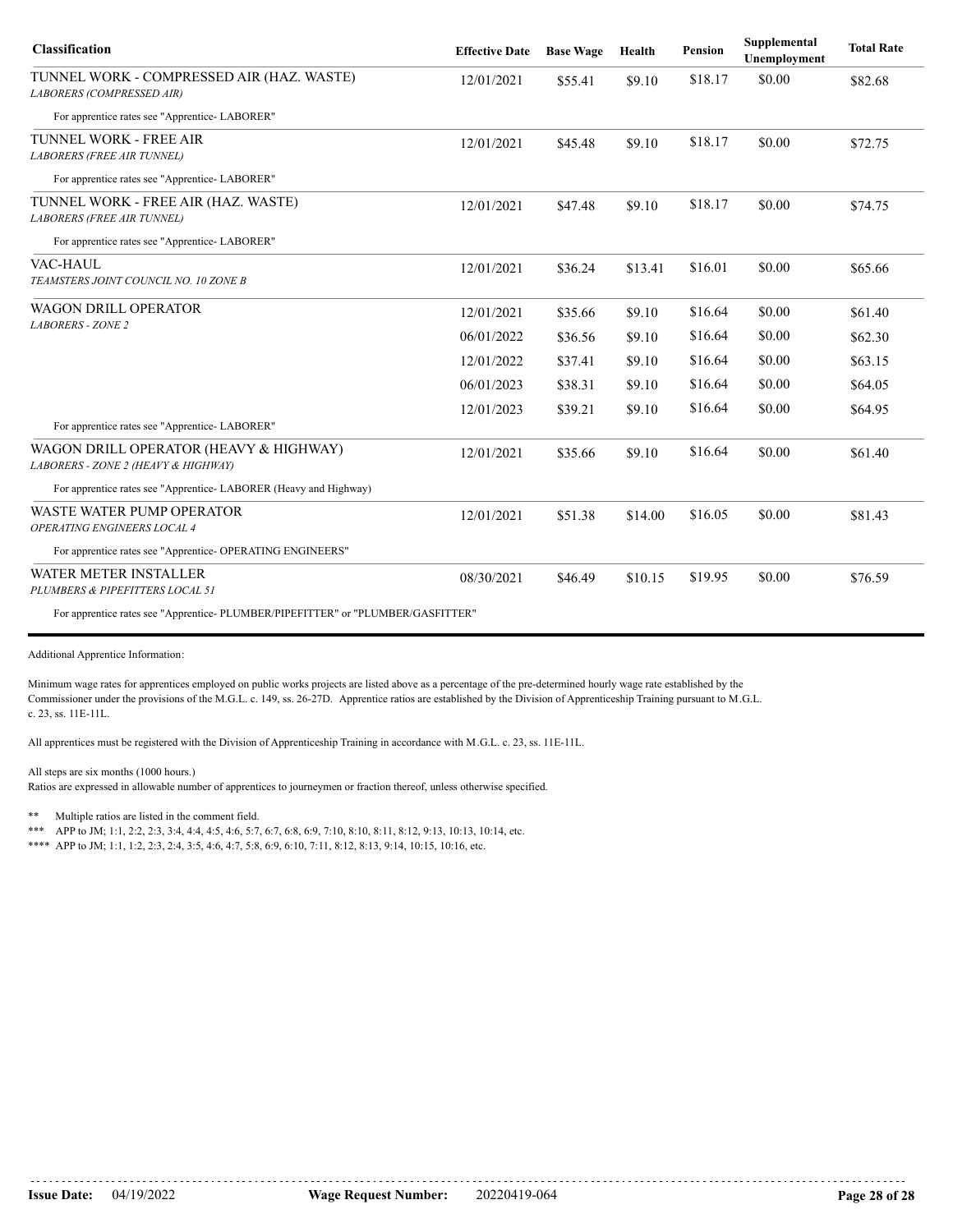| Classification | Effective Date | Base Wage | Health | Pension | Supplemental Unemployment | Total Rate |
|---|---|---|---|---|---|---|
| TUNNEL WORK - COMPRESSED AIR (HAZ. WASTE)<br>*LABORERS (COMPRESSED AIR)* | 12/01/2021 | $55.41 | $9.10 | $18.17 | $0.00 | $82.68 |
| For apprentice rates see "Apprentice- LABORER" | | | | | | |
| TUNNEL WORK - FREE AIR<br>*LABORERS (FREE AIR TUNNEL)* | 12/01/2021 | $45.48 | $9.10 | $18.17 | $0.00 | $72.75 |
| For apprentice rates see "Apprentice- LABORER" | | | | | | |
| TUNNEL WORK - FREE AIR (HAZ. WASTE)<br>*LABORERS (FREE AIR TUNNEL)* | 12/01/2021 | $47.48 | $9.10 | $18.17 | $0.00 | $74.75 |
| For apprentice rates see "Apprentice- LABORER" | | | | | | |
| VAC-HAUL<br>*TEAMSTERS JOINT COUNCIL NO. 10 ZONE B* | 12/01/2021 | $36.24 | $13.41 | $16.01 | $0.00 | $65.66 |
| WAGON DRILL OPERATOR<br>*LABORERS - ZONE 2* | 12/01/2021 | $35.66 | $9.10 | $16.64 | $0.00 | $61.40 |
| | 06/01/2022 | $36.56 | $9.10 | $16.64 | $0.00 | $62.30 |
| | 12/01/2022 | $37.41 | $9.10 | $16.64 | $0.00 | $63.15 |
| | 06/01/2023 | $38.31 | $9.10 | $16.64 | $0.00 | $64.05 |
| | 12/01/2023 | $39.21 | $9.10 | $16.64 | $0.00 | $64.95 |
| For apprentice rates see "Apprentice- LABORER" | | | | | | |
| WAGON DRILL OPERATOR (HEAVY & HIGHWAY)<br>*LABORERS - ZONE 2 (HEAVY & HIGHWAY)* | 12/01/2021 | $35.66 | $9.10 | $16.64 | $0.00 | $61.40 |
| For apprentice rates see "Apprentice- LABORER (Heavy and Highway) | | | | | | |
| WASTE WATER PUMP OPERATOR<br>*OPERATING ENGINEERS LOCAL 4* | 12/01/2021 | $51.38 | $14.00 | $16.05 | $0.00 | $81.43 |
| For apprentice rates see "Apprentice- OPERATING ENGINEERS" | | | | | | |
| WATER METER INSTALLER<br>*PLUMBERS & PIPEFITTERS LOCAL 51* | 08/30/2021 | $46.49 | $10.15 | $19.95 | $0.00 | $76.59 |
| For apprentice rates see "Apprentice- PLUMBER/PIPEFITTER" or "PLUMBER/GASFITTER" | | | | | | |

Additional Apprentice Information:

Minimum wage rates for apprentices employed on public works projects are listed above as a percentage of the pre-determined hourly wage rate established by the Commissioner under the provisions of the M.G.L. c. 149, ss. 26-27D. Apprentice ratios are established by the Division of Apprenticeship Training pursuant to M.G.L. c. 23, ss. 11E-11L.

All apprentices must be registered with the Division of Apprenticeship Training in accordance with M.G.L. c. 23, ss. 11E-11L.

All steps are six months (1000 hours.)
Ratios are expressed in allowable number of apprentices to journeymen or fraction thereof, unless otherwise specified.

** Multiple ratios are listed in the comment field.
*** APP to JM; 1:1, 2:2, 2:3, 3:4, 4:4, 4:5, 4:6, 5:7, 6:7, 6:8, 6:9, 7:10, 8:10, 8:11, 8:12, 9:13, 10:13, 10:14, etc.
**** APP to JM; 1:1, 1:2, 2:3, 2:4, 3:5, 4:6, 4:7, 5:8, 6:9, 6:10, 7:11, 8:12, 8:13, 9:14, 10:15, 10:16, etc.

Issue Date: 04/19/2022 Wage Request Number: 20220419-064